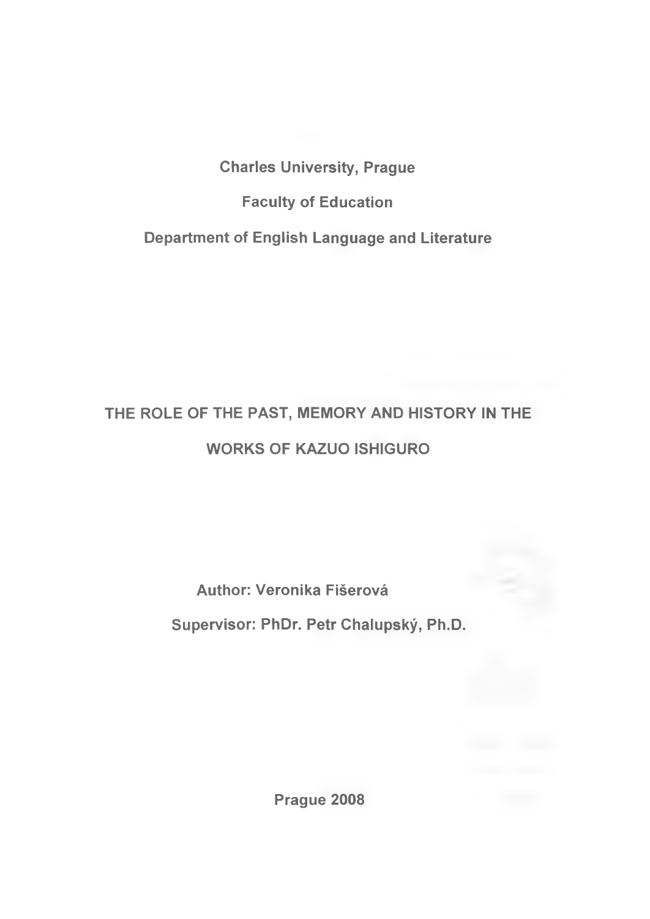Charles University, Prague

Faculty of Education

Department of English Language and Literature

# THE ROLE OF THE PAST, MEMORY AND HISTORY IN THE WORKS OF KAZUO ISHIGURO

Author: Veronika Fišerová

Supervisor: PhDr. Petr Chalupský, Ph.D.

Prague 2008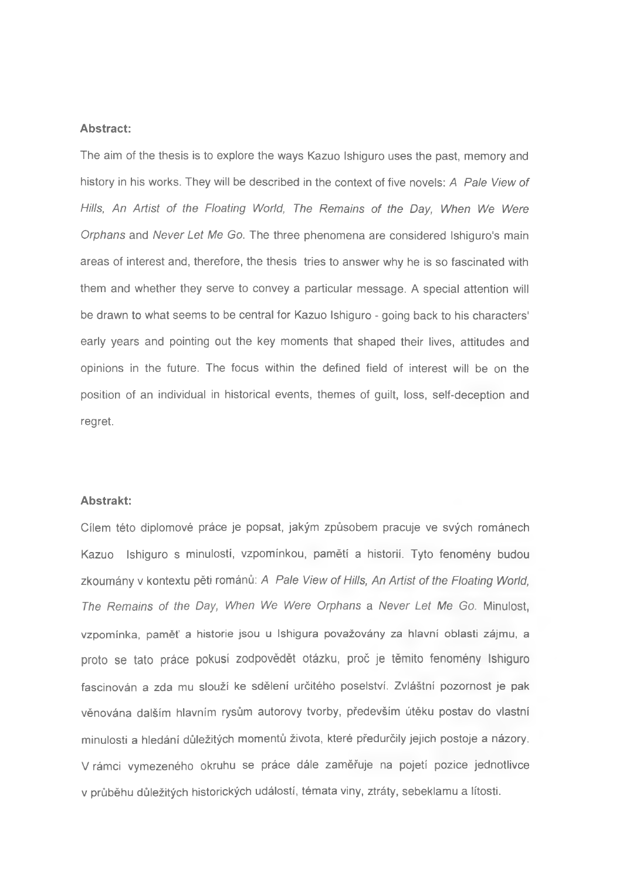**Abstract:**

The aim of the thesis is to explore the ways Kazuo Ishiguro uses the past, memory and history in his works. They will be described in the context of five novels: *A Pale View of Hills, An Artist of the Floating World, The Remains of the Day, When We Were Orphans* and *Never Let Me Go.* The three phenomena are considered Ishiguro's main areas of interest and, therefore, the thesis tries to answer why he is so fascinated with them and whether they serve to convey a particular message. A special attention will be drawn to what seems to be central for Kazuo Ishiguro - going back to his characters' early years and pointing out the key moments that shaped their lives, attitudes and opinions in the future. The focus within the defined field of interest will be on the position of an individual in historical events, themes of guilt, loss, self-deception and regret.

**Abstrakt:**

Cílem této diplomové práce je popsat, jakým způsobem pracuje ve svých románech Kazuo Ishiguro s minulostí, vzpomínkou, pamětí a historií. Tyto fenomény budou zkoumány v kontextu pěti románů: *A Pale View of Hills, An Artist of the Floating World, The Remains of the Day, When We Were Orphans* a *Never Let Me Go.* Minulost, vzpomínka, paměť a historie jsou u Ishigura považovány za hlavní oblasti zájmu, a proto se tato práce pokusí zodpovědět otázku, proč je těmito fenomény Ishiguro fascinován a zda mu slouží ke sdělení určitého poselství. Zvláštní pozornost je pak věnována dalším hlavním rysům autorovy tvorby, především útěku postav do vlastní minulosti a hledání důležitých momentů života, které předurčily jejich postoje a názory. V rámci vymezeného okruhu se práce dále zaměřuje na pojetí pozice jednotlivce v průběhu důležitých historických událostí, témata viny, ztráty, sebeklamu a lítosti.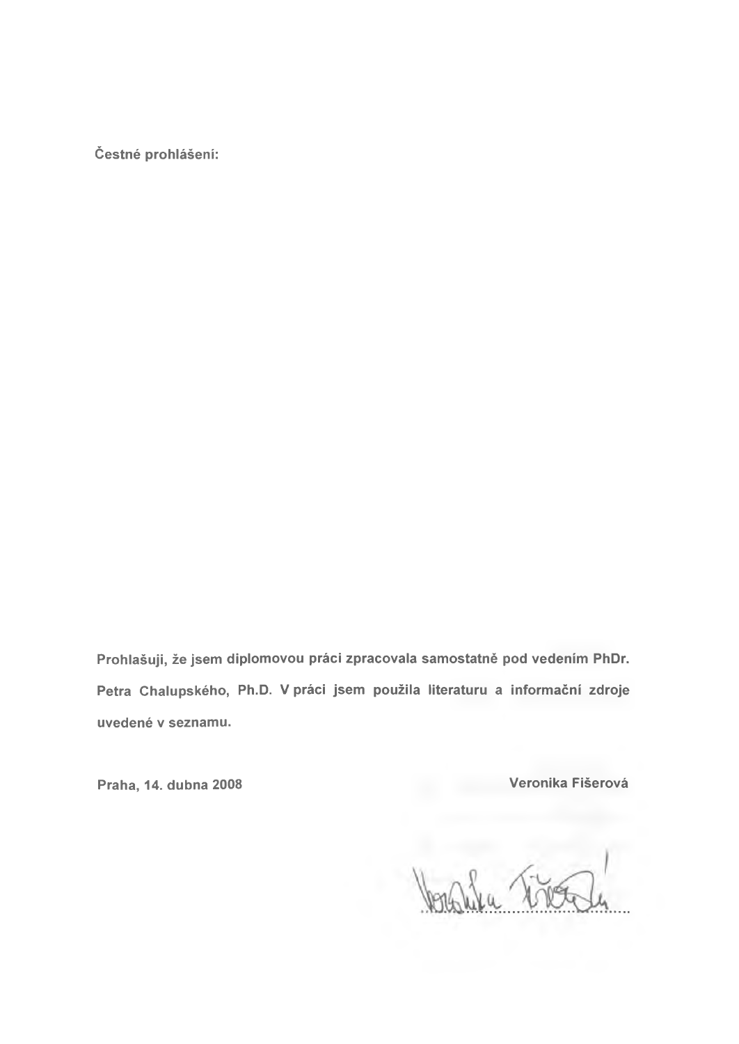**Čestné prohlášení:**

**Prohlašuji, že jsem diplomovou práci zpracovala samostatně pod vedením PhDr. Petra Chalupského, Ph.D. V práci jsem použila literaturu a informační zdroje uvedené v seznamu.**

**Praha, 14. dubna 2008** **Veronika Fišerová**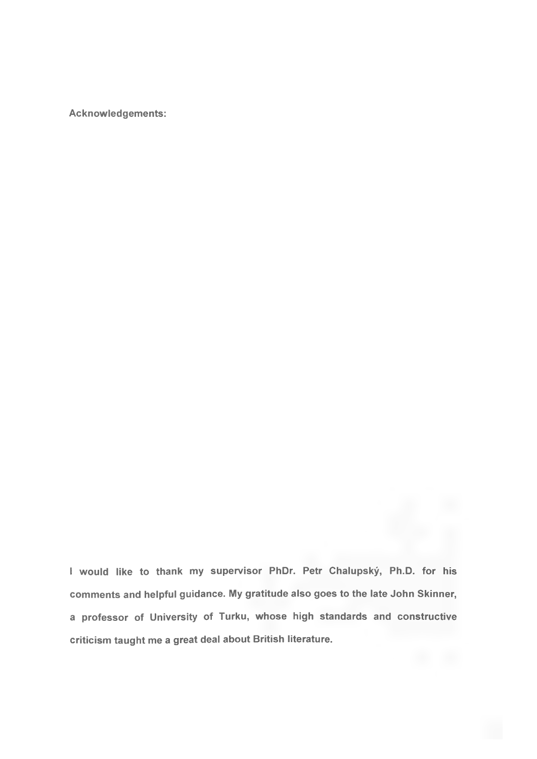**Acknowledgements:**

I would like to thank my supervisor PhDr. Petr Chalupský, Ph.D. for his comments and helpful guidance. My gratitude also goes to the late John Skinner, a professor of University of Turku, whose high standards and constructive criticism taught me a great deal about British literature.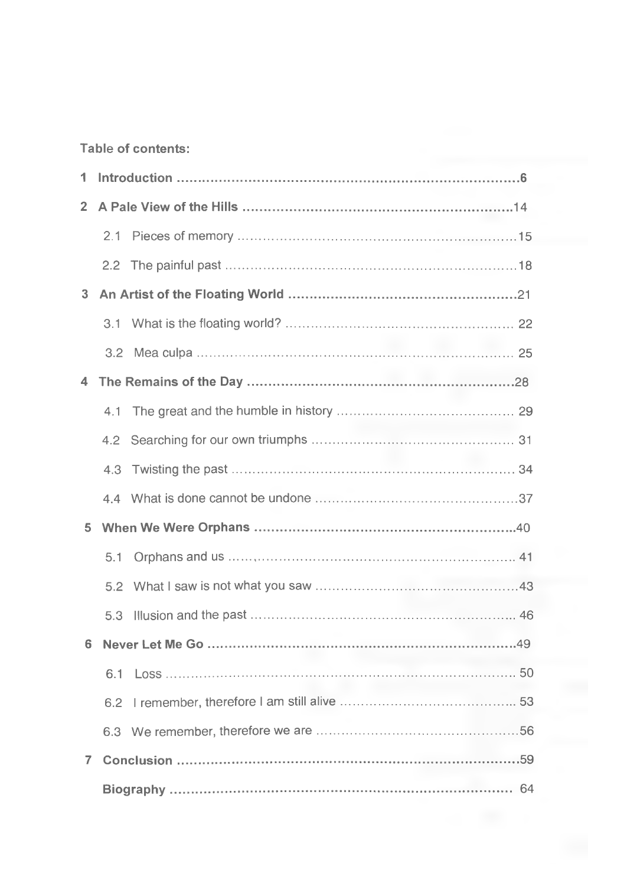**Table of contents:**

1 **Introduction** .......................................................................................6

2 **A Pale View of the Hills** ...............................................................14

   2.1 Pieces of memory ...........................................................15

   2.2 The painful past ...............................................................18

3 **An Artist of the Floating World** ....................................................21

   3.1 What is the floating world? .................................................22

   3.2 Mea culpa ...........................................................................25

4 **The Remains of the Day** ...............................................................28

   4.1 The great and the humble in history .......................................29

   4.2 Searching for our own triumphs ...........................................31

   4.3 Twisting the past .................................................................34

   4.4 What is done cannot be undone ...........................................37

5 **When We Were Orphans** ...............................................................40

   5.1 Orphans and us ....................................................................41

   5.2 What I saw is not what you saw ...........................................43

   5.3 Illusion and the past .............................................................46

6 **Never Let Me Go** ...........................................................................49

   6.1 Loss .....................................................................................50

   6.2 I remember, therefore I am still alive ....................................53

   6.3 We remember, therefore we are ...........................................56

7 **Conclusion** ...................................................................................59

   **Biography** ...................................................................................64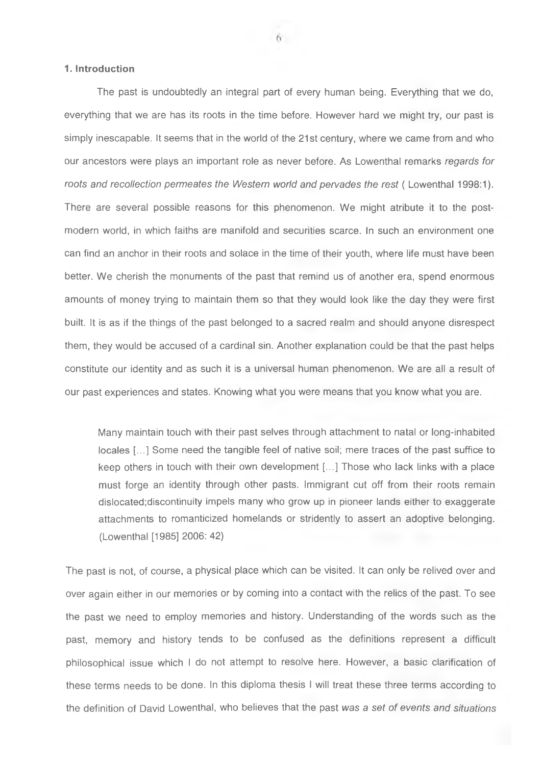## 1. Introduction

The past is undoubtedly an integral part of every human being. Everything that we do, everything that we are has its roots in the time before. However hard we might try, our past is simply inescapable. It seems that in the world of the 21st century, where we came from and who our ancestors were plays an important role as never before. As Lowenthal remarks *regards for roots and recollection permeates the Western world and pervades the rest* ( Lowenthal 1998:1). There are several possible reasons for this phenomenon. We might atribute it to the post-modern world, in which faiths are manifold and securities scarce. In such an environment one can find an anchor in their roots and solace in the time of their youth, where life must have been better. We cherish the monuments of the past that remind us of another era, spend enormous amounts of money trying to maintain them so that they would look like the day they were first built. It is as if the things of the past belonged to a sacred realm and should anyone disrespect them, they would be accused of a cardinal sin. Another explanation could be that the past helps constitute our identity and as such it is a universal human phenomenon. We are all a result of our past experiences and states. Knowing what you were means that you know what you are.

> Many maintain touch with their past selves through attachment to natal or long-inhabited locales [...] Some need the tangible feel of native soil; mere traces of the past suffice to keep others in touch with their own development [...] Those who lack links with a place must forge an identity through other pasts. Immigrant cut off from their roots remain dislocated;discontinuity impels many who grow up in pioneer lands either to exaggerate attachments to romanticized homelands or stridently to assert an adoptive belonging. (Lowenthal [1985] 2006: 42)

The past is not, of course, a physical place which can be visited. It can only be relived over and over again either in our memories or by coming into a contact with the relics of the past. To see the past we need to employ memories and history. Understanding of the words such as the past, memory and history tends to be confused as the definitions represent a difficult philosophical issue which I do not attempt to resolve here. However, a basic clarification of these terms needs to be done. In this diploma thesis I will treat these three terms according to the definition of David Lowenthal, who believes that the past *was a set of events and situations*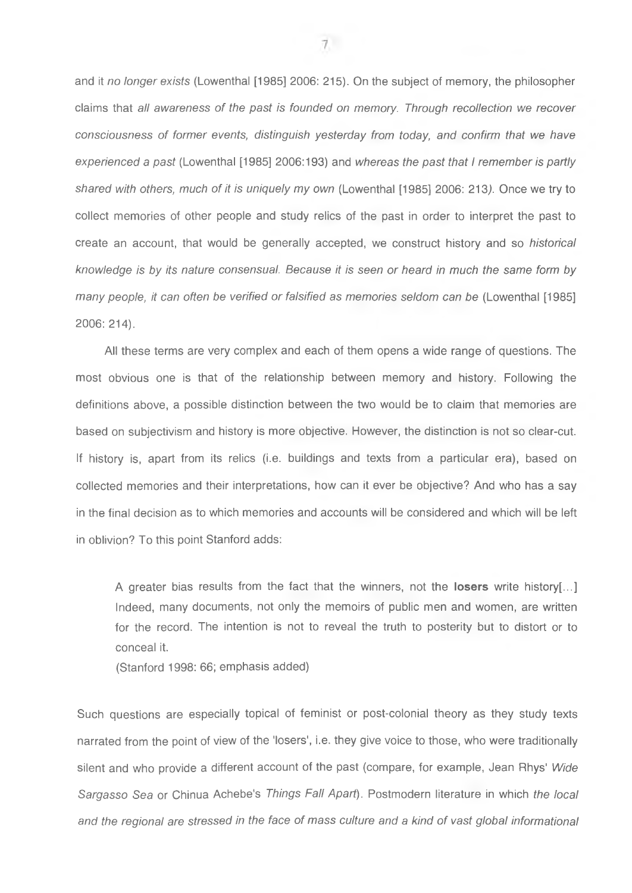and it *no longer exists* (Lowenthal [1985] 2006: 215). On the subject of memory, the philosopher claims that *all awareness of the past is founded on memory. Through recollection we recover consciousness of former events, distinguish yesterday from today, and confirm that we have experienced a past* (Lowenthal [1985] 2006:193) and *whereas the past that I remember is partly shared with others, much of it is uniquely my own* (Lowenthal [1985] 2006: 213*)*. Once we try to collect memories of other people and study relics of the past in order to interpret the past to create an account, that would be generally accepted, we construct history and so *historical knowledge is by its nature consensual. Because it is seen or heard in much the same form by many people, it can often be verified or falsified as memories seldom can be* (Lowenthal [1985] 2006: 214).

All these terms are very complex and each of them opens a wide range of questions. The most obvious one is that of the relationship between memory and history. Following the definitions above, a possible distinction between the two would be to claim that memories are based on subjectivism and history is more objective. However, the distinction is not so clear-cut. If history is, apart from its relics (i.e. buildings and texts from a particular era), based on collected memories and their interpretations, how can it ever be objective? And who has a say in the final decision as to which memories and accounts will be considered and which will be left in oblivion? To this point Stanford adds:

> A greater bias results from the fact that the winners, not the **losers** write history[...] Indeed, many documents, not only the memoirs of public men and women, are written for the record. The intention is not to reveal the truth to posterity but to distort or to conceal it.
> (Stanford 1998: 66; emphasis added)

Such questions are especially topical of feminist or post-colonial theory as they study texts narrated from the point of view of the 'losers', i.e. they give voice to those, who were traditionally silent and who provide a different account of the past (compare, for example, Jean Rhys' *Wide Sargasso Sea* or Chinua Achebe's *Things Fall Apart*). Postmodern literature in which *the local and the regional are stressed in the face of mass culture and a kind of vast global informational*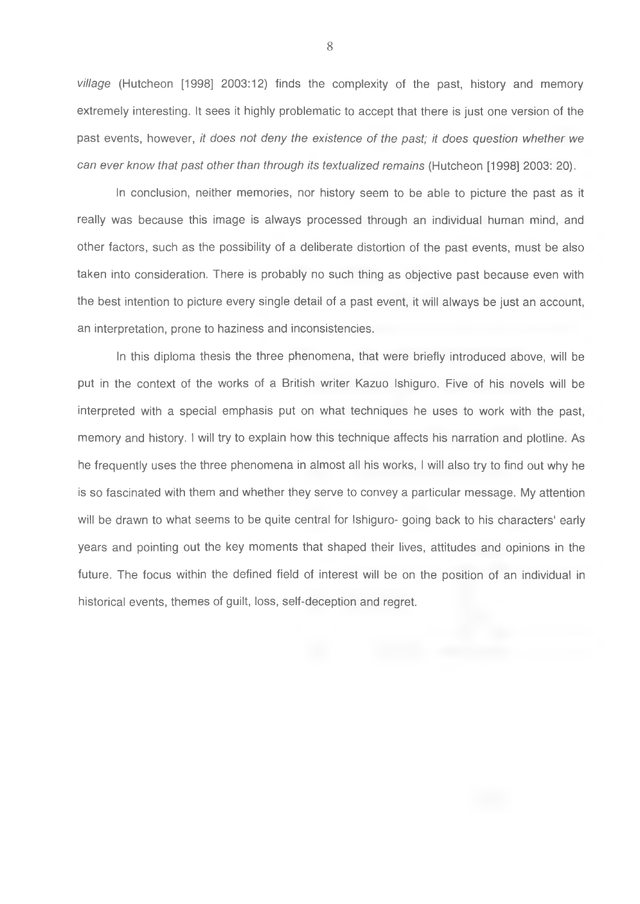*village* (Hutcheon [1998] 2003:12) finds the complexity of the past, history and memory extremely interesting. It sees it highly problematic to accept that there is just one version of the past events, however, *it does not deny the existence of the past; it does question whether we can ever know that past other than through its textualized remains* (Hutcheon [1998] 2003: 20).

In conclusion, neither memories, nor history seem to be able to picture the past as it really was because this image is always processed through an individual human mind, and other factors, such as the possibility of a deliberate distortion of the past events, must be also taken into consideration. There is probably no such thing as objective past because even with the best intention to picture every single detail of a past event, it will always be just an account, an interpretation, prone to haziness and inconsistencies.

In this diploma thesis the three phenomena, that were briefly introduced above, will be put in the context of the works of a British writer Kazuo Ishiguro. Five of his novels will be interpreted with a special emphasis put on what techniques he uses to work with the past, memory and history. I will try to explain how this technique affects his narration and plotline. As he frequently uses the three phenomena in almost all his works, I will also try to find out why he is so fascinated with them and whether they serve to convey a particular message. My attention will be drawn to what seems to be quite central for Ishiguro- going back to his characters' early years and pointing out the key moments that shaped their lives, attitudes and opinions in the future. The focus within the defined field of interest will be on the position of an individual in historical events, themes of guilt, loss, self-deception and regret.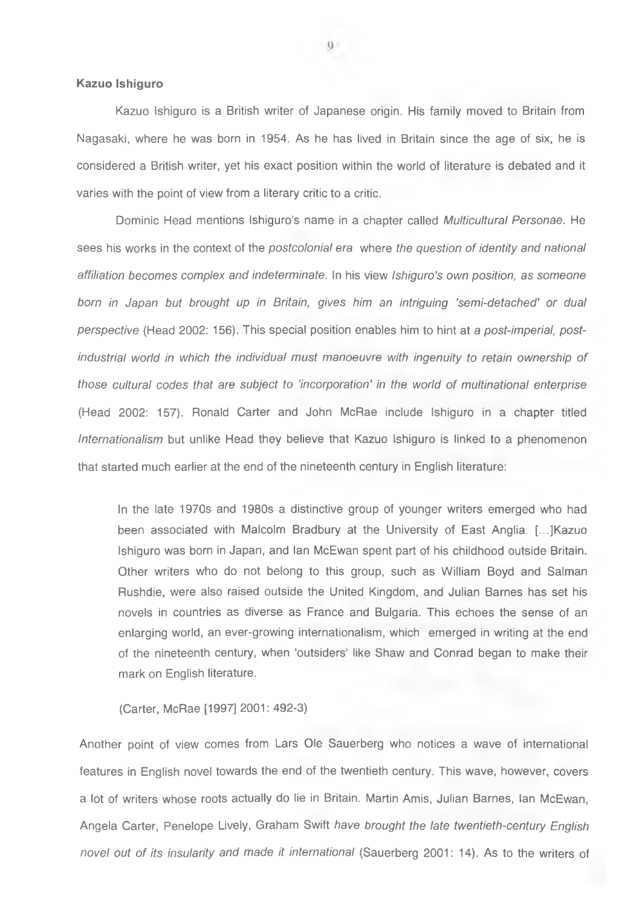**Kazuo Ishiguro**

Kazuo Ishiguro is a British writer of Japanese origin. His family moved to Britain from Nagasaki, where he was born in 1954. As he has lived in Britain since the age of six, he is considered a British writer, yet his exact position within the world of literature is debated and it varies with the point of view from a literary critic to a critic.

Dominic Head mentions Ishiguro's name in a chapter called *Multicultural Personae*. He sees his works in the context of the *postcolonial era* where *the question of identity and national affiliation becomes complex and indeterminate*. In his view *Ishiguro's own position, as someone born in Japan but brought up in Britain, gives him an intriguing 'semi-detached' or dual perspective* (Head 2002: 156). This special position enables him to hint at *a post-imperial, post-industrial world in which the individual must manoeuvre with ingenuity to retain ownership of those cultural codes that are subject to 'incorporation' in the world of multinational enterprise* (Head 2002: 157). Ronald Carter and John McRae include Ishiguro in a chapter titled *Internationalism* but unlike Head they believe that Kazuo Ishiguro is linked to a phenomenon that started much earlier at the end of the nineteenth century in English literature:

> In the late 1970s and 1980s a distinctive group of younger writers emerged who had been associated with Malcolm Bradbury at the University of East Anglia. [...]Kazuo Ishiguro was born in Japan, and Ian McEwan spent part of his childhood outside Britain. Other writers who do not belong to this group, such as William Boyd and Salman Rushdie, were also raised outside the United Kingdom, and Julian Barnes has set his novels in countries as diverse as France and Bulgaria. This echoes the sense of an enlarging world, an ever-growing internationalism, which emerged in writing at the end of the nineteenth century, when 'outsiders' like Shaw and Conrad began to make their mark on English literature.
>
> (Carter, McRae [1997] 2001: 492-3)

Another point of view comes from Lars Ole Sauerberg who notices a wave of international features in English novel towards the end of the twentieth century. This wave, however, covers a lot of writers whose roots actually do lie in Britain. Martin Amis, Julian Barnes, Ian McEwan, Angela Carter, Penelope Lively, Graham Swift *have brought the late twentieth-century English novel out of its insularity and made it international* (Sauerberg 2001: 14). As to the writers of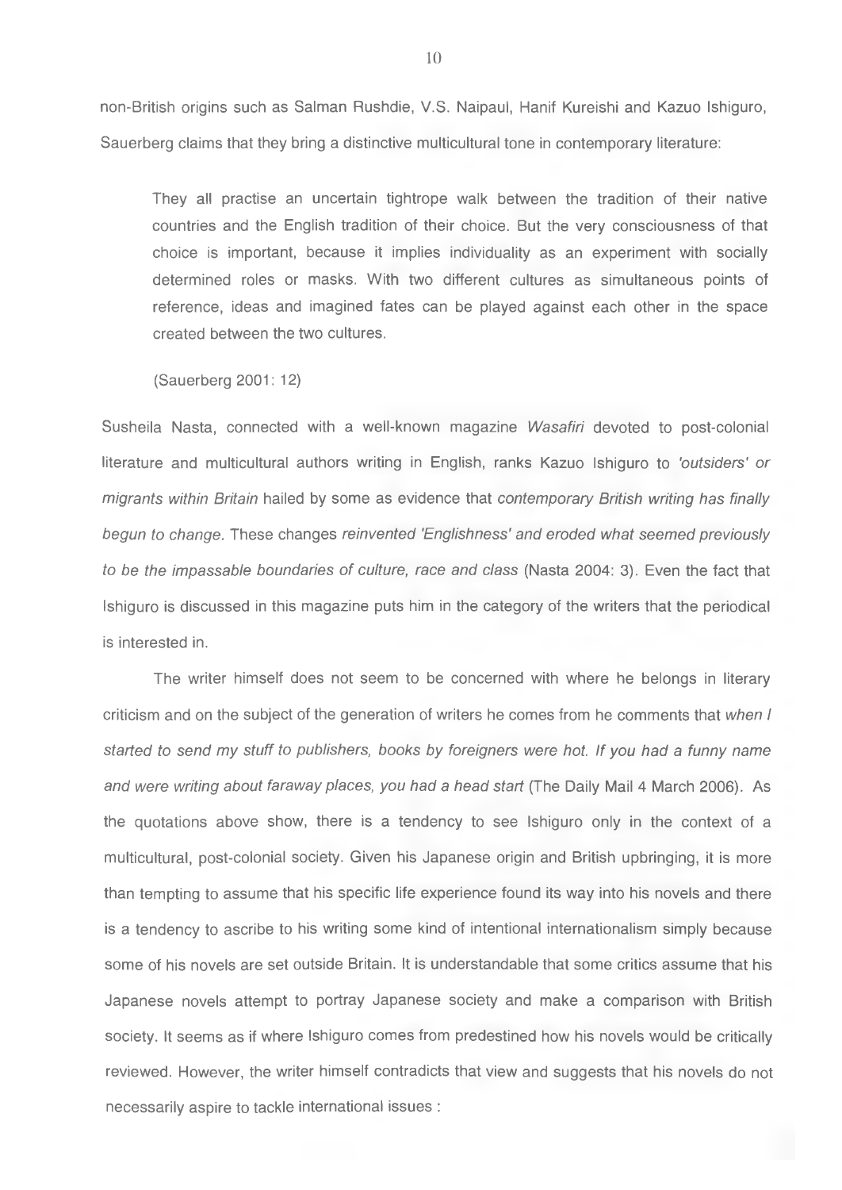non-British origins such as Salman Rushdie, V.S. Naipaul, Hanif Kureishi and Kazuo Ishiguro, Sauerberg claims that they bring a distinctive multicultural tone in contemporary literature:

> They all practise an uncertain tightrope walk between the tradition of their native countries and the English tradition of their choice. But the very consciousness of that choice is important, because it implies individuality as an experiment with socially determined roles or masks. With two different cultures as simultaneous points of reference, ideas and imagined fates can be played against each other in the space created between the two cultures.
>
> (Sauerberg 2001: 12)

Susheila Nasta, connected with a well-known magazine *Wasafiri* devoted to post-colonial literature and multicultural authors writing in English, ranks Kazuo Ishiguro to *'outsiders' or migrants within Britain* hailed by some as evidence that *contemporary British writing has finally begun to change.* These changes *reinvented 'Englishness' and eroded what seemed previously to be the impassable boundaries of culture, race and class* (Nasta 2004: 3). Even the fact that Ishiguro is discussed in this magazine puts him in the category of the writers that the periodical is interested in.

The writer himself does not seem to be concerned with where he belongs in literary criticism and on the subject of the generation of writers he comes from he comments that *when I started to send my stuff to publishers, books by foreigners were hot. If you had a funny name and were writing about faraway places, you had a head start* (The Daily Mail 4 March 2006). As the quotations above show, there is a tendency to see Ishiguro only in the context of a multicultural, post-colonial society. Given his Japanese origin and British upbringing, it is more than tempting to assume that his specific life experience found its way into his novels and there is a tendency to ascribe to his writing some kind of intentional internationalism simply because some of his novels are set outside Britain. It is understandable that some critics assume that his Japanese novels attempt to portray Japanese society and make a comparison with British society. It seems as if where Ishiguro comes from predestined how his novels would be critically reviewed. However, the writer himself contradicts that view and suggests that his novels do not necessarily aspire to tackle international issues :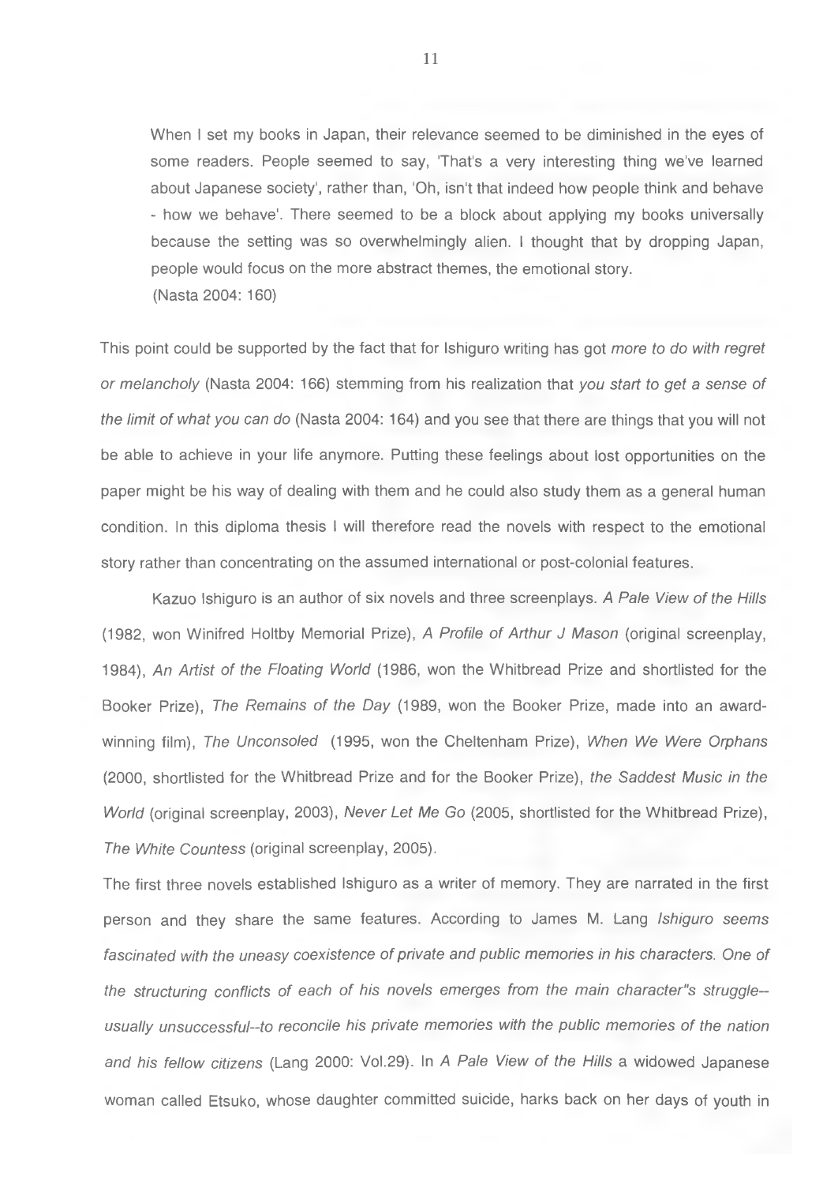> When I set my books in Japan, their relevance seemed to be diminished in the eyes of some readers. People seemed to say, 'That's a very interesting thing we've learned about Japanese society', rather than, 'Oh, isn't that indeed how people think and behave - how we behave'. There seemed to be a block about applying my books universally because the setting was so overwhelmingly alien. I thought that by dropping Japan, people would focus on the more abstract themes, the emotional story.
> (Nasta 2004: 160)

This point could be supported by the fact that for Ishiguro writing has got *more to do with regret or melancholy* (Nasta 2004: 166) stemming from his realization that *you start to get a sense of the limit of what you can do* (Nasta 2004: 164) and you see that there are things that you will not be able to achieve in your life anymore. Putting these feelings about lost opportunities on the paper might be his way of dealing with them and he could also study them as a general human condition. In this diploma thesis I will therefore read the novels with respect to the emotional story rather than concentrating on the assumed international or post-colonial features.

Kazuo Ishiguro is an author of six novels and three screenplays. *A Pale View of the Hills* (1982, won Winifred Holtby Memorial Prize), *A Profile of Arthur J Mason* (original screenplay, 1984), *An Artist of the Floating World* (1986, won the Whitbread Prize and shortlisted for the Booker Prize), *The Remains of the Day* (1989, won the Booker Prize, made into an award-winning film), *The Unconsoled* (1995, won the Cheltenham Prize), *When We Were Orphans* (2000, shortlisted for the Whitbread Prize and for the Booker Prize), *the Saddest Music in the World* (original screenplay, 2003), *Never Let Me Go* (2005, shortlisted for the Whitbread Prize), *The White Countess* (original screenplay, 2005).

The first three novels established Ishiguro as a writer of memory. They are narrated in the first person and they share the same features. According to James M. Lang *Ishiguro seems fascinated with the uneasy coexistence of private and public memories in his characters. One of the structuring conflicts of each of his novels emerges from the main character"s struggle--usually unsuccessful--to reconcile his private memories with the public memories of the nation and his fellow citizens* (Lang 2000: Vol.29). In *A Pale View of the Hills* a widowed Japanese woman called Etsuko, whose daughter committed suicide, harks back on her days of youth in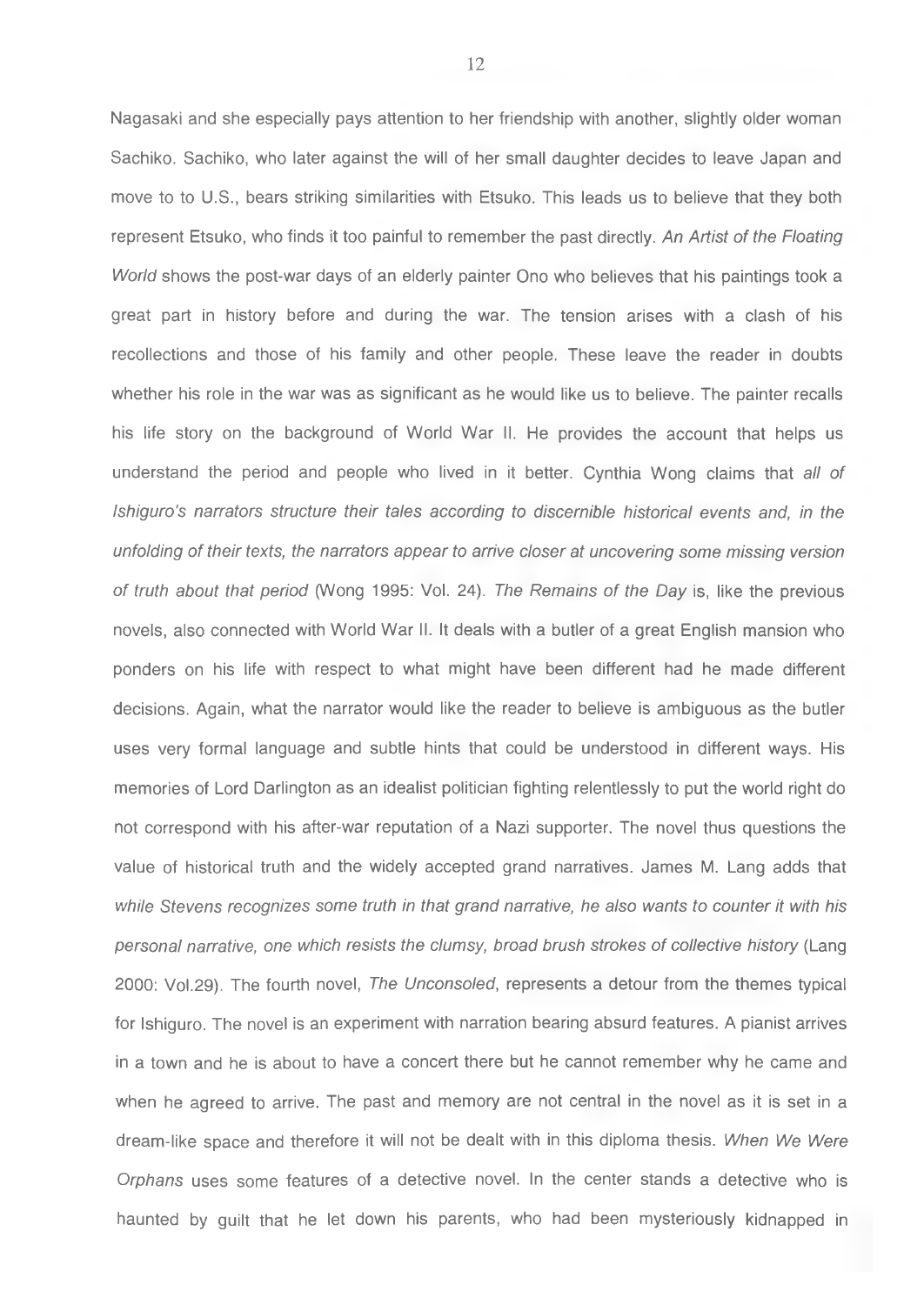Nagasaki and she especially pays attention to her friendship with another, slightly older woman Sachiko. Sachiko, who later against the will of her small daughter decides to leave Japan and move to to U.S., bears striking similarities with Etsuko. This leads us to believe that they both represent Etsuko, who finds it too painful to remember the past directly. *An Artist of the Floating World* shows the post-war days of an elderly painter Ono who believes that his paintings took a great part in history before and during the war. The tension arises with a clash of his recollections and those of his family and other people. These leave the reader in doubts whether his role in the war was as significant as he would like us to believe. The painter recalls his life story on the background of World War II. He provides the account that helps us understand the period and people who lived in it better. Cynthia Wong claims that *all of Ishiguro's narrators structure their tales according to discernible historical events and, in the unfolding of their texts, the narrators appear to arrive closer at uncovering some missing version of truth about that period* (Wong 1995: Vol. 24). *The Remains of the Day* is, like the previous novels, also connected with World War II. It deals with a butler of a great English mansion who ponders on his life with respect to what might have been different had he made different decisions. Again, what the narrator would like the reader to believe is ambiguous as the butler uses very formal language and subtle hints that could be understood in different ways. His memories of Lord Darlington as an idealist politician fighting relentlessly to put the world right do not correspond with his after-war reputation of a Nazi supporter. The novel thus questions the value of historical truth and the widely accepted grand narratives. James M. Lang adds that *while Stevens recognizes some truth in that grand narrative, he also wants to counter it with his personal narrative, one which resists the clumsy, broad brush strokes of collective history* (Lang 2000: Vol.29). The fourth novel, *The Unconsoled*, represents a detour from the themes typical for Ishiguro. The novel is an experiment with narration bearing absurd features. A pianist arrives in a town and he is about to have a concert there but he cannot remember why he came and when he agreed to arrive. The past and memory are not central in the novel as it is set in a dream-like space and therefore it will not be dealt with in this diploma thesis. *When We Were Orphans* uses some features of a detective novel. In the center stands a detective who is haunted by guilt that he let down his parents, who had been mysteriously kidnapped in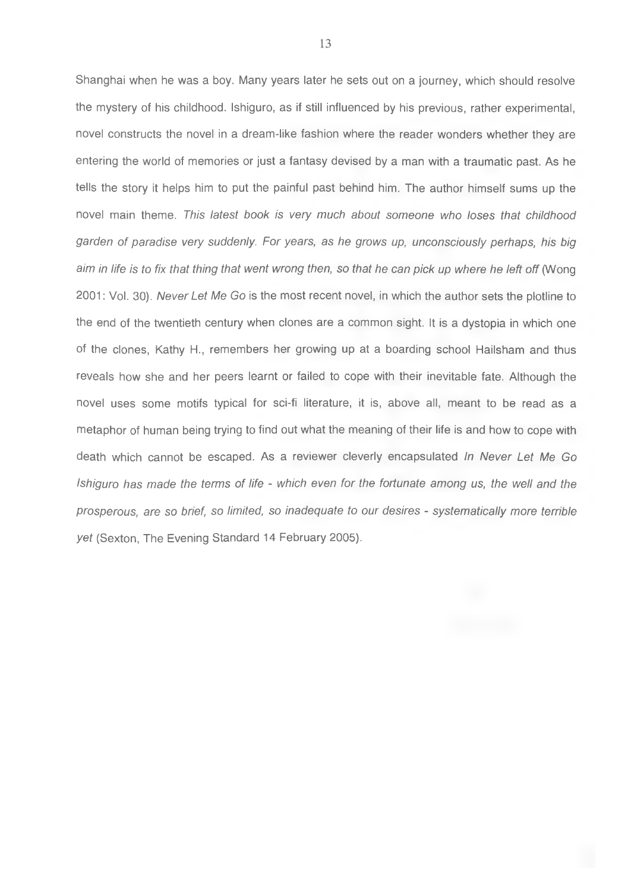Shanghai when he was a boy. Many years later he sets out on a journey, which should resolve the mystery of his childhood. Ishiguro, as if still influenced by his previous, rather experimental, novel constructs the novel in a dream-like fashion where the reader wonders whether they are entering the world of memories or just a fantasy devised by a man with a traumatic past. As he tells the story it helps him to put the painful past behind him. The author himself sums up the novel main theme. *This latest book is very much about someone who loses that childhood garden of paradise very suddenly. For years, as he grows up, unconsciously perhaps, his big aim in life is to fix that thing that went wrong then, so that he can pick up where he left off* (Wong 2001: Vol. 30). *Never Let Me Go* is the most recent novel, in which the author sets the plotline to the end of the twentieth century when clones are a common sight. It is a dystopia in which one of the clones, Kathy H., remembers her growing up at a boarding school Hailsham and thus reveals how she and her peers learnt or failed to cope with their inevitable fate. Although the novel uses some motifs typical for sci-fi literature, it is, above all, meant to be read as a metaphor of human being trying to find out what the meaning of their life is and how to cope with death which cannot be escaped. As a reviewer cleverly encapsulated *In Never Let Me Go Ishiguro has made the terms of life - which even for the fortunate among us, the well and the prosperous, are so brief, so limited, so inadequate to our desires - systematically more terrible yet* (Sexton, The Evening Standard 14 February 2005).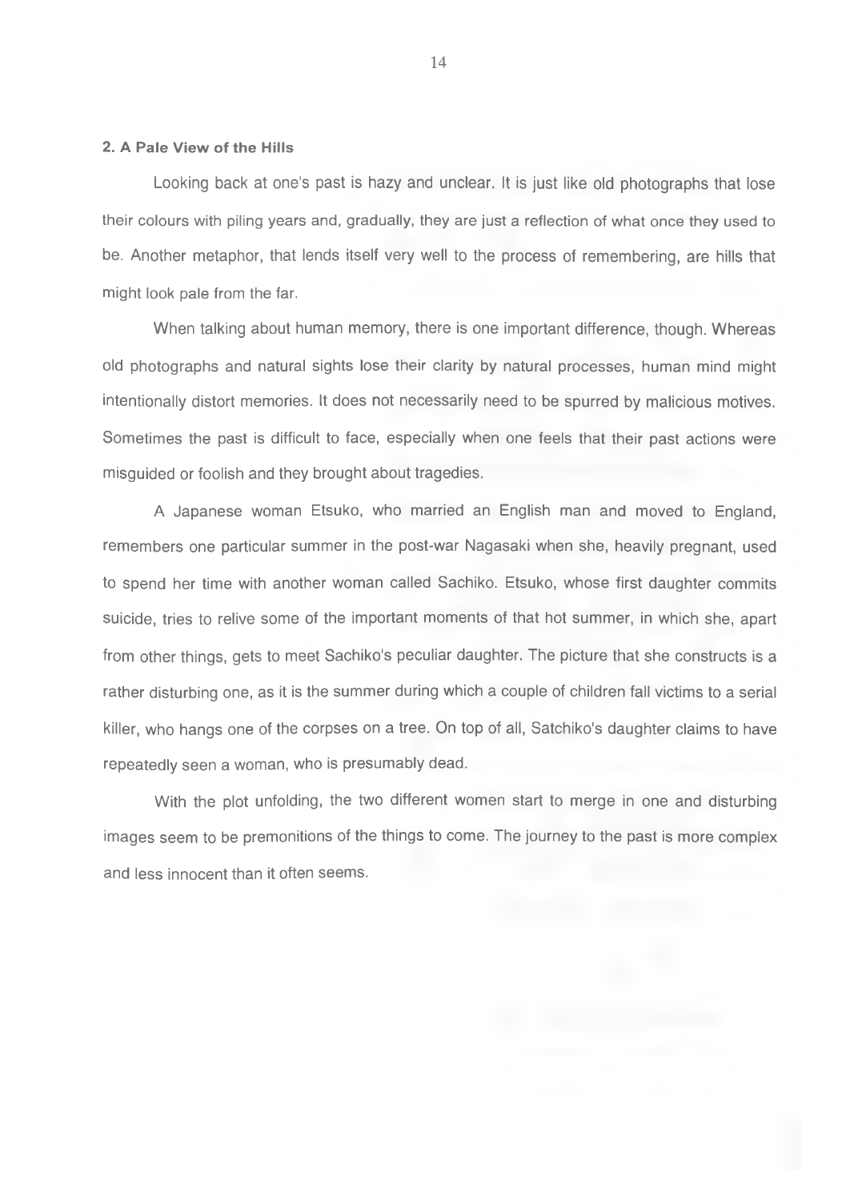## 2. A Pale View of the Hills

Looking back at one's past is hazy and unclear. It is just like old photographs that lose their colours with piling years and, gradually, they are just a reflection of what once they used to be. Another metaphor, that lends itself very well to the process of remembering, are hills that might look pale from the far.

When talking about human memory, there is one important difference, though. Whereas old photographs and natural sights lose their clarity by natural processes, human mind might intentionally distort memories. It does not necessarily need to be spurred by malicious motives. Sometimes the past is difficult to face, especially when one feels that their past actions were misguided or foolish and they brought about tragedies.

A Japanese woman Etsuko, who married an English man and moved to England, remembers one particular summer in the post-war Nagasaki when she, heavily pregnant, used to spend her time with another woman called Sachiko. Etsuko, whose first daughter commits suicide, tries to relive some of the important moments of that hot summer, in which she, apart from other things, gets to meet Sachiko's peculiar daughter. The picture that she constructs is a rather disturbing one, as it is the summer during which a couple of children fall victims to a serial killer, who hangs one of the corpses on a tree. On top of all, Satchiko's daughter claims to have repeatedly seen a woman, who is presumably dead.

With the plot unfolding, the two different women start to merge in one and disturbing images seem to be premonitions of the things to come. The journey to the past is more complex and less innocent than it often seems.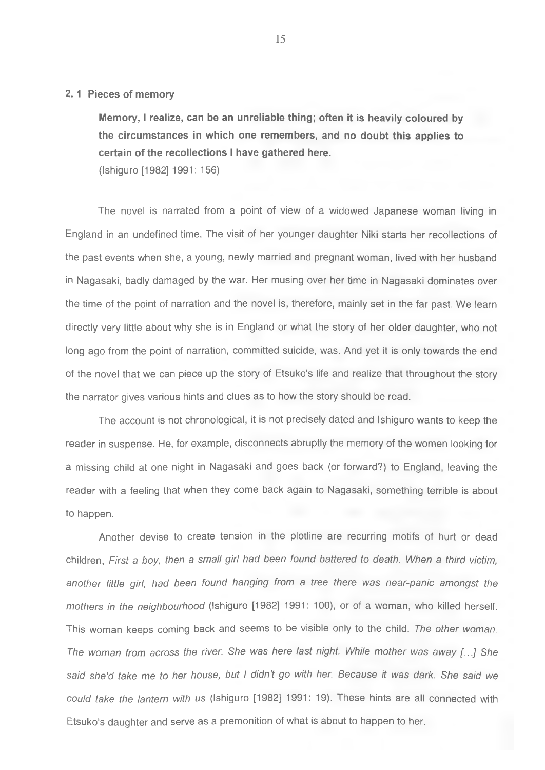## 2. 1 Pieces of memory

> **Memory, I realize, can be an unreliable thing; often it is heavily coloured by the circumstances in which one remembers, and no doubt this applies to certain of the recollections I have gathered here.**
> (Ishiguro [1982] 1991: 156)

The novel is narrated from a point of view of a widowed Japanese woman living in England in an undefined time. The visit of her younger daughter Niki starts her recollections of the past events when she, a young, newly married and pregnant woman, lived with her husband in Nagasaki, badly damaged by the war. Her musing over her time in Nagasaki dominates over the time of the point of narration and the novel is, therefore, mainly set in the far past. We learn directly very little about why she is in England or what the story of her older daughter, who not long ago from the point of narration, committed suicide, was. And yet it is only towards the end of the novel that we can piece up the story of Etsuko's life and realize that throughout the story the narrator gives various hints and clues as to how the story should be read.

The account is not chronological, it is not precisely dated and Ishiguro wants to keep the reader in suspense. He, for example, disconnects abruptly the memory of the women looking for a missing child at one night in Nagasaki and goes back (or forward?) to England, leaving the reader with a feeling that when they come back again to Nagasaki, something terrible is about to happen.

Another devise to create tension in the plotline are recurring motifs of hurt or dead children, *First a boy, then a small girl had been found battered to death. When a third victim, another little girl, had been found hanging from a tree there was near-panic amongst the mothers in the neighbourhood* (Ishiguro [1982] 1991: 100), or of a woman, who killed herself. This woman keeps coming back and seems to be visible only to the child. *The other woman. The woman from across the river. She was here last night. While mother was away [...] She said she'd take me to her house, but I didn't go with her. Because it was dark. She said we could take the lantern with us* (Ishiguro [1982] 1991: 19). These hints are all connected with Etsuko's daughter and serve as a premonition of what is about to happen to her.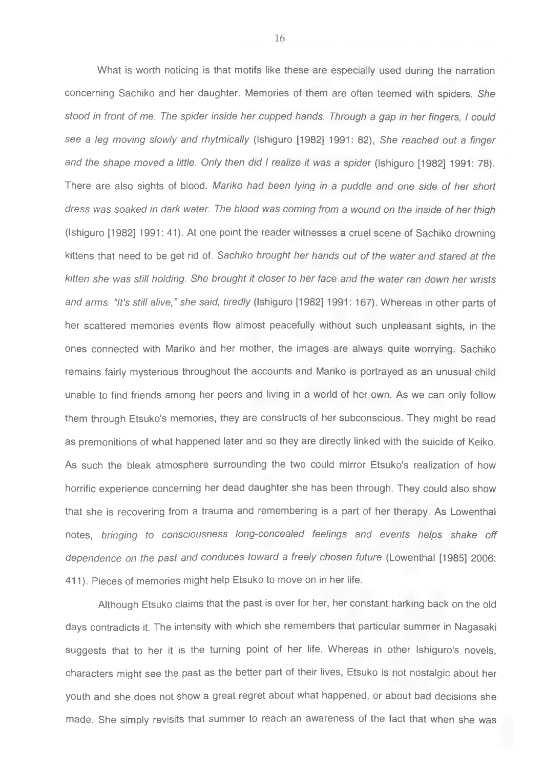What is worth noticing is that motifs like these are especially used during the narration concerning Sachiko and her daughter. Memories of them are often teemed with spiders. *She stood in front of me. The spider inside her cupped hands. Through a gap in her fingers, I could see a leg moving slowly and rhytmically* (Ishiguro [1982] 1991: 82), *She reached out a finger and the shape moved a little. Only then did I realize it was a spider* (Ishiguro [1982] 1991: 78). There are also sights of blood. *Mariko had been lying in a puddle and one side of her short dress was soaked in dark water. The blood was coming from a wound on the inside of her thigh* (Ishiguro [1982] 1991: 41). At one point the reader witnesses a cruel scene of Sachiko drowning kittens that need to be get rid of. *Sachiko brought her hands out of the water and stared at the kitten she was still holding. She brought it closer to her face and the water ran down her wrists and arms. "It's still alive," she said, tiredly* (Ishiguro [1982] 1991: 167). Whereas in other parts of her scattered memories events flow almost peacefully without such unpleasant sights, in the ones connected with Mariko and her mother, the images are always quite worrying. Sachiko remains fairly mysterious throughout the accounts and Mariko is portrayed as an unusual child unable to find friends among her peers and living in a world of her own. As we can only follow them through Etsuko's memories, they are constructs of her subconscious. They might be read as premonitions of what happened later and so they are directly linked with the suicide of Keiko. As such the bleak atmosphere surrounding the two could mirror Etsuko's realization of how horrific experience concerning her dead daughter she has been through. They could also show that she is recovering from a trauma and remembering is a part of her therapy. As Lowenthal notes, *bringing to consciousness long-concealed feelings and events helps shake off dependence on the past and conduces toward a freely chosen future* (Lowenthal [1985] 2006: 411). Pieces of memories might help Etsuko to move on in her life.

Although Etsuko claims that the past is over for her, her constant harking back on the old days contradicts it. The intensity with which she remembers that particular summer in Nagasaki suggests that to her it is the turning point of her life. Whereas in other Ishiguro's novels, characters might see the past as the better part of their lives, Etsuko is not nostalgic about her youth and she does not show a great regret about what happened, or about bad decisions she made. She simply revisits that summer to reach an awareness of the fact that when she was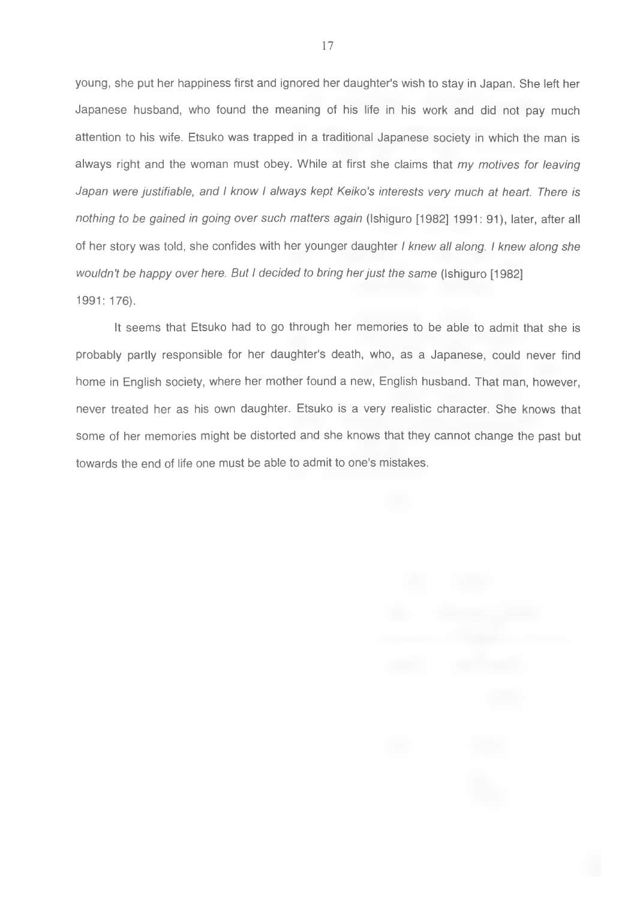young, she put her happiness first and ignored her daughter's wish to stay in Japan. She left her Japanese husband, who found the meaning of his life in his work and did not pay much attention to his wife. Etsuko was trapped in a traditional Japanese society in which the man is always right and the woman must obey. While at first she claims that *my motives for leaving Japan were justifiable, and I know I always kept Keiko's interests very much at heart. There is nothing to be gained in going over such matters again* (Ishiguro [1982] 1991: 91), later, after all of her story was told, she confides with her younger daughter *I knew all along. I knew along she wouldn't be happy over here. But I decided to bring her just the same* (Ishiguro [1982] 1991: 176).

It seems that Etsuko had to go through her memories to be able to admit that she is probably partly responsible for her daughter's death, who, as a Japanese, could never find home in English society, where her mother found a new, English husband. That man, however, never treated her as his own daughter. Etsuko is a very realistic character. She knows that some of her memories might be distorted and she knows that they cannot change the past but towards the end of life one must be able to admit to one's mistakes.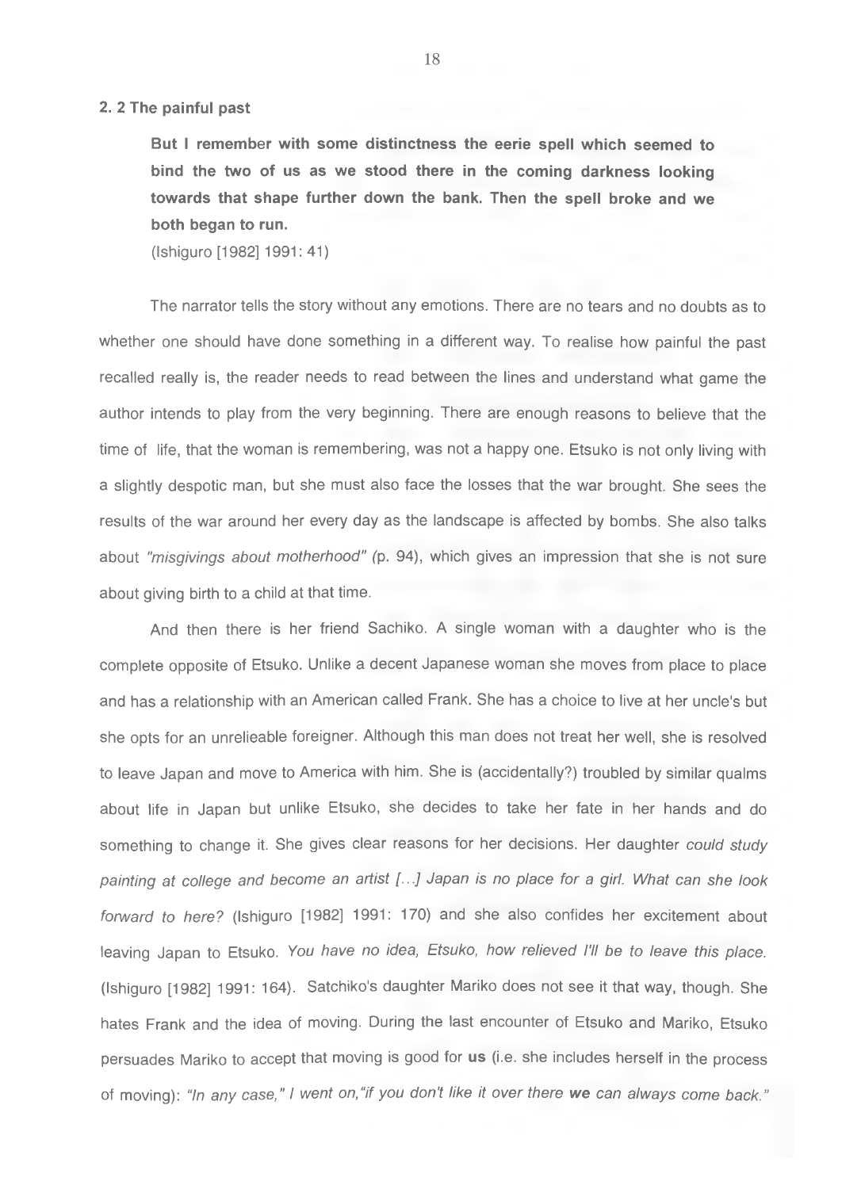### 2. 2 The painful past

> **But I remember with some distinctness the eerie spell which seemed to bind the two of us as we stood there in the coming darkness looking towards that shape further down the bank. Then the spell broke and we both began to run.**
>
> (Ishiguro [1982] 1991: 41)

The narrator tells the story without any emotions. There are no tears and no doubts as to whether one should have done something in a different way. To realise how painful the past recalled really is, the reader needs to read between the lines and understand what game the author intends to play from the very beginning. There are enough reasons to believe that the time of life, that the woman is remembering, was not a happy one. Etsuko is not only living with a slightly despotic man, but she must also face the losses that the war brought. She sees the results of the war around her every day as the landscape is affected by bombs. She also talks about *"misgivings about motherhood"* (p. 94), which gives an impression that she is not sure about giving birth to a child at that time.

And then there is her friend Sachiko. A single woman with a daughter who is the complete opposite of Etsuko. Unlike a decent Japanese woman she moves from place to place and has a relationship with an American called Frank. She has a choice to live at her uncle's but she opts for an unrelieable foreigner. Although this man does not treat her well, she is resolved to leave Japan and move to America with him. She is (accidentally?) troubled by similar qualms about life in Japan but unlike Etsuko, she decides to take her fate in her hands and do something to change it. She gives clear reasons for her decisions. Her daughter *could study painting at college and become an artist [...] Japan is no place for a girl. What can she look forward to here?* (Ishiguro [1982] 1991: 170) and she also confides her excitement about leaving Japan to Etsuko. *You have no idea, Etsuko, how relieved I'll be to leave this place.* (Ishiguro [1982] 1991: 164). Satchiko's daughter Mariko does not see it that way, though. She hates Frank and the idea of moving. During the last encounter of Etsuko and Mariko, Etsuko persuades Mariko to accept that moving is good for **us** (i.e. she includes herself in the process of moving): *"In any case," I went on,"if you don't like it over there* ***we*** *can always come back."*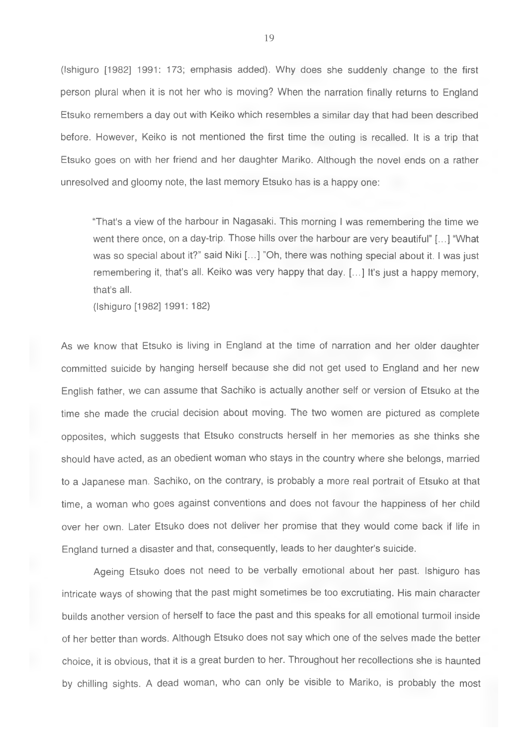(Ishiguro [1982] 1991: 173; emphasis added). Why does she suddenly change to the first person plural when it is not her who is moving? When the narration finally returns to England Etsuko remembers a day out with Keiko which resembles a similar day that had been described before. However, Keiko is not mentioned the first time the outing is recalled. It is a trip that Etsuko goes on with her friend and her daughter Mariko. Although the novel ends on a rather unresolved and gloomy note, the last memory Etsuko has is a happy one:

> "That's a view of the harbour in Nagasaki. This morning I was remembering the time we went there once, on a day-trip. Those hills over the harbour are very beautiful" […] "What was so special about it?" said Niki […] "Oh, there was nothing special about it. I was just remembering it, that's all. Keiko was very happy that day. […] It's just a happy memory, that's all.
>
> (Ishiguro [1982] 1991: 182)

As we know that Etsuko is living in England at the time of narration and her older daughter committed suicide by hanging herself because she did not get used to England and her new English father, we can assume that Sachiko is actually another self or version of Etsuko at the time she made the crucial decision about moving. The two women are pictured as complete opposites, which suggests that Etsuko constructs herself in her memories as she thinks she should have acted, as an obedient woman who stays in the country where she belongs, married to a Japanese man. Sachiko, on the contrary, is probably a more real portrait of Etsuko at that time, a woman who goes against conventions and does not favour the happiness of her child over her own. Later Etsuko does not deliver her promise that they would come back if life in England turned a disaster and that, consequently, leads to her daughter's suicide.

Ageing Etsuko does not need to be verbally emotional about her past. Ishiguro has intricate ways of showing that the past might sometimes be too excrutiating. His main character builds another version of herself to face the past and this speaks for all emotional turmoil inside of her better than words. Although Etsuko does not say which one of the selves made the better choice, it is obvious, that it is a great burden to her. Throughout her recollections she is haunted by chilling sights. A dead woman, who can only be visible to Mariko, is probably the most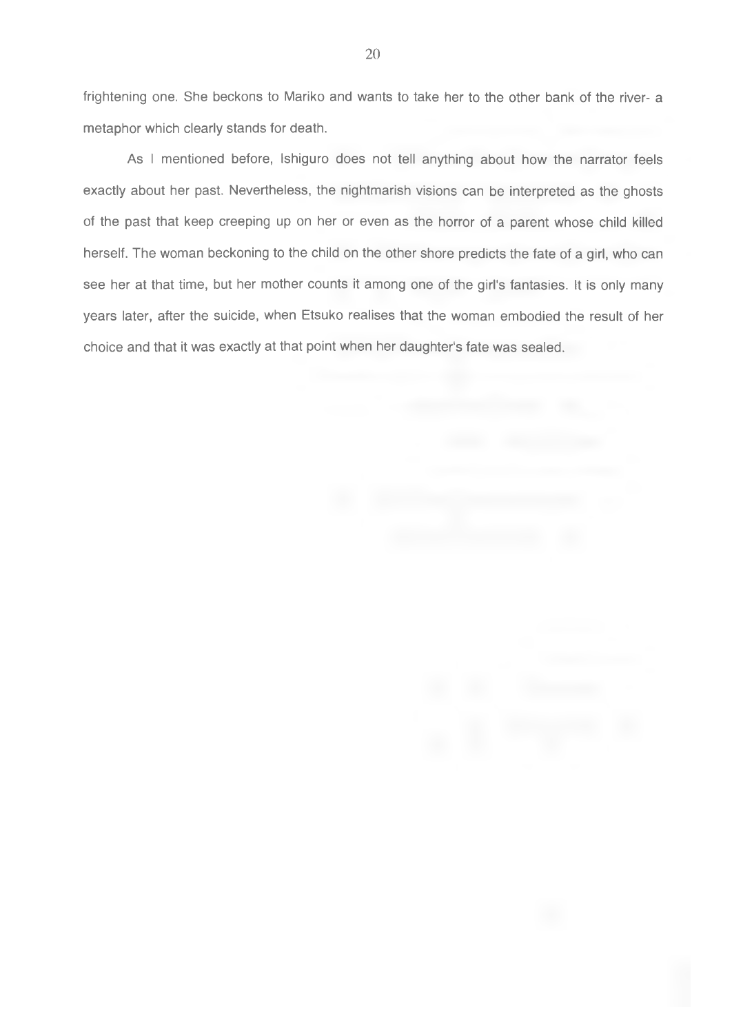frightening one. She beckons to Mariko and wants to take her to the other bank of the river- a metaphor which clearly stands for death.

As I mentioned before, Ishiguro does not tell anything about how the narrator feels exactly about her past. Nevertheless, the nightmarish visions can be interpreted as the ghosts of the past that keep creeping up on her or even as the horror of a parent whose child killed herself. The woman beckoning to the child on the other shore predicts the fate of a girl, who can see her at that time, but her mother counts it among one of the girl's fantasies. It is only many years later, after the suicide, when Etsuko realises that the woman embodied the result of her choice and that it was exactly at that point when her daughter's fate was sealed.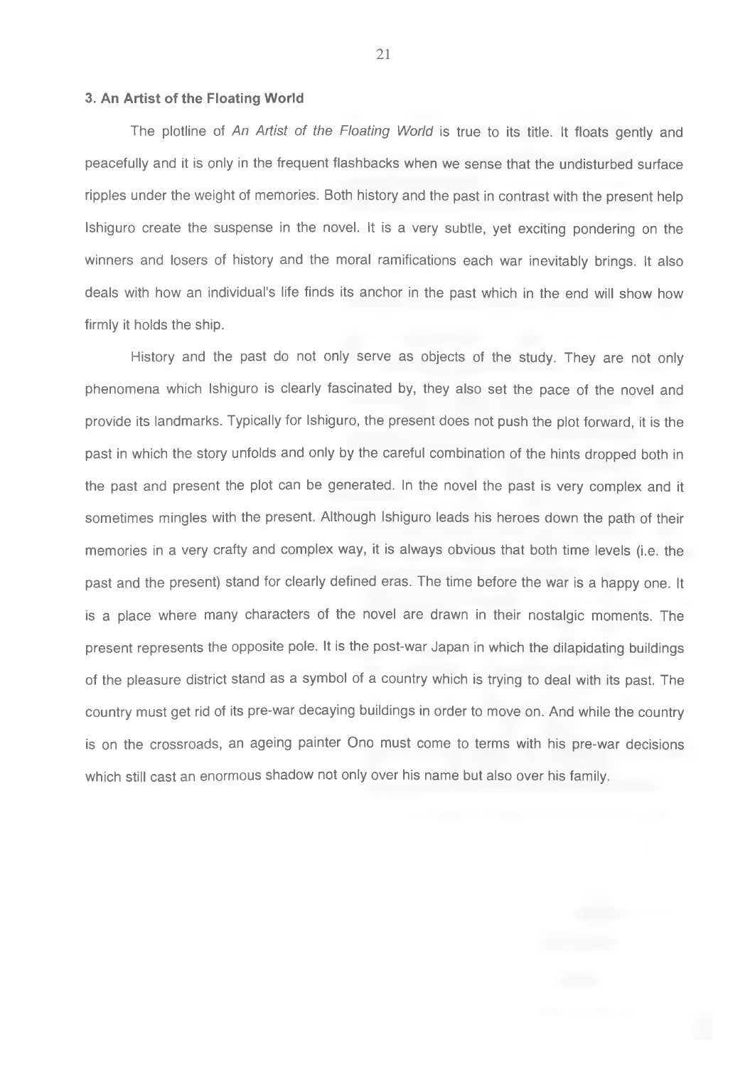### 3. An Artist of the Floating World

The plotline of *An Artist of the Floating World* is true to its title. It floats gently and peacefully and it is only in the frequent flashbacks when we sense that the undisturbed surface ripples under the weight of memories. Both history and the past in contrast with the present help Ishiguro create the suspense in the novel. It is a very subtle, yet exciting pondering on the winners and losers of history and the moral ramifications each war inevitably brings. It also deals with how an individual's life finds its anchor in the past which in the end will show how firmly it holds the ship.

History and the past do not only serve as objects of the study. They are not only phenomena which Ishiguro is clearly fascinated by, they also set the pace of the novel and provide its landmarks. Typically for Ishiguro, the present does not push the plot forward, it is the past in which the story unfolds and only by the careful combination of the hints dropped both in the past and present the plot can be generated. In the novel the past is very complex and it sometimes mingles with the present. Although Ishiguro leads his heroes down the path of their memories in a very crafty and complex way, it is always obvious that both time levels (i.e. the past and the present) stand for clearly defined eras. The time before the war is a happy one. It is a place where many characters of the novel are drawn in their nostalgic moments. The present represents the opposite pole. It is the post-war Japan in which the dilapidating buildings of the pleasure district stand as a symbol of a country which is trying to deal with its past. The country must get rid of its pre-war decaying buildings in order to move on. And while the country is on the crossroads, an ageing painter Ono must come to terms with his pre-war decisions which still cast an enormous shadow not only over his name but also over his family.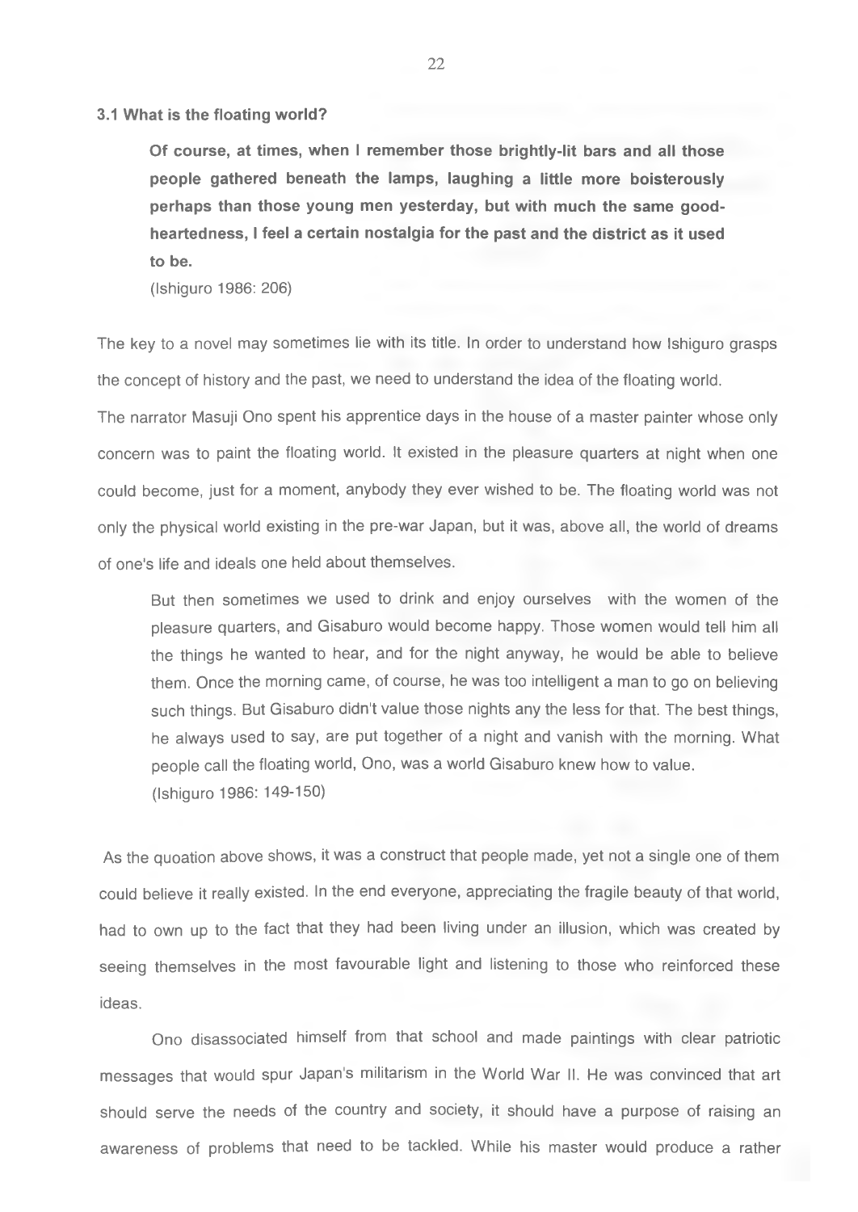### 3.1 What is the floating world?

> **Of course, at times, when I remember those brightly-lit bars and all those people gathered beneath the lamps, laughing a little more boisterously perhaps than those young men yesterday, but with much the same good-heartedness, I feel a certain nostalgia for the past and the district as it used to be.**
>
> (Ishiguro 1986: 206)

The key to a novel may sometimes lie with its title. In order to understand how Ishiguro grasps the concept of history and the past, we need to understand the idea of the floating world.

The narrator Masuji Ono spent his apprentice days in the house of a master painter whose only concern was to paint the floating world. It existed in the pleasure quarters at night when one could become, just for a moment, anybody they ever wished to be. The floating world was not only the physical world existing in the pre-war Japan, but it was, above all, the world of dreams of one's life and ideals one held about themselves.

> But then sometimes we used to drink and enjoy ourselves with the women of the pleasure quarters, and Gisaburo would become happy. Those women would tell him all the things he wanted to hear, and for the night anyway, he would be able to believe them. Once the morning came, of course, he was too intelligent a man to go on believing such things. But Gisaburo didn't value those nights any the less for that. The best things, he always used to say, are put together of a night and vanish with the morning. What people call the floating world, Ono, was a world Gisaburo knew how to value.
>
> (Ishiguro 1986: 149-150)

As the quoation above shows, it was a construct that people made, yet not a single one of them could believe it really existed. In the end everyone, appreciating the fragile beauty of that world, had to own up to the fact that they had been living under an illusion, which was created by seeing themselves in the most favourable light and listening to those who reinforced these ideas.

Ono disassociated himself from that school and made paintings with clear patriotic messages that would spur Japan's militarism in the World War II. He was convinced that art should serve the needs of the country and society, it should have a purpose of raising an awareness of problems that need to be tackled. While his master would produce a rather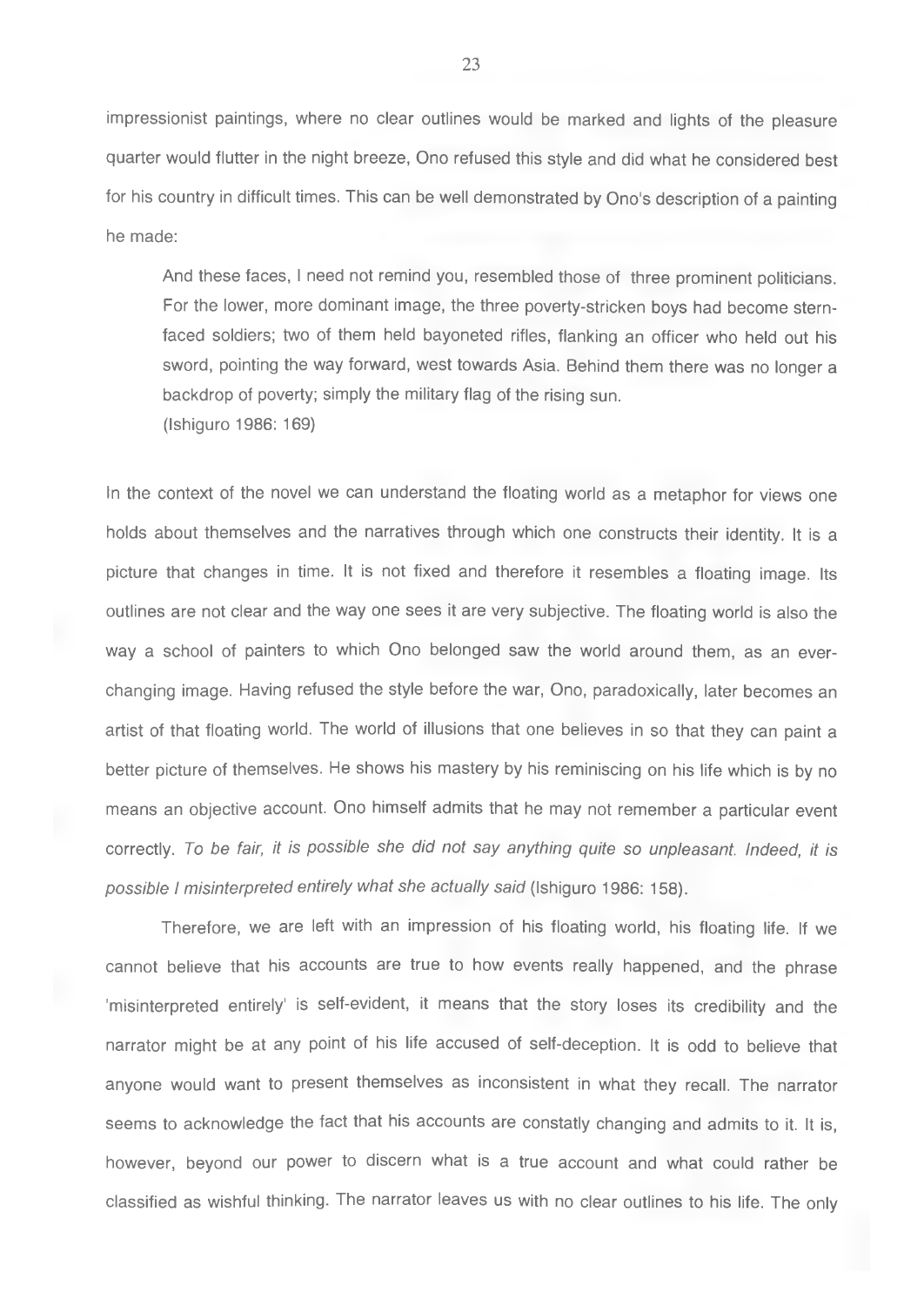impressionist paintings, where no clear outlines would be marked and lights of the pleasure quarter would flutter in the night breeze, Ono refused this style and did what he considered best for his country in difficult times. This can be well demonstrated by Ono's description of a painting he made:

> And these faces, I need not remind you, resembled those of three prominent politicians. For the lower, more dominant image, the three poverty-stricken boys had become stern-faced soldiers; two of them held bayoneted rifles, flanking an officer who held out his sword, pointing the way forward, west towards Asia. Behind them there was no longer a backdrop of poverty; simply the military flag of the rising sun.
> (Ishiguro 1986: 169)

In the context of the novel we can understand the floating world as a metaphor for views one holds about themselves and the narratives through which one constructs their identity. It is a picture that changes in time. It is not fixed and therefore it resembles a floating image. Its outlines are not clear and the way one sees it are very subjective. The floating world is also the way a school of painters to which Ono belonged saw the world around them, as an ever-changing image. Having refused the style before the war, Ono, paradoxically, later becomes an artist of that floating world. The world of illusions that one believes in so that they can paint a better picture of themselves. He shows his mastery by his reminiscing on his life which is by no means an objective account. Ono himself admits that he may not remember a particular event correctly. *To be fair, it is possible she did not say anything quite so unpleasant. Indeed, it is possible I misinterpreted entirely what she actually said* (Ishiguro 1986: 158).

Therefore, we are left with an impression of his floating world, his floating life. If we cannot believe that his accounts are true to how events really happened, and the phrase 'misinterpreted entirely' is self-evident, it means that the story loses its credibility and the narrator might be at any point of his life accused of self-deception. It is odd to believe that anyone would want to present themselves as inconsistent in what they recall. The narrator seems to acknowledge the fact that his accounts are constatly changing and admits to it. It is, however, beyond our power to discern what is a true account and what could rather be classified as wishful thinking. The narrator leaves us with no clear outlines to his life. The only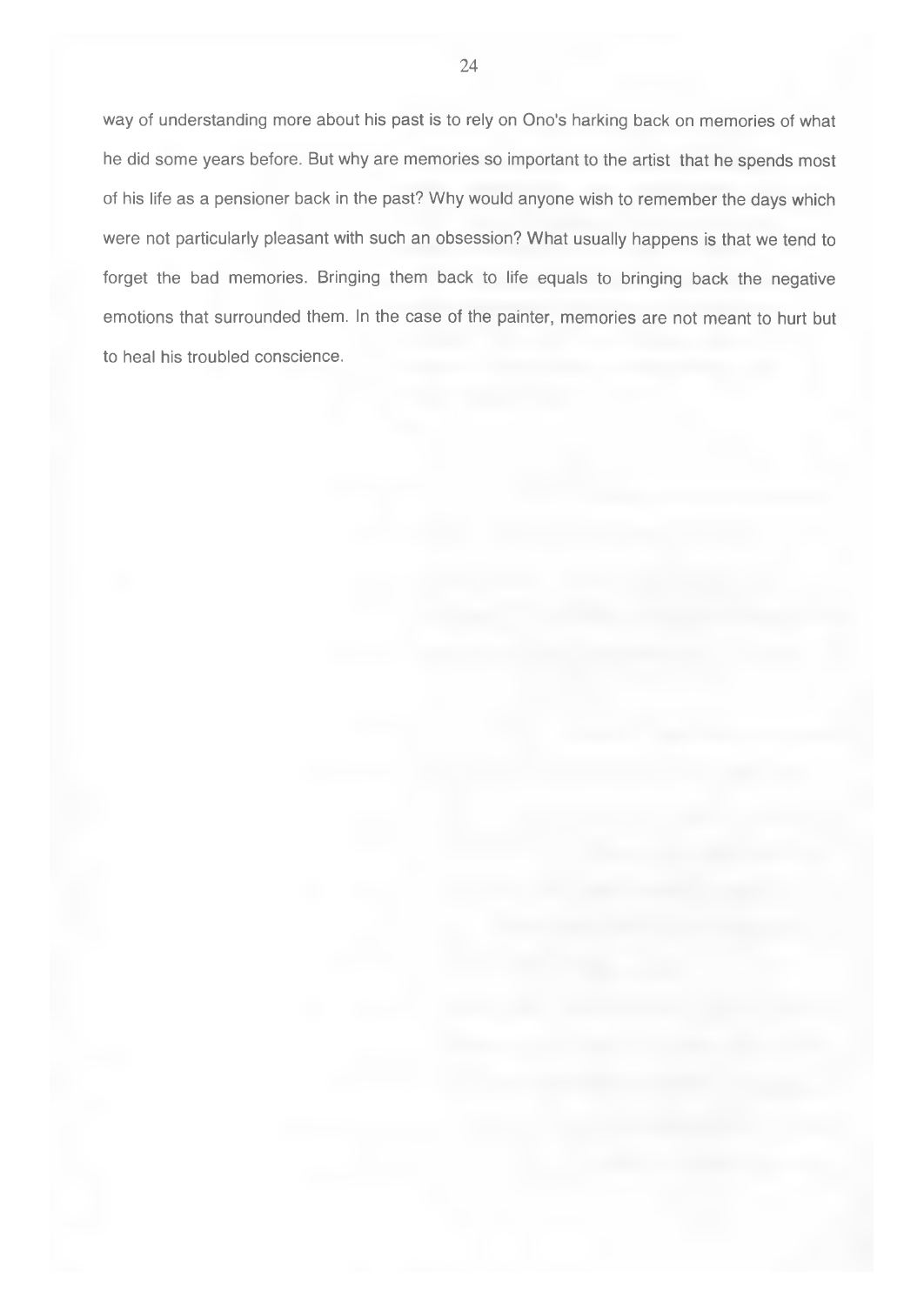way of understanding more about his past is to rely on Ono's harking back on memories of what he did some years before. But why are memories so important to the artist that he spends most of his life as a pensioner back in the past? Why would anyone wish to remember the days which were not particularly pleasant with such an obsession? What usually happens is that we tend to forget the bad memories. Bringing them back to life equals to bringing back the negative emotions that surrounded them. In the case of the painter, memories are not meant to hurt but to heal his troubled conscience.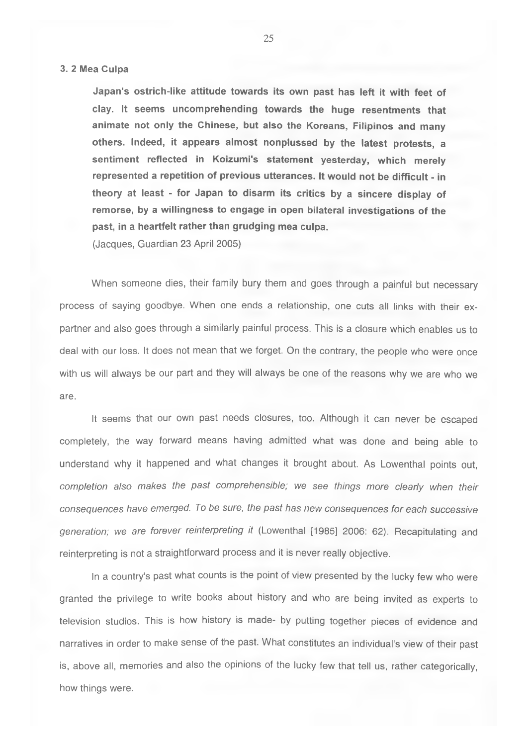### 3. 2 Mea Culpa

> **Japan's ostrich-like attitude towards its own past has left it with feet of clay. It seems uncomprehending towards the huge resentments that animate not only the Chinese, but also the Koreans, Filipinos and many others. Indeed, it appears almost nonplussed by the latest protests, a sentiment reflected in Koizumi's statement yesterday, which merely represented a repetition of previous utterances. It would not be difficult - in theory at least - for Japan to disarm its critics by a sincere display of remorse, by a willingness to engage in open bilateral investigations of the past, in a heartfelt rather than grudging mea culpa.**
>
> (Jacques, Guardian 23 April 2005)

When someone dies, their family bury them and goes through a painful but necessary process of saying goodbye. When one ends a relationship, one cuts all links with their ex-partner and also goes through a similarly painful process. This is a closure which enables us to deal with our loss. It does not mean that we forget. On the contrary, the people who were once with us will always be our part and they will always be one of the reasons why we are who we are.

It seems that our own past needs closures, too. Although it can never be escaped completely, the way forward means having admitted what was done and being able to understand why it happened and what changes it brought about. As Lowenthal points out, *completion also makes the past comprehensible; we see things more clearly when their consequences have emerged. To be sure, the past has new consequences for each successive generation; we are forever reinterpreting it* (Lowenthal [1985] 2006: 62). Recapitulating and reinterpreting is not a straightforward process and it is never really objective.

In a country's past what counts is the point of view presented by the lucky few who were granted the privilege to write books about history and who are being invited as experts to television studios. This is how history is made- by putting together pieces of evidence and narratives in order to make sense of the past. What constitutes an individual's view of their past is, above all, memories and also the opinions of the lucky few that tell us, rather categorically, how things were.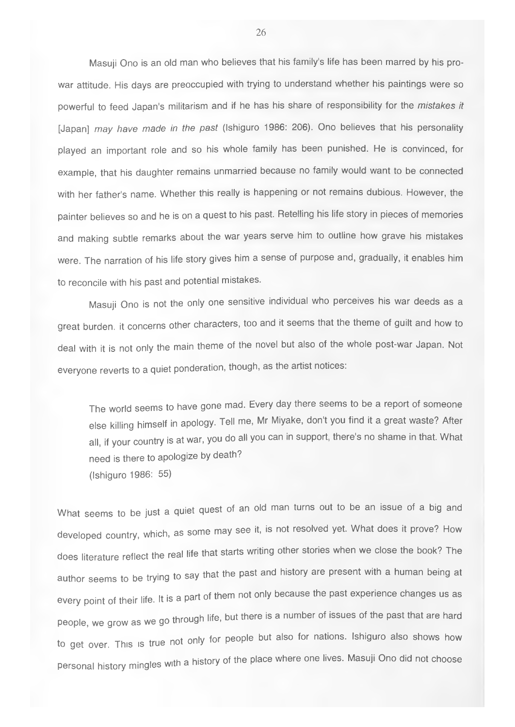Masuji Ono is an old man who believes that his family's life has been marred by his pro-war attitude. His days are preoccupied with trying to understand whether his paintings were so powerful to feed Japan's militarism and if he has his share of responsibility for the *mistakes it* [Japan] *may have made in the past* (Ishiguro 1986: 206). Ono believes that his personality played an important role and so his whole family has been punished. He is convinced, for example, that his daughter remains unmarried because no family would want to be connected with her father's name. Whether this really is happening or not remains dubious. However, the painter believes so and he is on a quest to his past. Retelling his life story in pieces of memories and making subtle remarks about the war years serve him to outline how grave his mistakes were. The narration of his life story gives him a sense of purpose and, gradually, it enables him to reconcile with his past and potential mistakes.

Masuji Ono is not the only one sensitive individual who perceives his war deeds as a great burden. it concerns other characters, too and it seems that the theme of guilt and how to deal with it is not only the main theme of the novel but also of the whole post-war Japan. Not everyone reverts to a quiet ponderation, though, as the artist notices:

> The world seems to have gone mad. Every day there seems to be a report of someone else killing himself in apology. Tell me, Mr Miyake, don't you find it a great waste? After all, if your country is at war, you do all you can in support, there's no shame in that. What need is there to apologize by death?
> (Ishiguro 1986: 55)

What seems to be just a quiet quest of an old man turns out to be an issue of a big and developed country, which, as some may see it, is not resolved yet. What does it prove? How does literature reflect the real life that starts writing other stories when we close the book? The author seems to be trying to say that the past and history are present with a human being at every point of their life. It is a part of them not only because the past experience changes us as people, we grow as we go through life, but there is a number of issues of the past that are hard to get over. This is true not only for people but also for nations. Ishiguro also shows how personal history mingles with a history of the place where one lives. Masuji Ono did not choose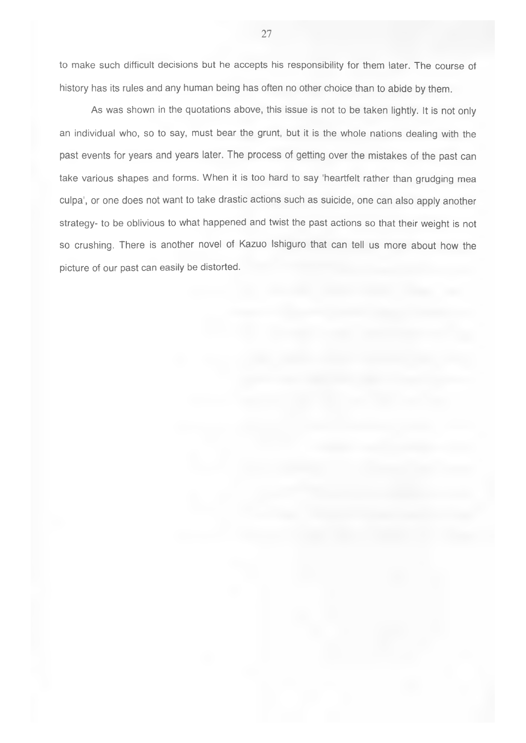to make such difficult decisions but he accepts his responsibility for them later. The course of history has its rules and any human being has often no other choice than to abide by them.

As was shown in the quotations above, this issue is not to be taken lightly. It is not only an individual who, so to say, must bear the grunt, but it is the whole nations dealing with the past events for years and years later. The process of getting over the mistakes of the past can take various shapes and forms. When it is too hard to say 'heartfelt rather than grudging mea culpa', or one does not want to take drastic actions such as suicide, one can also apply another strategy- to be oblivious to what happened and twist the past actions so that their weight is not so crushing. There is another novel of Kazuo Ishiguro that can tell us more about how the picture of our past can easily be distorted.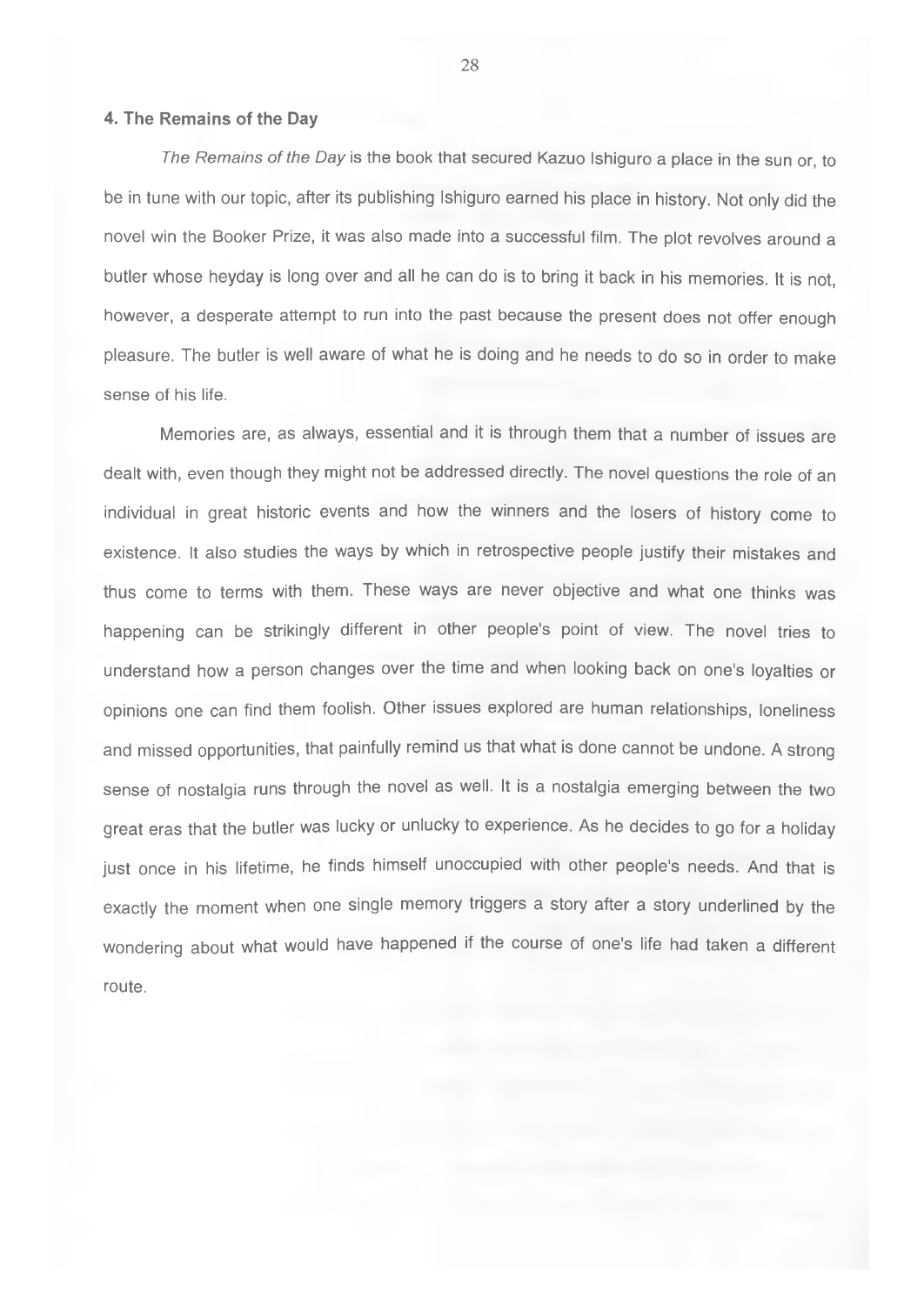## 4. The Remains of the Day

*The Remains of the Day* is the book that secured Kazuo Ishiguro a place in the sun or, to be in tune with our topic, after its publishing Ishiguro earned his place in history. Not only did the novel win the Booker Prize, it was also made into a successful film. The plot revolves around a butler whose heyday is long over and all he can do is to bring it back in his memories. It is not, however, a desperate attempt to run into the past because the present does not offer enough pleasure. The butler is well aware of what he is doing and he needs to do so in order to make sense of his life.

Memories are, as always, essential and it is through them that a number of issues are dealt with, even though they might not be addressed directly. The novel questions the role of an individual in great historic events and how the winners and the losers of history come to existence. It also studies the ways by which in retrospective people justify their mistakes and thus come to terms with them. These ways are never objective and what one thinks was happening can be strikingly different in other people's point of view. The novel tries to understand how a person changes over the time and when looking back on one's loyalties or opinions one can find them foolish. Other issues explored are human relationships, loneliness and missed opportunities, that painfully remind us that what is done cannot be undone. A strong sense of nostalgia runs through the novel as well. It is a nostalgia emerging between the two great eras that the butler was lucky or unlucky to experience. As he decides to go for a holiday just once in his lifetime, he finds himself unoccupied with other people's needs. And that is exactly the moment when one single memory triggers a story after a story underlined by the wondering about what would have happened if the course of one's life had taken a different route.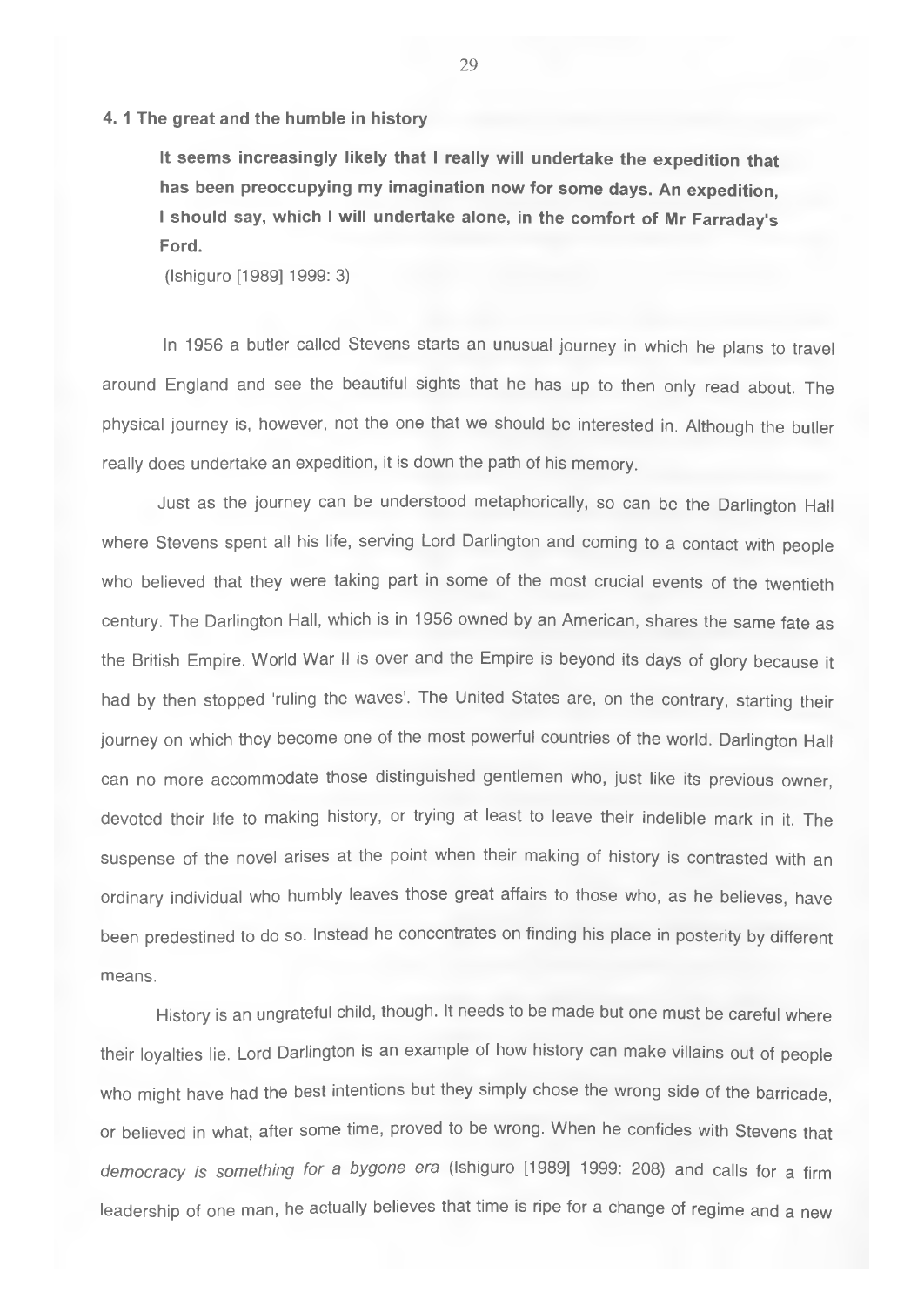## 4. 1 The great and the humble in history

> **It seems increasingly likely that I really will undertake the expedition that has been preoccupying my imagination now for some days. An expedition, I should say, which I will undertake alone, in the comfort of Mr Farraday's Ford.**
>
> (Ishiguro [1989] 1999: 3)

In 1956 a butler called Stevens starts an unusual journey in which he plans to travel around England and see the beautiful sights that he has up to then only read about. The physical journey is, however, not the one that we should be interested in. Although the butler really does undertake an expedition, it is down the path of his memory.

Just as the journey can be understood metaphorically, so can be the Darlington Hall where Stevens spent all his life, serving Lord Darlington and coming to a contact with people who believed that they were taking part in some of the most crucial events of the twentieth century. The Darlington Hall, which is in 1956 owned by an American, shares the same fate as the British Empire. World War II is over and the Empire is beyond its days of glory because it had by then stopped 'ruling the waves'. The United States are, on the contrary, starting their journey on which they become one of the most powerful countries of the world. Darlington Hall can no more accommodate those distinguished gentlemen who, just like its previous owner, devoted their life to making history, or trying at least to leave their indelible mark in it. The suspense of the novel arises at the point when their making of history is contrasted with an ordinary individual who humbly leaves those great affairs to those who, as he believes, have been predestined to do so. Instead he concentrates on finding his place in posterity by different means.

History is an ungrateful child, though. It needs to be made but one must be careful where their loyalties lie. Lord Darlington is an example of how history can make villains out of people who might have had the best intentions but they simply chose the wrong side of the barricade, or believed in what, after some time, proved to be wrong. When he confides with Stevens that *democracy is something for a bygone era* (Ishiguro [1989] 1999: 208) and calls for a firm leadership of one man, he actually believes that time is ripe for a change of regime and a new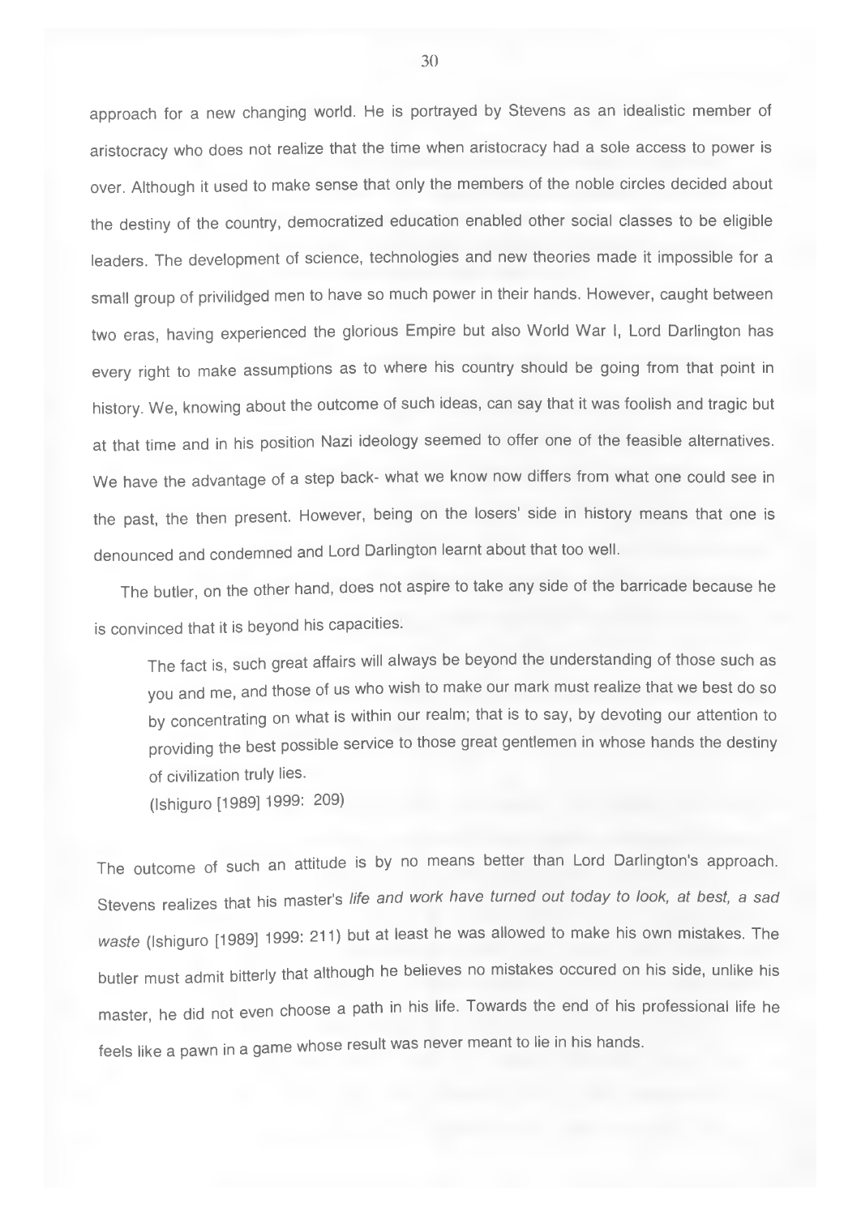approach for a new changing world. He is portrayed by Stevens as an idealistic member of aristocracy who does not realize that the time when aristocracy had a sole access to power is over. Although it used to make sense that only the members of the noble circles decided about the destiny of the country, democratized education enabled other social classes to be eligible leaders. The development of science, technologies and new theories made it impossible for a small group of privilidged men to have so much power in their hands. However, caught between two eras, having experienced the glorious Empire but also World War I, Lord Darlington has every right to make assumptions as to where his country should be going from that point in history. We, knowing about the outcome of such ideas, can say that it was foolish and tragic but at that time and in his position Nazi ideology seemed to offer one of the feasible alternatives. We have the advantage of a step back- what we know now differs from what one could see in the past, the then present. However, being on the losers' side in history means that one is denounced and condemned and Lord Darlington learnt about that too well.

The butler, on the other hand, does not aspire to take any side of the barricade because he is convinced that it is beyond his capacities.

> The fact is, such great affairs will always be beyond the understanding of those such as you and me, and those of us who wish to make our mark must realize that we best do so by concentrating on what is within our realm; that is to say, by devoting our attention to providing the best possible service to those great gentlemen in whose hands the destiny of civilization truly lies.
> (Ishiguro [1989] 1999: 209)

The outcome of such an attitude is by no means better than Lord Darlington's approach. Stevens realizes that his master's *life and work have turned out today to look, at best, a sad waste* (Ishiguro [1989] 1999: 211) but at least he was allowed to make his own mistakes. The butler must admit bitterly that although he believes no mistakes occured on his side, unlike his master, he did not even choose a path in his life. Towards the end of his professional life he feels like a pawn in a game whose result was never meant to lie in his hands.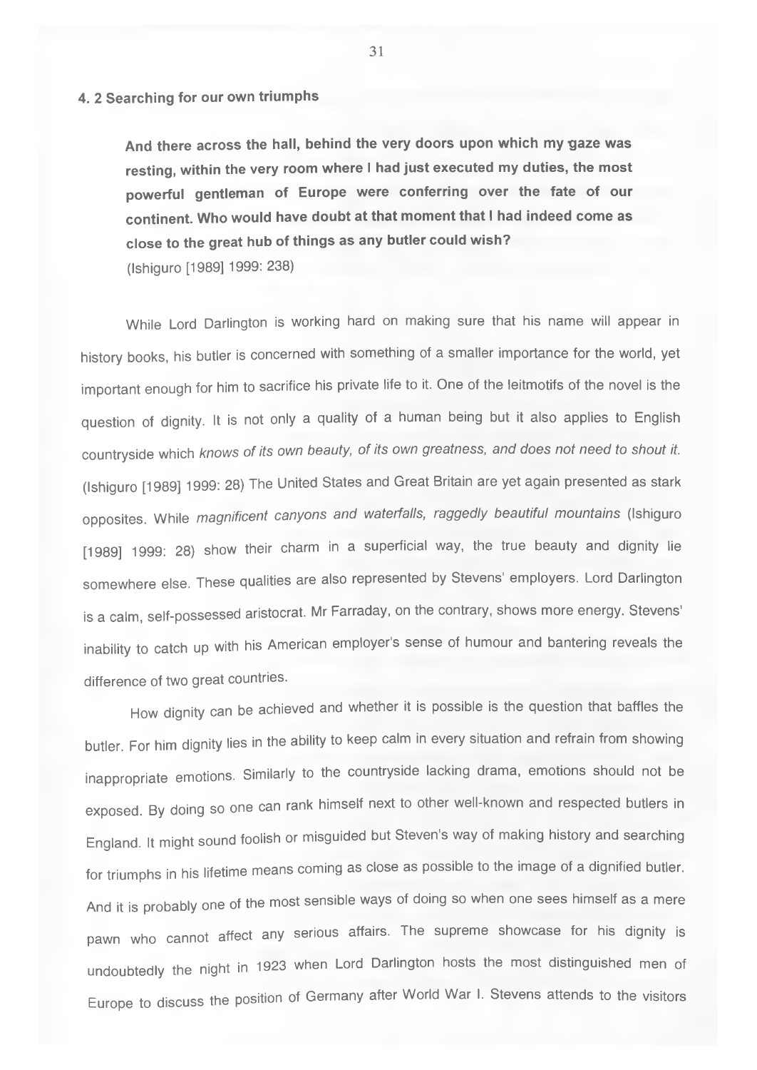## 4. 2 Searching for our own triumphs

> **And there across the hall, behind the very doors upon which my gaze was resting, within the very room where I had just executed my duties, the most powerful gentleman of Europe were conferring over the fate of our continent. Who would have doubt at that moment that I had indeed come as close to the great hub of things as any butler could wish?**
> (Ishiguro [1989] 1999: 238)

While Lord Darlington is working hard on making sure that his name will appear in history books, his butler is concerned with something of a smaller importance for the world, yet important enough for him to sacrifice his private life to it. One of the leitmotifs of the novel is the question of dignity. It is not only a quality of a human being but it also applies to English countryside which *knows of its own beauty, of its own greatness, and does not need to shout it.* (Ishiguro [1989] 1999: 28) The United States and Great Britain are yet again presented as stark opposites. While *magnificent canyons and waterfalls, raggedly beautiful mountains* (Ishiguro [1989] 1999: 28) show their charm in a superficial way, the true beauty and dignity lie somewhere else. These qualities are also represented by Stevens' employers. Lord Darlington is a calm, self-possessed aristocrat. Mr Farraday, on the contrary, shows more energy. Stevens' inability to catch up with his American employer's sense of humour and bantering reveals the difference of two great countries.

How dignity can be achieved and whether it is possible is the question that baffles the butler. For him dignity lies in the ability to keep calm in every situation and refrain from showing inappropriate emotions. Similarly to the countryside lacking drama, emotions should not be exposed. By doing so one can rank himself next to other well-known and respected butlers in England. It might sound foolish or misguided but Steven's way of making history and searching for triumphs in his lifetime means coming as close as possible to the image of a dignified butler. And it is probably one of the most sensible ways of doing so when one sees himself as a mere pawn who cannot affect any serious affairs. The supreme showcase for his dignity is undoubtedly the night in 1923 when Lord Darlington hosts the most distinguished men of Europe to discuss the position of Germany after World War I. Stevens attends to the visitors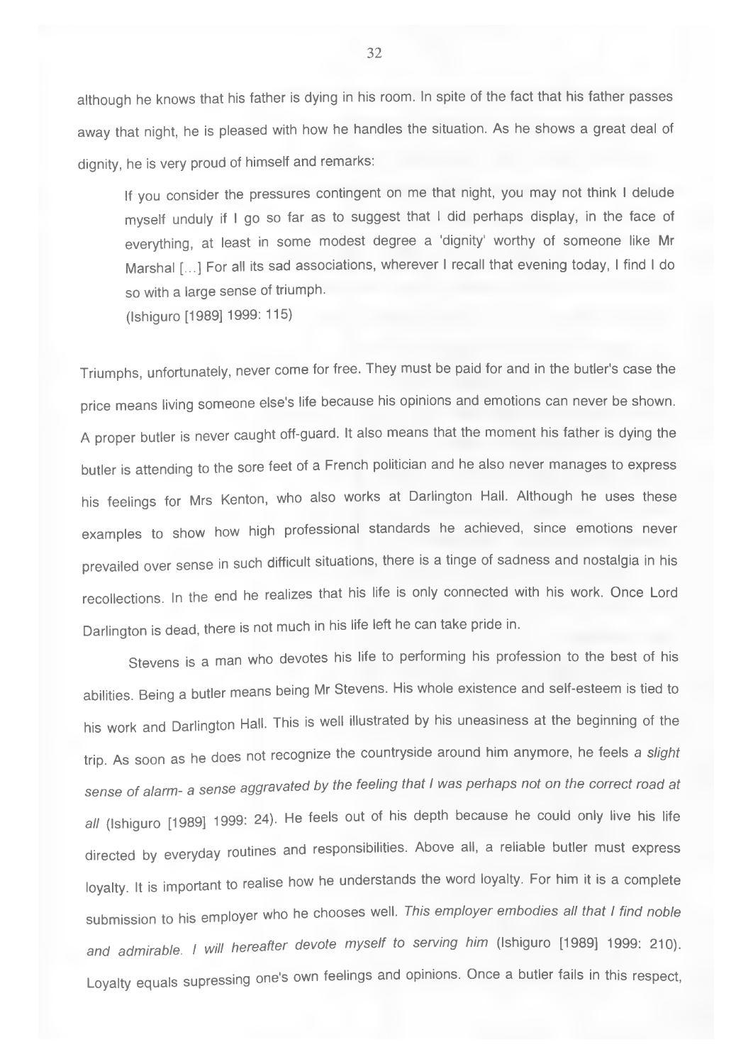although he knows that his father is dying in his room. In spite of the fact that his father passes away that night, he is pleased with how he handles the situation. As he shows a great deal of dignity, he is very proud of himself and remarks:

> If you consider the pressures contingent on me that night, you may not think I delude myself unduly if I go so far as to suggest that I did perhaps display, in the face of everything, at least in some modest degree a 'dignity' worthy of someone like Mr Marshal [...] For all its sad associations, wherever I recall that evening today, I find I do so with a large sense of triumph.
> (Ishiguro [1989] 1999: 115)

Triumphs, unfortunately, never come for free. They must be paid for and in the butler's case the price means living someone else's life because his opinions and emotions can never be shown. A proper butler is never caught off-guard. It also means that the moment his father is dying the butler is attending to the sore feet of a French politician and he also never manages to express his feelings for Mrs Kenton, who also works at Darlington Hall. Although he uses these examples to show how high professional standards he achieved, since emotions never prevailed over sense in such difficult situations, there is a tinge of sadness and nostalgia in his recollections. In the end he realizes that his life is only connected with his work. Once Lord Darlington is dead, there is not much in his life left he can take pride in.

Stevens is a man who devotes his life to performing his profession to the best of his abilities. Being a butler means being Mr Stevens. His whole existence and self-esteem is tied to his work and Darlington Hall. This is well illustrated by his uneasiness at the beginning of the trip. As soon as he does not recognize the countryside around him anymore, he feels *a slight sense of alarm- a sense aggravated by the feeling that I was perhaps not on the correct road at all* (Ishiguro [1989] 1999: 24). He feels out of his depth because he could only live his life directed by everyday routines and responsibilities. Above all, a reliable butler must express loyalty. It is important to realise how he understands the word loyalty. For him it is a complete submission to his employer who he chooses well. *This employer embodies all that I find noble and admirable. I will hereafter devote myself to serving him* (Ishiguro [1989] 1999: 210). Loyalty equals supressing one's own feelings and opinions. Once a butler fails in this respect,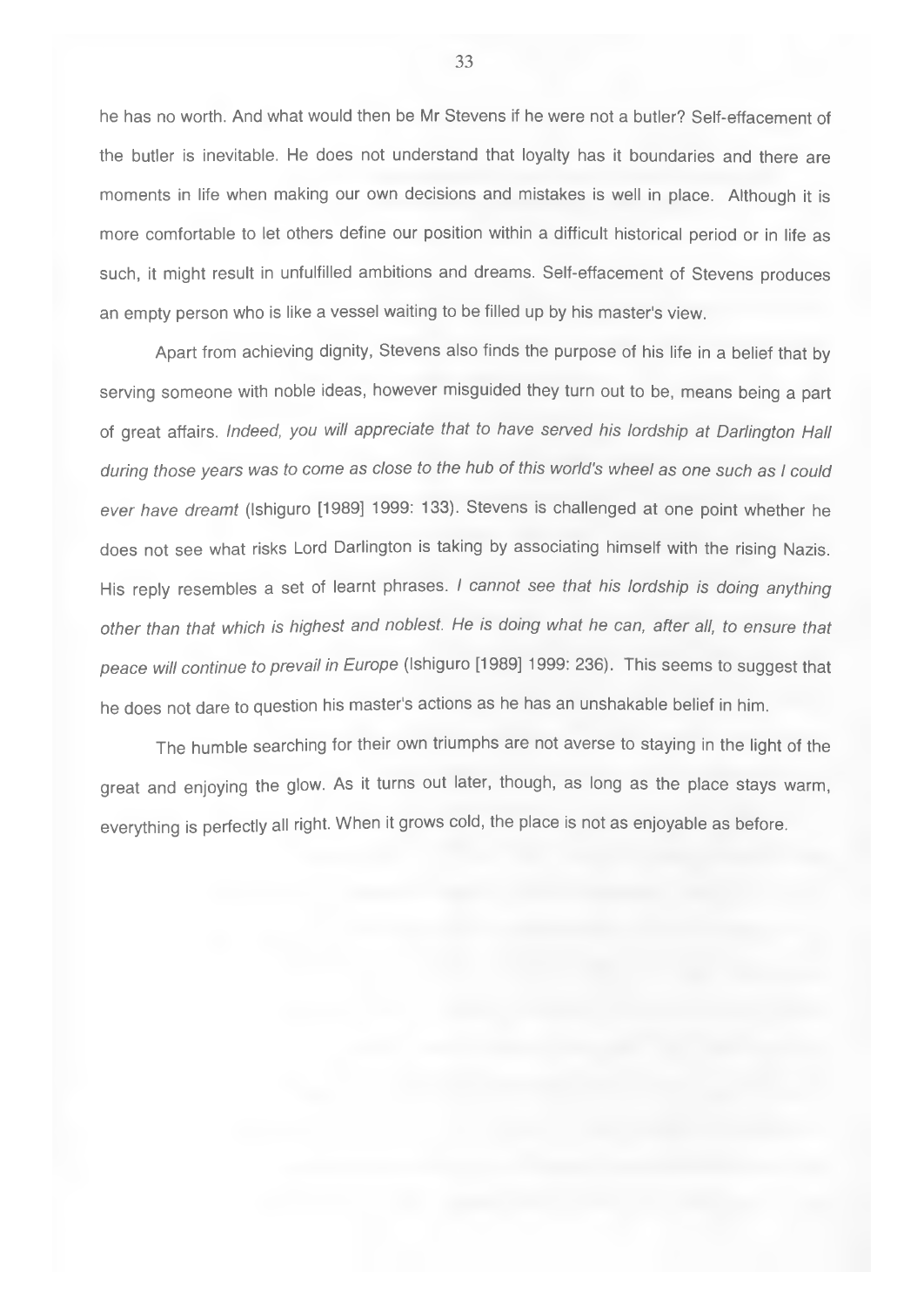he has no worth. And what would then be Mr Stevens if he were not a butler? Self-effacement of the butler is inevitable. He does not understand that loyalty has it boundaries and there are moments in life when making our own decisions and mistakes is well in place. Although it is more comfortable to let others define our position within a difficult historical period or in life as such, it might result in unfulfilled ambitions and dreams. Self-effacement of Stevens produces an empty person who is like a vessel waiting to be filled up by his master's view.

Apart from achieving dignity, Stevens also finds the purpose of his life in a belief that by serving someone with noble ideas, however misguided they turn out to be, means being a part of great affairs. *Indeed, you will appreciate that to have served his lordship at Darlington Hall during those years was to come as close to the hub of this world's wheel as one such as I could ever have dreamt* (Ishiguro [1989] 1999: 133). Stevens is challenged at one point whether he does not see what risks Lord Darlington is taking by associating himself with the rising Nazis. His reply resembles a set of learnt phrases. *I cannot see that his lordship is doing anything other than that which is highest and noblest. He is doing what he can, after all, to ensure that peace will continue to prevail in Europe* (Ishiguro [1989] 1999: 236). This seems to suggest that he does not dare to question his master's actions as he has an unshakable belief in him.

The humble searching for their own triumphs are not averse to staying in the light of the great and enjoying the glow. As it turns out later, though, as long as the place stays warm, everything is perfectly all right. When it grows cold, the place is not as enjoyable as before.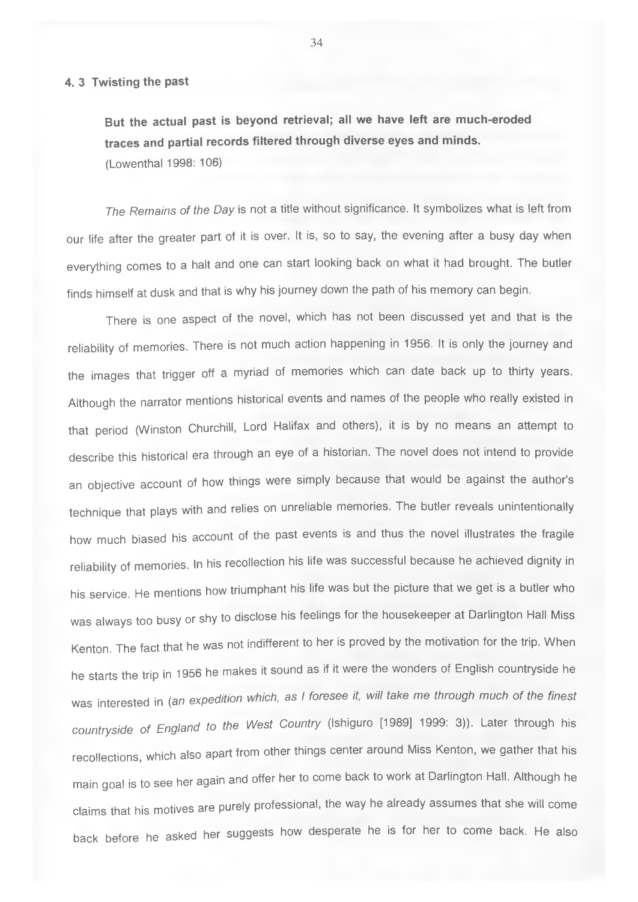### 4. 3 Twisting the past

> **But the actual past is beyond retrieval; all we have left are much-eroded traces and partial records filtered through diverse eyes and minds.**
> (Lowenthal 1998: 106)

*The Remains of the Day* is not a title without significance. It symbolizes what is left from our life after the greater part of it is over. It is, so to say, the evening after a busy day when everything comes to a halt and one can start looking back on what it had brought. The butler finds himself at dusk and that is why his journey down the path of his memory can begin.

There is one aspect of the novel, which has not been discussed yet and that is the reliability of memories. There is not much action happening in 1956. It is only the journey and the images that trigger off a myriad of memories which can date back up to thirty years. Although the narrator mentions historical events and names of the people who really existed in that period (Winston Churchill, Lord Halifax and others), it is by no means an attempt to describe this historical era through an eye of a historian. The novel does not intend to provide an objective account of how things were simply because that would be against the author's technique that plays with and relies on unreliable memories. The butler reveals unintentionally how much biased his account of the past events is and thus the novel illustrates the fragile reliability of memories. In his recollection his life was successful because he achieved dignity in his service. He mentions how triumphant his life was but the picture that we get is a butler who was always too busy or shy to disclose his feelings for the housekeeper at Darlington Hall Miss Kenton. The fact that he was not indifferent to her is proved by the motivation for the trip. When he starts the trip in 1956 he makes it sound as if it were the wonders of English countryside he was interested in (*an expedition which, as I foresee it, will take me through much of the finest countryside of England to the West Country* (Ishiguro [1989] 1999: 3)). Later through his recollections, which also apart from other things center around Miss Kenton, we gather that his main goal is to see her again and offer her to come back to work at Darlington Hall. Although he claims that his motives are purely professional, the way he already assumes that she will come back before he asked her suggests how desperate he is for her to come back. He also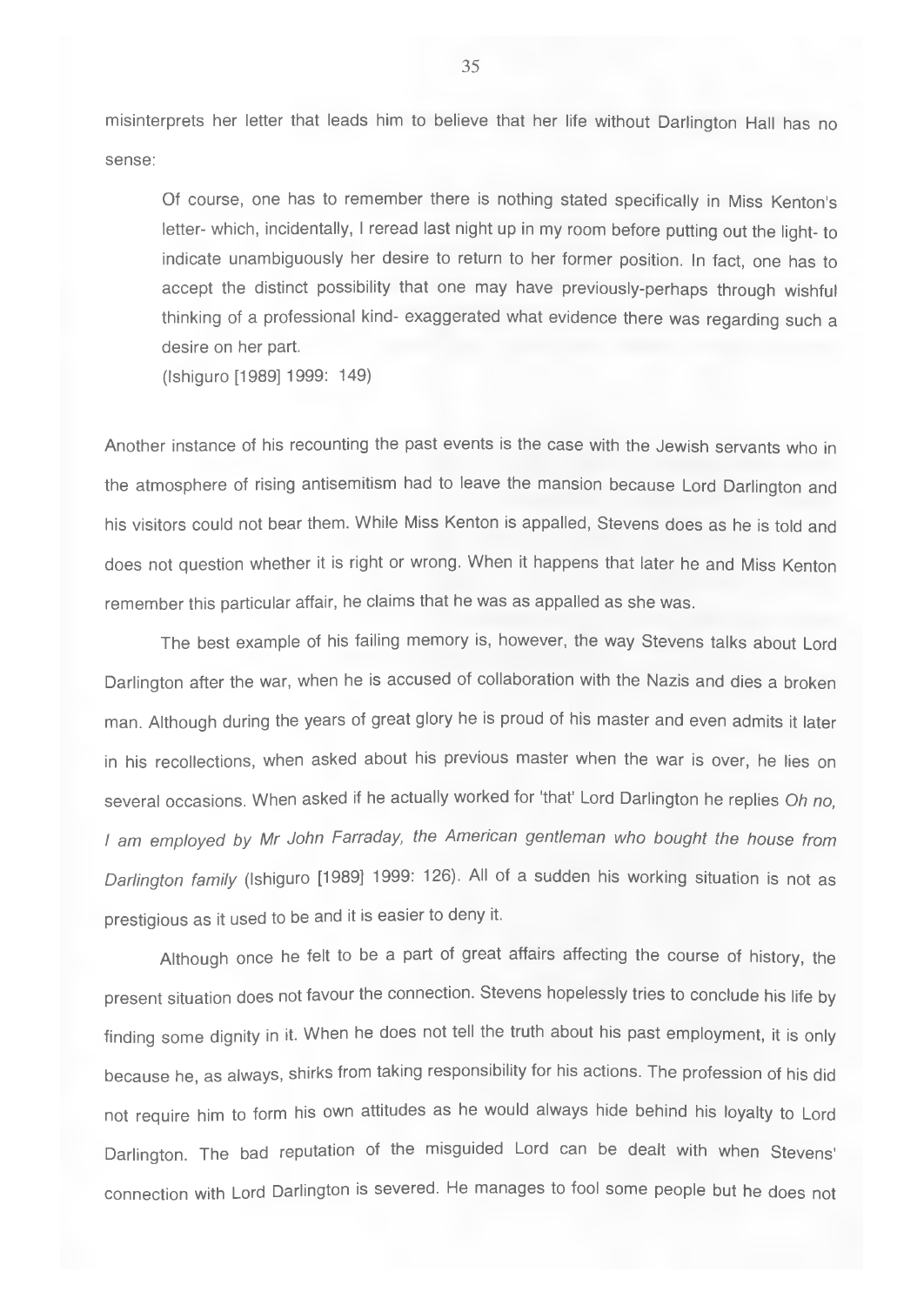misinterprets her letter that leads him to believe that her life without Darlington Hall has no sense:

> Of course, one has to remember there is nothing stated specifically in Miss Kenton's letter- which, incidentally, I reread last night up in my room before putting out the light- to indicate unambiguously her desire to return to her former position. In fact, one has to accept the distinct possibility that one may have previously-perhaps through wishful thinking of a professional kind- exaggerated what evidence there was regarding such a desire on her part.
> (Ishiguro [1989] 1999: 149)

Another instance of his recounting the past events is the case with the Jewish servants who in the atmosphere of rising antisemitism had to leave the mansion because Lord Darlington and his visitors could not bear them. While Miss Kenton is appalled, Stevens does as he is told and does not question whether it is right or wrong. When it happens that later he and Miss Kenton remember this particular affair, he claims that he was as appalled as she was.

The best example of his failing memory is, however, the way Stevens talks about Lord Darlington after the war, when he is accused of collaboration with the Nazis and dies a broken man. Although during the years of great glory he is proud of his master and even admits it later in his recollections, when asked about his previous master when the war is over, he lies on several occasions. When asked if he actually worked for 'that' Lord Darlington he replies *Oh no, I am employed by Mr John Farraday, the American gentleman who bought the house from Darlington family* (Ishiguro [1989] 1999: 126). All of a sudden his working situation is not as prestigious as it used to be and it is easier to deny it.

Although once he felt to be a part of great affairs affecting the course of history, the present situation does not favour the connection. Stevens hopelessly tries to conclude his life by finding some dignity in it. When he does not tell the truth about his past employment, it is only because he, as always, shirks from taking responsibility for his actions. The profession of his did not require him to form his own attitudes as he would always hide behind his loyalty to Lord Darlington. The bad reputation of the misguided Lord can be dealt with when Stevens' connection with Lord Darlington is severed. He manages to fool some people but he does not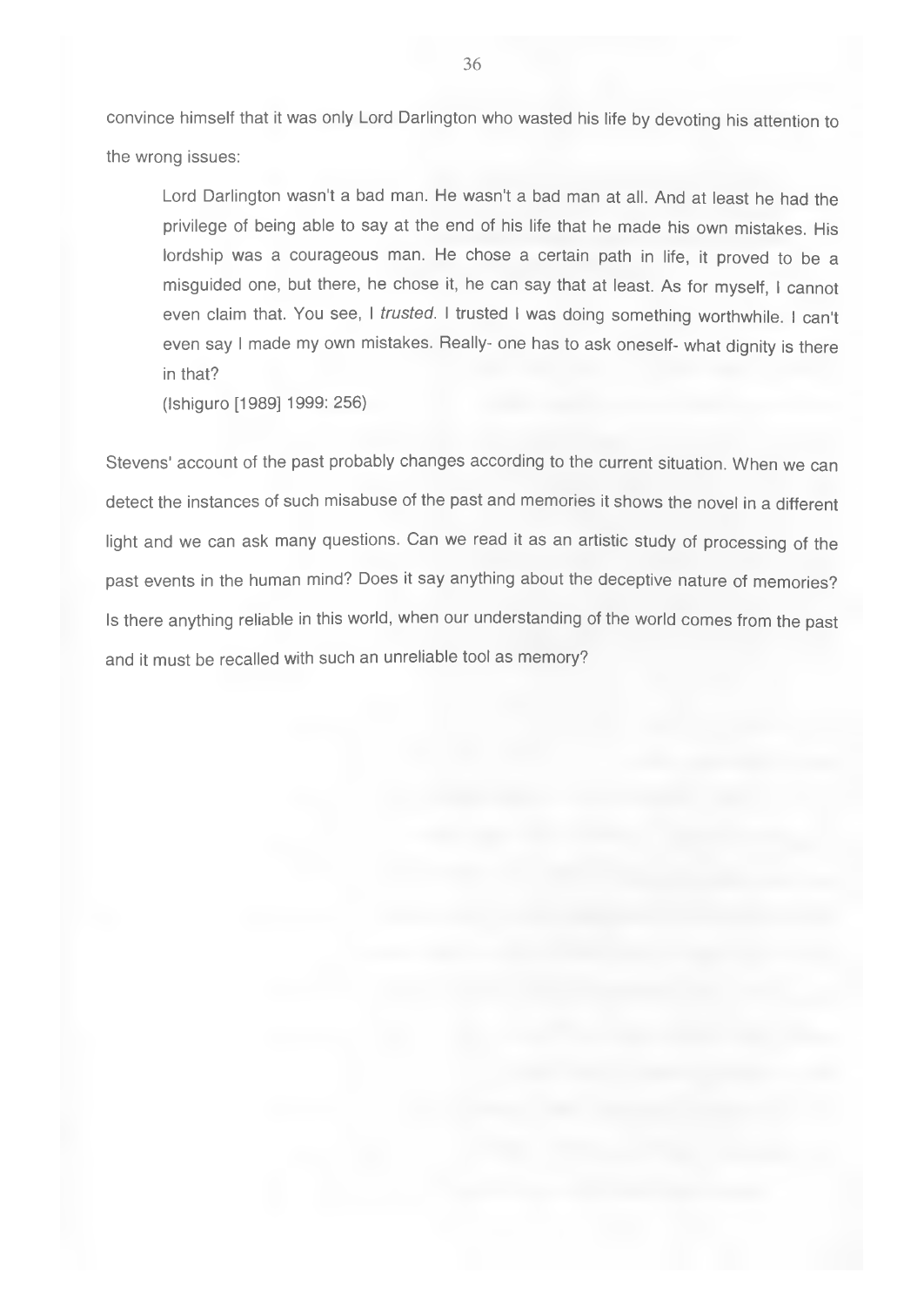convince himself that it was only Lord Darlington who wasted his life by devoting his attention to the wrong issues:

> Lord Darlington wasn't a bad man. He wasn't a bad man at all. And at least he had the privilege of being able to say at the end of his life that he made his own mistakes. His lordship was a courageous man. He chose a certain path in life, it proved to be a misguided one, but there, he chose it, he can say that at least. As for myself, I cannot even claim that. You see, I *trusted*. I trusted I was doing something worthwhile. I can't even say I made my own mistakes. Really- one has to ask oneself- what dignity is there in that?
> (Ishiguro [1989] 1999: 256)

Stevens' account of the past probably changes according to the current situation. When we can detect the instances of such misabuse of the past and memories it shows the novel in a different light and we can ask many questions. Can we read it as an artistic study of processing of the past events in the human mind? Does it say anything about the deceptive nature of memories? Is there anything reliable in this world, when our understanding of the world comes from the past and it must be recalled with such an unreliable tool as memory?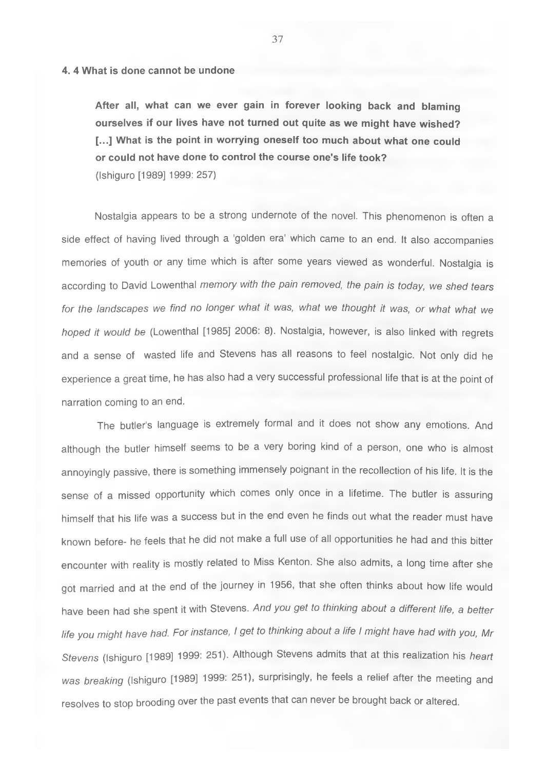### 4. 4 What is done cannot be undone

> **After all, what can we ever gain in forever looking back and blaming ourselves if our lives have not turned out quite as we might have wished? [...] What is the point in worrying oneself too much about what one could or could not have done to control the course one's life took?**
> (Ishiguro [1989] 1999: 257)

Nostalgia appears to be a strong undernote of the novel. This phenomenon is often a side effect of having lived through a 'golden era' which came to an end. It also accompanies memories of youth or any time which is after some years viewed as wonderful. Nostalgia is according to David Lowenthal *memory with the pain removed, the pain is today, we shed tears for the landscapes we find no longer what it was, what we thought it was, or what what we hoped it would be* (Lowenthal [1985] 2006: 8). Nostalgia, however, is also linked with regrets and a sense of wasted life and Stevens has all reasons to feel nostalgic. Not only did he experience a great time, he has also had a very successful professional life that is at the point of narration coming to an end.

The butler's language is extremely formal and it does not show any emotions. And although the butler himself seems to be a very boring kind of a person, one who is almost annoyingly passive, there is something immensely poignant in the recollection of his life. It is the sense of a missed opportunity which comes only once in a lifetime. The butler is assuring himself that his life was a success but in the end even he finds out what the reader must have known before- he feels that he did not make a full use of all opportunities he had and this bitter encounter with reality is mostly related to Miss Kenton. She also admits, a long time after she got married and at the end of the journey in 1956, that she often thinks about how life would have been had she spent it with Stevens. *And you get to thinking about a different life, a better life you might have had. For instance, I get to thinking about a life I might have had with you, Mr Stevens* (Ishiguro [1989] 1999: 251). Although Stevens admits that at this realization his *heart was breaking* (Ishiguro [1989] 1999: 251), surprisingly, he feels a relief after the meeting and resolves to stop brooding over the past events that can never be brought back or altered.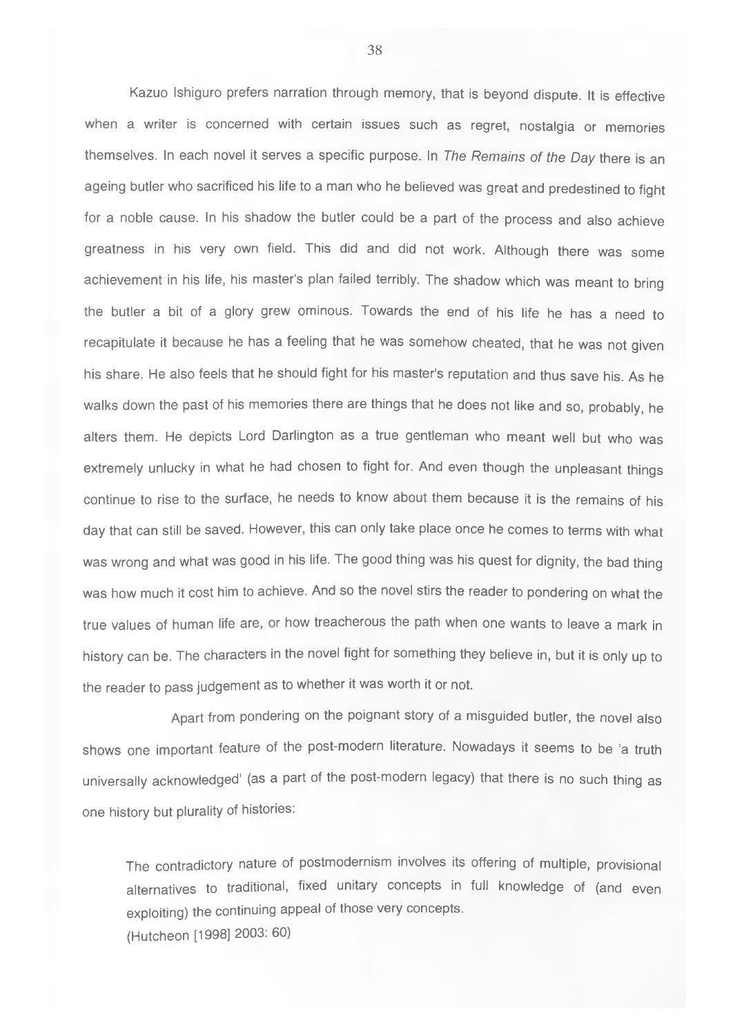Kazuo Ishiguro prefers narration through memory, that is beyond dispute. It is effective when a writer is concerned with certain issues such as regret, nostalgia or memories themselves. In each novel it serves a specific purpose. In *The Remains of the Day* there is an ageing butler who sacrificed his life to a man who he believed was great and predestined to fight for a noble cause. In his shadow the butler could be a part of the process and also achieve greatness in his very own field. This did and did not work. Although there was some achievement in his life, his master's plan failed terribly. The shadow which was meant to bring the butler a bit of a glory grew ominous. Towards the end of his life he has a need to recapitulate it because he has a feeling that he was somehow cheated, that he was not given his share. He also feels that he should fight for his master's reputation and thus save his. As he walks down the past of his memories there are things that he does not like and so, probably, he alters them. He depicts Lord Darlington as a true gentleman who meant well but who was extremely unlucky in what he had chosen to fight for. And even though the unpleasant things continue to rise to the surface, he needs to know about them because it is the remains of his day that can still be saved. However, this can only take place once he comes to terms with what was wrong and what was good in his life. The good thing was his quest for dignity, the bad thing was how much it cost him to achieve. And so the novel stirs the reader to pondering on what the true values of human life are, or how treacherous the path when one wants to leave a mark in history can be. The characters in the novel fight for something they believe in, but it is only up to the reader to pass judgement as to whether it was worth it or not.

Apart from pondering on the poignant story of a misguided butler, the novel also shows one important feature of the post-modern literature. Nowadays it seems to be 'a truth universally acknowledged' (as a part of the post-modern legacy) that there is no such thing as one history but plurality of histories:

> The contradictory nature of postmodernism involves its offering of multiple, provisional alternatives to traditional, fixed unitary concepts in full knowledge of (and even exploiting) the continuing appeal of those very concepts.
> (Hutcheon [1998] 2003: 60)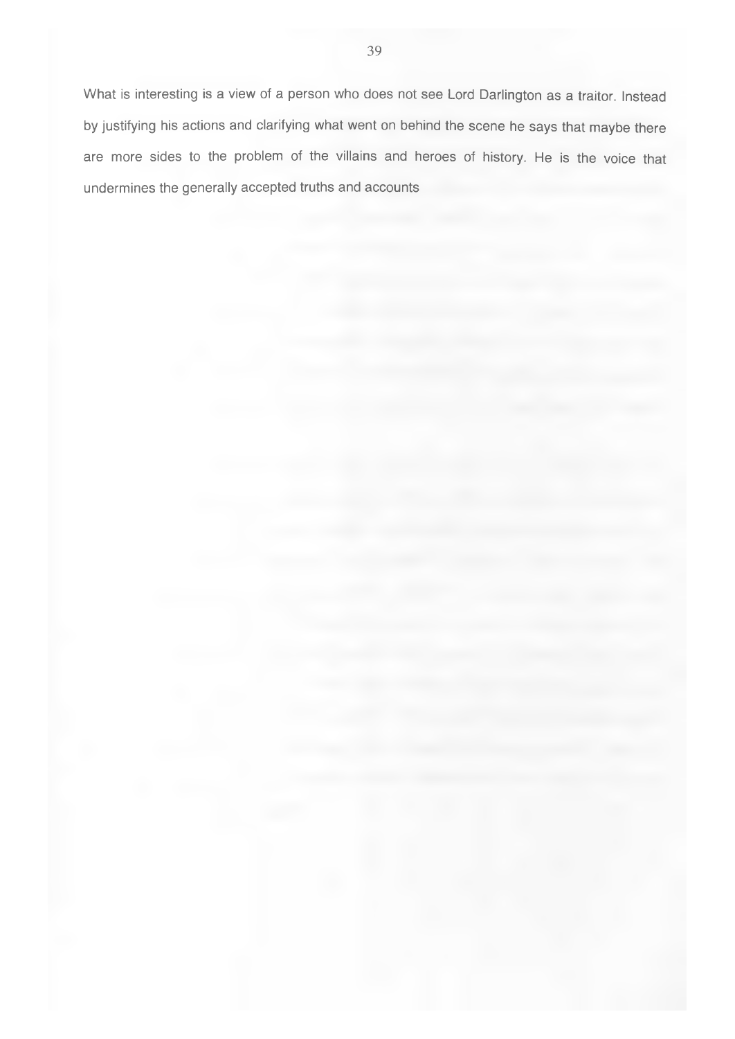What is interesting is a view of a person who does not see Lord Darlington as a traitor. Instead by justifying his actions and clarifying what went on behind the scene he says that maybe there are more sides to the problem of the villains and heroes of history. He is the voice that undermines the generally accepted truths and accounts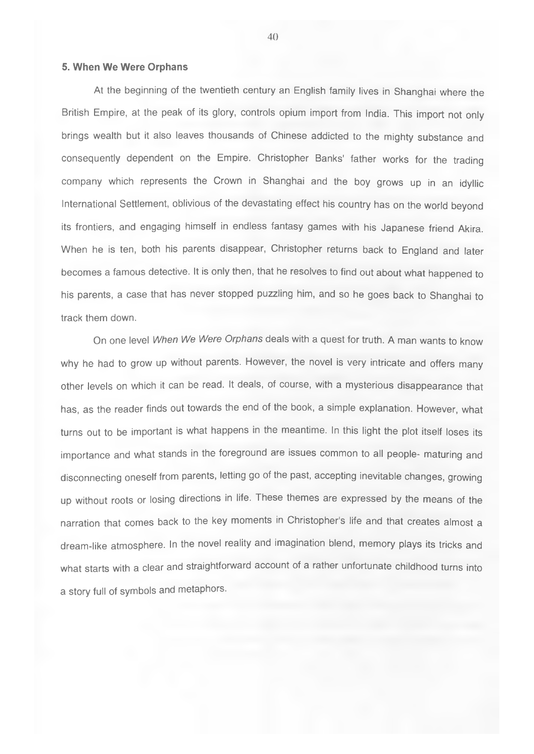## 5. When We Were Orphans

At the beginning of the twentieth century an English family lives in Shanghai where the British Empire, at the peak of its glory, controls opium import from India. This import not only brings wealth but it also leaves thousands of Chinese addicted to the mighty substance and consequently dependent on the Empire. Christopher Banks' father works for the trading company which represents the Crown in Shanghai and the boy grows up in an idyllic International Settlement, oblivious of the devastating effect his country has on the world beyond its frontiers, and engaging himself in endless fantasy games with his Japanese friend Akira. When he is ten, both his parents disappear, Christopher returns back to England and later becomes a famous detective. It is only then, that he resolves to find out about what happened to his parents, a case that has never stopped puzzling him, and so he goes back to Shanghai to track them down.

On one level *When We Were Orphans* deals with a quest for truth. A man wants to know why he had to grow up without parents. However, the novel is very intricate and offers many other levels on which it can be read. It deals, of course, with a mysterious disappearance that has, as the reader finds out towards the end of the book, a simple explanation. However, what turns out to be important is what happens in the meantime. In this light the plot itself loses its importance and what stands in the foreground are issues common to all people- maturing and disconnecting oneself from parents, letting go of the past, accepting inevitable changes, growing up without roots or losing directions in life. These themes are expressed by the means of the narration that comes back to the key moments in Christopher's life and that creates almost a dream-like atmosphere. In the novel reality and imagination blend, memory plays its tricks and what starts with a clear and straightforward account of a rather unfortunate childhood turns into a story full of symbols and metaphors.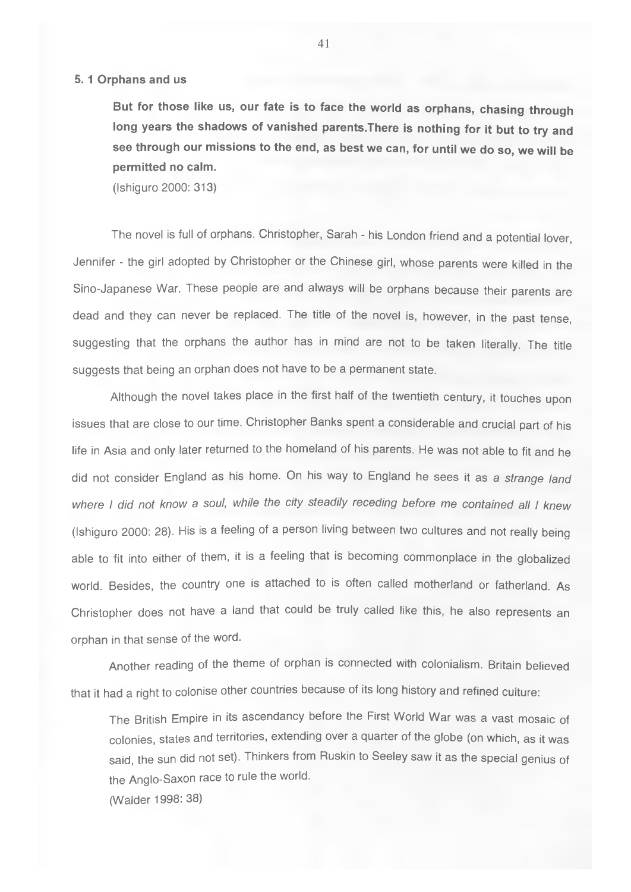### 5. 1 Orphans and us

> **But for those like us, our fate is to face the world as orphans, chasing through long years the shadows of vanished parents.There is nothing for it but to try and see through our missions to the end, as best we can, for until we do so, we will be permitted no calm.**
> (Ishiguro 2000: 313)

The novel is full of orphans. Christopher, Sarah - his London friend and a potential lover, Jennifer - the girl adopted by Christopher or the Chinese girl, whose parents were killed in the Sino-Japanese War. These people are and always will be orphans because their parents are dead and they can never be replaced. The title of the novel is, however, in the past tense, suggesting that the orphans the author has in mind are not to be taken literally. The title suggests that being an orphan does not have to be a permanent state.

Although the novel takes place in the first half of the twentieth century, it touches upon issues that are close to our time. Christopher Banks spent a considerable and crucial part of his life in Asia and only later returned to the homeland of his parents. He was not able to fit and he did not consider England as his home. On his way to England he sees it as *a strange land where I did not know a soul, while the city steadily receding before me contained all I knew* (Ishiguro 2000: 28). His is a feeling of a person living between two cultures and not really being able to fit into either of them, it is a feeling that is becoming commonplace in the globalized world. Besides, the country one is attached to is often called motherland or fatherland. As Christopher does not have a land that could be truly called like this, he also represents an orphan in that sense of the word.

Another reading of the theme of orphan is connected with colonialism. Britain believed that it had a right to colonise other countries because of its long history and refined culture:

> The British Empire in its ascendancy before the First World War was a vast mosaic of colonies, states and territories, extending over a quarter of the globe (on which, as it was said, the sun did not set). Thinkers from Ruskin to Seeley saw it as the special genius of the Anglo-Saxon race to rule the world.
> (Walder 1998: 38)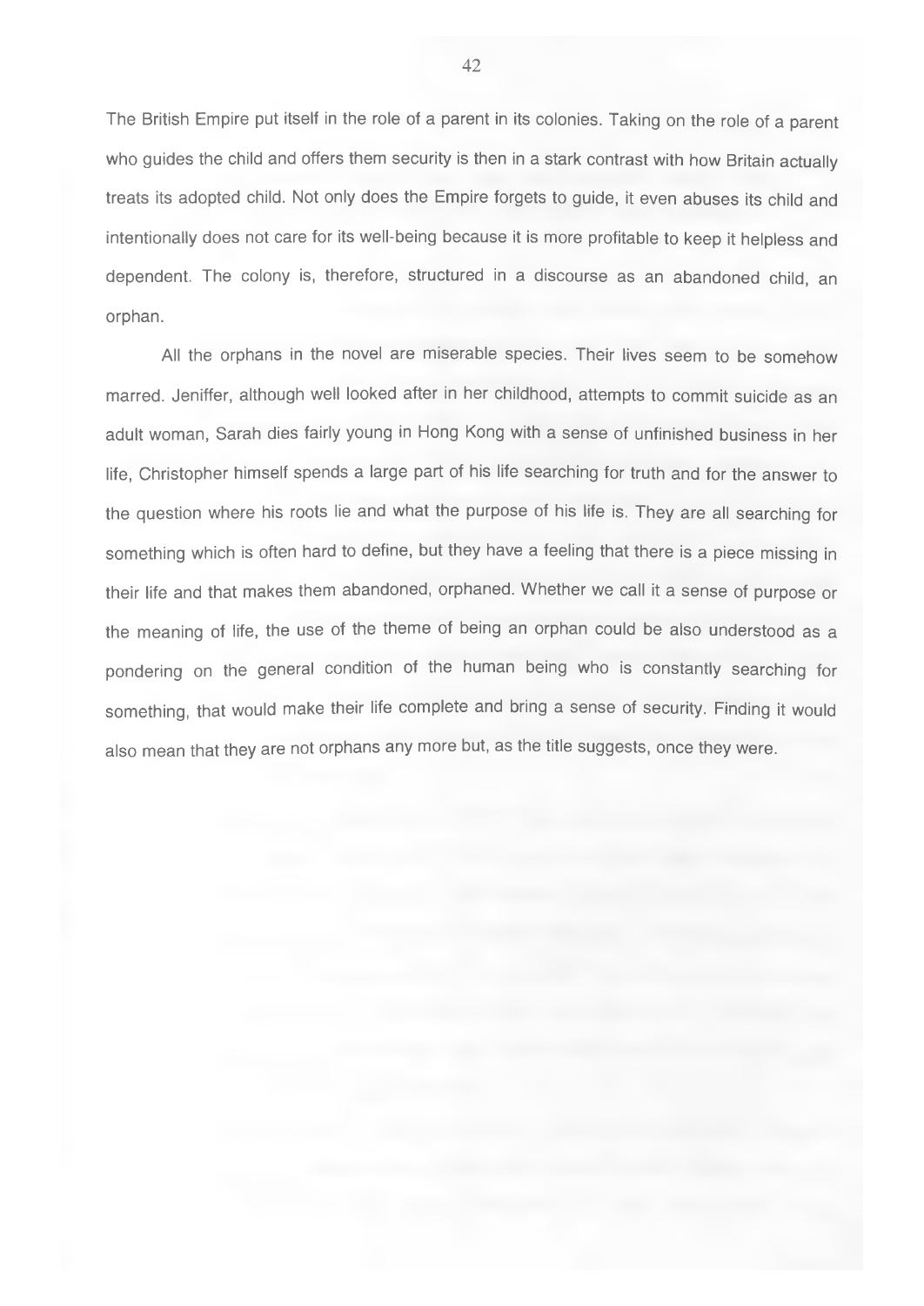The British Empire put itself in the role of a parent in its colonies. Taking on the role of a parent who guides the child and offers them security is then in a stark contrast with how Britain actually treats its adopted child. Not only does the Empire forgets to guide, it even abuses its child and intentionally does not care for its well-being because it is more profitable to keep it helpless and dependent. The colony is, therefore, structured in a discourse as an abandoned child, an orphan.

All the orphans in the novel are miserable species. Their lives seem to be somehow marred. Jeniffer, although well looked after in her childhood, attempts to commit suicide as an adult woman, Sarah dies fairly young in Hong Kong with a sense of unfinished business in her life, Christopher himself spends a large part of his life searching for truth and for the answer to the question where his roots lie and what the purpose of his life is. They are all searching for something which is often hard to define, but they have a feeling that there is a piece missing in their life and that makes them abandoned, orphaned. Whether we call it a sense of purpose or the meaning of life, the use of the theme of being an orphan could be also understood as a pondering on the general condition of the human being who is constantly searching for something, that would make their life complete and bring a sense of security. Finding it would also mean that they are not orphans any more but, as the title suggests, once they were.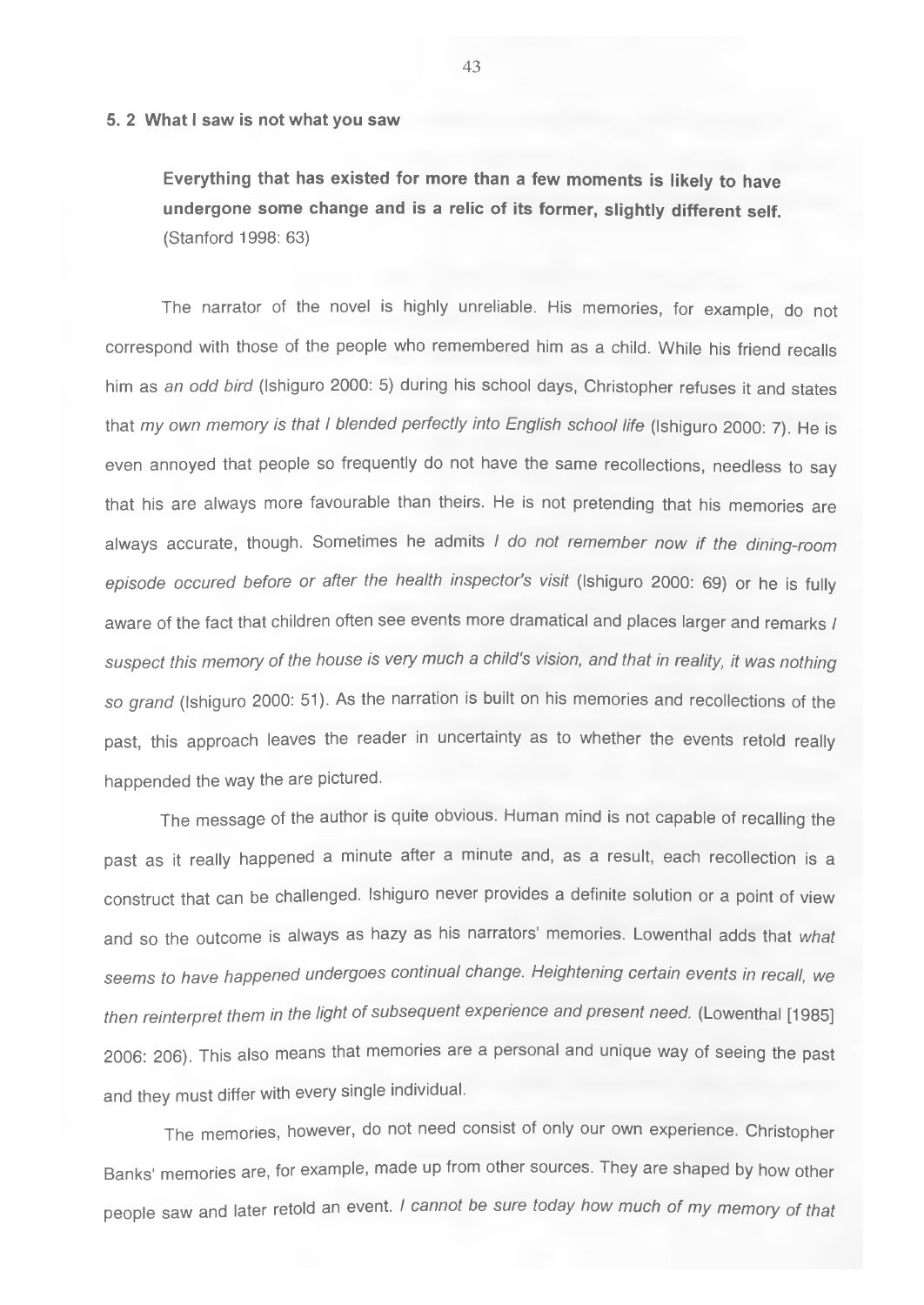## 5. 2 What I saw is not what you saw

> **Everything that has existed for more than a few moments is likely to have undergone some change and is a relic of its former, slightly different self.**
> (Stanford 1998: 63)

The narrator of the novel is highly unreliable. His memories, for example, do not correspond with those of the people who remembered him as a child. While his friend recalls him as *an odd bird* (Ishiguro 2000: 5) during his school days, Christopher refuses it and states that *my own memory is that I blended perfectly into English school life* (Ishiguro 2000: 7). He is even annoyed that people so frequently do not have the same recollections, needless to say that his are always more favourable than theirs. He is not pretending that his memories are always accurate, though. Sometimes he admits *I do not remember now if the dining-room episode occured before or after the health inspector's visit* (Ishiguro 2000: 69) or he is fully aware of the fact that children often see events more dramatical and places larger and remarks *I suspect this memory of the house is very much a child's vision, and that in reality, it was nothing so grand* (Ishiguro 2000: 51). As the narration is built on his memories and recollections of the past, this approach leaves the reader in uncertainty as to whether the events retold really happended the way the are pictured.

The message of the author is quite obvious. Human mind is not capable of recalling the past as it really happened a minute after a minute and, as a result, each recollection is a construct that can be challenged. Ishiguro never provides a definite solution or a point of view and so the outcome is always as hazy as his narrators' memories. Lowenthal adds that *what seems to have happened undergoes continual change. Heightening certain events in recall, we then reinterpret them in the light of subsequent experience and present need.* (Lowenthal [1985] 2006: 206). This also means that memories are a personal and unique way of seeing the past and they must differ with every single individual.

The memories, however, do not need consist of only our own experience. Christopher Banks' memories are, for example, made up from other sources. They are shaped by how other people saw and later retold an event. *I cannot be sure today how much of my memory of that*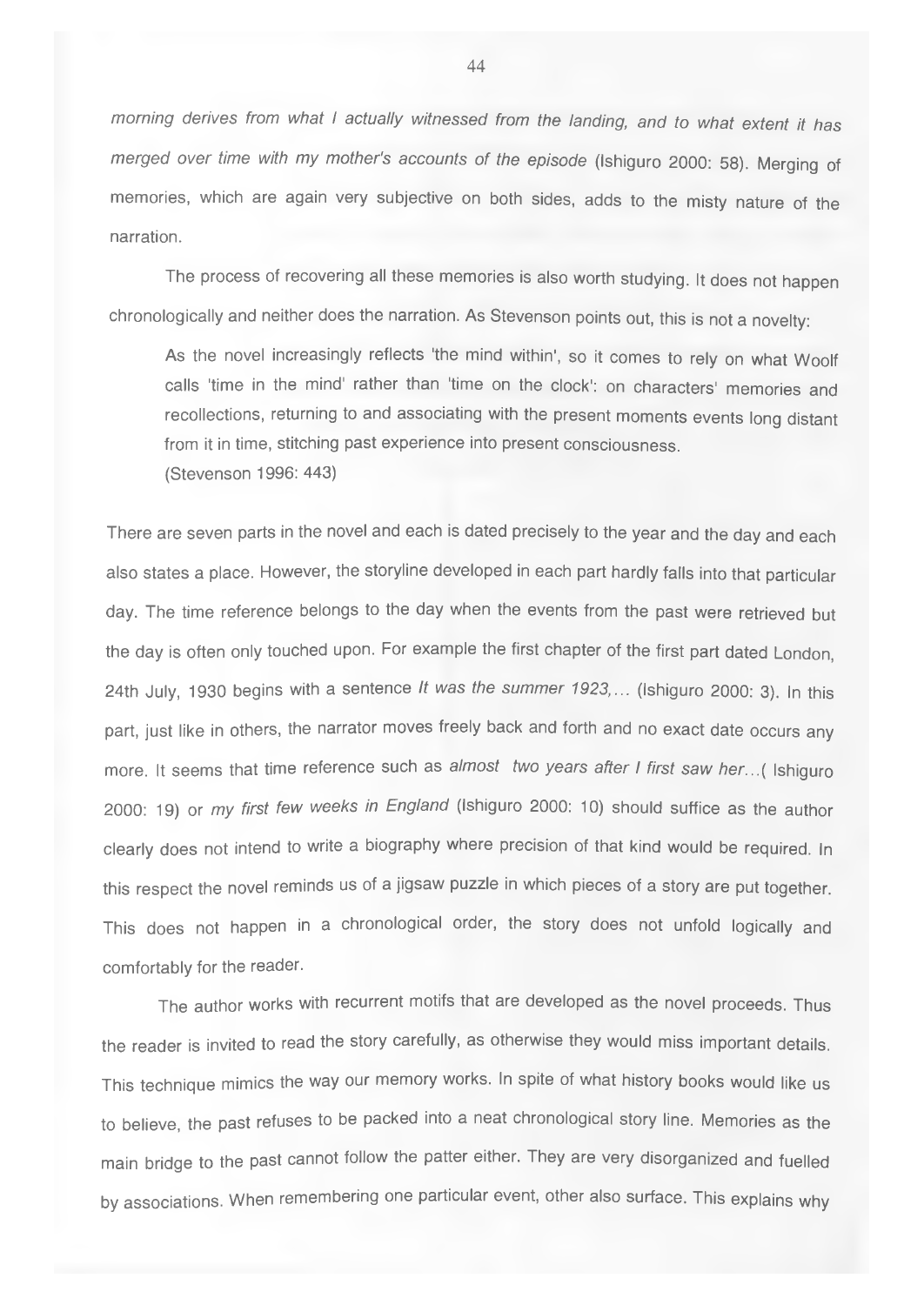*morning derives from what I actually witnessed from the landing, and to what extent it has merged over time with my mother's accounts of the episode* (Ishiguro 2000: 58). Merging of memories, which are again very subjective on both sides, adds to the misty nature of the narration.

The process of recovering all these memories is also worth studying. It does not happen chronologically and neither does the narration. As Stevenson points out, this is not a novelty:

> As the novel increasingly reflects 'the mind within', so it comes to rely on what Woolf calls 'time in the mind' rather than 'time on the clock': on characters' memories and recollections, returning to and associating with the present moments events long distant from it in time, stitching past experience into present consciousness.
> (Stevenson 1996: 443)

There are seven parts in the novel and each is dated precisely to the year and the day and each also states a place. However, the storyline developed in each part hardly falls into that particular day. The time reference belongs to the day when the events from the past were retrieved but the day is often only touched upon. For example the first chapter of the first part dated London, 24th July, 1930 begins with a sentence *It was the summer 1923,...* (Ishiguro 2000: 3). In this part, just like in others, the narrator moves freely back and forth and no exact date occurs any more. It seems that time reference such as *almost two years after I first saw her...*( Ishiguro 2000: 19) or *my first few weeks in England* (Ishiguro 2000: 10) should suffice as the author clearly does not intend to write a biography where precision of that kind would be required. In this respect the novel reminds us of a jigsaw puzzle in which pieces of a story are put together. This does not happen in a chronological order, the story does not unfold logically and comfortably for the reader.

The author works with recurrent motifs that are developed as the novel proceeds. Thus the reader is invited to read the story carefully, as otherwise they would miss important details. This technique mimics the way our memory works. In spite of what history books would like us to believe, the past refuses to be packed into a neat chronological story line. Memories as the main bridge to the past cannot follow the patter either. They are very disorganized and fuelled by associations. When remembering one particular event, other also surface. This explains why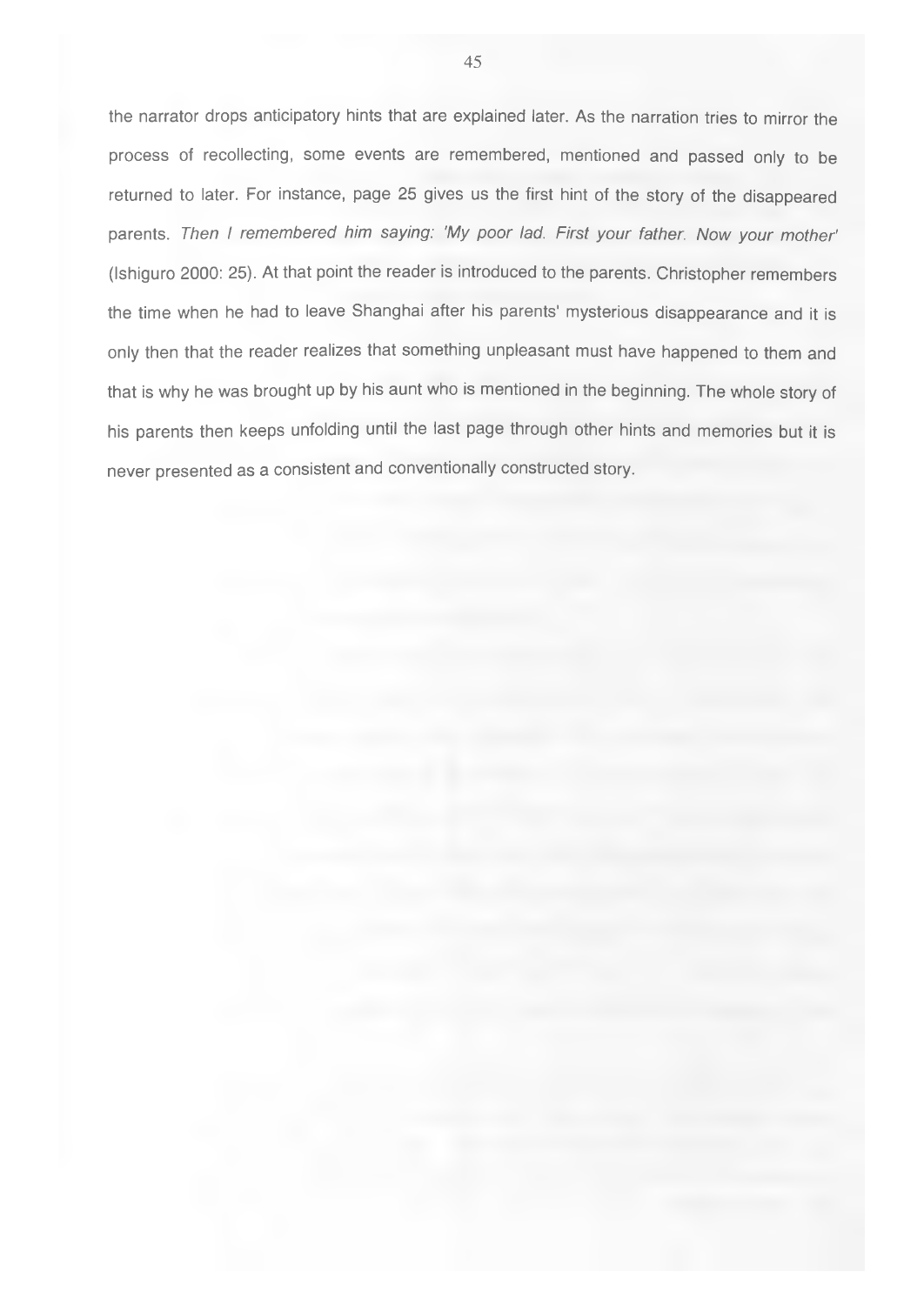the narrator drops anticipatory hints that are explained later. As the narration tries to mirror the process of recollecting, some events are remembered, mentioned and passed only to be returned to later. For instance, page 25 gives us the first hint of the story of the disappeared parents. *Then I remembered him saying: 'My poor lad. First your father. Now your mother'* (Ishiguro 2000: 25). At that point the reader is introduced to the parents. Christopher remembers the time when he had to leave Shanghai after his parents' mysterious disappearance and it is only then that the reader realizes that something unpleasant must have happened to them and that is why he was brought up by his aunt who is mentioned in the beginning. The whole story of his parents then keeps unfolding until the last page through other hints and memories but it is never presented as a consistent and conventionally constructed story.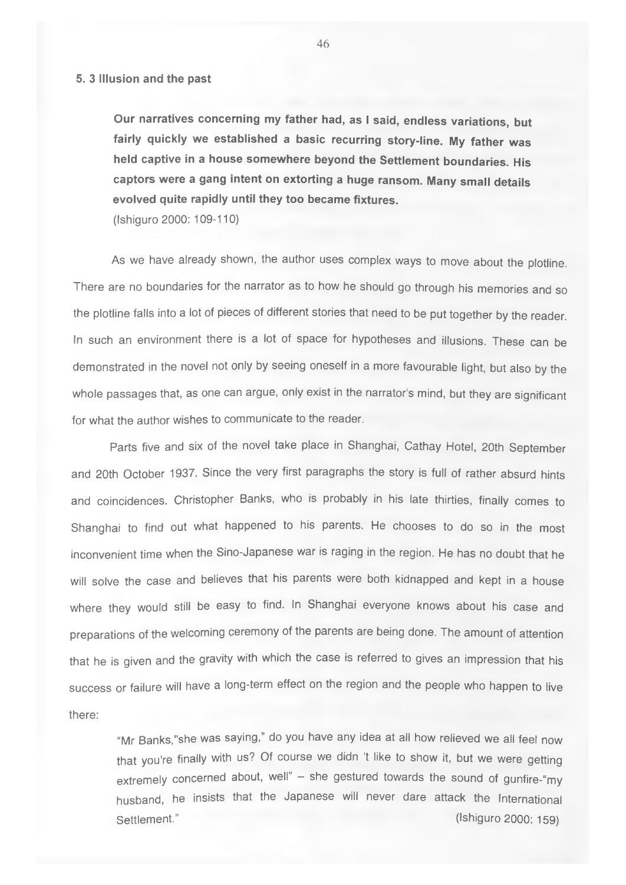### 5. 3 Illusion and the past

> **Our narratives concerning my father had, as I said, endless variations, but fairly quickly we established a basic recurring story-line. My father was held captive in a house somewhere beyond the Settlement boundaries. His captors were a gang intent on extorting a huge ransom. Many small details evolved quite rapidly until they too became fixtures.**
> (Ishiguro 2000: 109-110)

As we have already shown, the author uses complex ways to move about the plotline. There are no boundaries for the narrator as to how he should go through his memories and so the plotline falls into a lot of pieces of different stories that need to be put together by the reader. In such an environment there is a lot of space for hypotheses and illusions. These can be demonstrated in the novel not only by seeing oneself in a more favourable light, but also by the whole passages that, as one can argue, only exist in the narrator's mind, but they are significant for what the author wishes to communicate to the reader.

Parts five and six of the novel take place in Shanghai, Cathay Hotel, 20th September and 20th October 1937. Since the very first paragraphs the story is full of rather absurd hints and coincidences. Christopher Banks, who is probably in his late thirties, finally comes to Shanghai to find out what happened to his parents. He chooses to do so in the most inconvenient time when the Sino-Japanese war is raging in the region. He has no doubt that he will solve the case and believes that his parents were both kidnapped and kept in a house where they would still be easy to find. In Shanghai everyone knows about his case and preparations of the welcoming ceremony of the parents are being done. The amount of attention that he is given and the gravity with which the case is referred to gives an impression that his success or failure will have a long-term effect on the region and the people who happen to live there:

> "Mr Banks,"she was saying," do you have any idea at all how relieved we all feel now that you're finally with us? Of course we didn 't like to show it, but we were getting extremely concerned about, well" – she gestured towards the sound of gunfire-"my husband, he insists that the Japanese will never dare attack the International Settlement." (Ishiguro 2000: 159)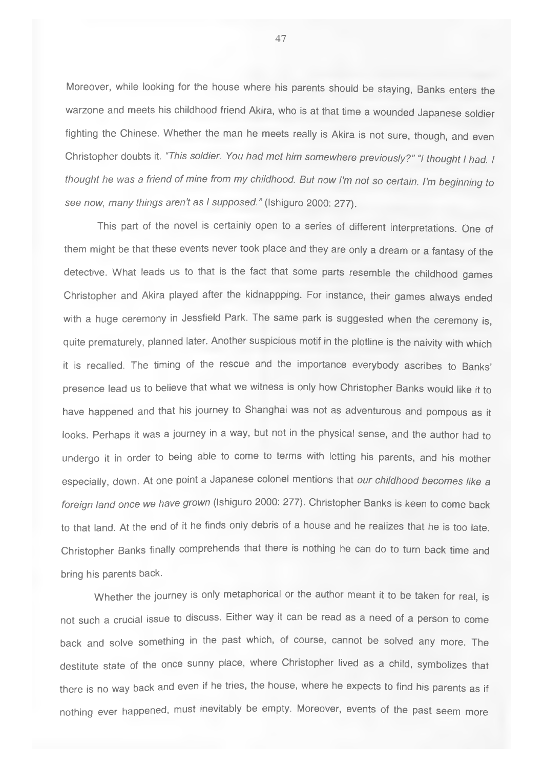Moreover, while looking for the house where his parents should be staying, Banks enters the warzone and meets his childhood friend Akira, who is at that time a wounded Japanese soldier fighting the Chinese. Whether the man he meets really is Akira is not sure, though, and even Christopher doubts it. *"This soldier. You had met him somewhere previously?" "I thought I had. I thought he was a friend of mine from my childhood. But now I'm not so certain. I'm beginning to see now, many things aren't as I supposed."* (Ishiguro 2000: 277).

This part of the novel is certainly open to a series of different interpretations. One of them might be that these events never took place and they are only a dream or a fantasy of the detective. What leads us to that is the fact that some parts resemble the childhood games Christopher and Akira played after the kidnappping. For instance, their games always ended with a huge ceremony in Jessfield Park. The same park is suggested when the ceremony is, quite prematurely, planned later. Another suspicious motif in the plotline is the naivity with which it is recalled. The timing of the rescue and the importance everybody ascribes to Banks' presence lead us to believe that what we witness is only how Christopher Banks would like it to have happened and that his journey to Shanghai was not as adventurous and pompous as it looks. Perhaps it was a journey in a way, but not in the physical sense, and the author had to undergo it in order to being able to come to terms with letting his parents, and his mother especially, down. At one point a Japanese colonel mentions that *our childhood becomes like a foreign land once we have grown* (Ishiguro 2000: 277). Christopher Banks is keen to come back to that land. At the end of it he finds only debris of a house and he realizes that he is too late. Christopher Banks finally comprehends that there is nothing he can do to turn back time and bring his parents back.

Whether the journey is only metaphorical or the author meant it to be taken for real, is not such a crucial issue to discuss. Either way it can be read as a need of a person to come back and solve something in the past which, of course, cannot be solved any more. The destitute state of the once sunny place, where Christopher lived as a child, symbolizes that there is no way back and even if he tries, the house, where he expects to find his parents as if nothing ever happened, must inevitably be empty. Moreover, events of the past seem more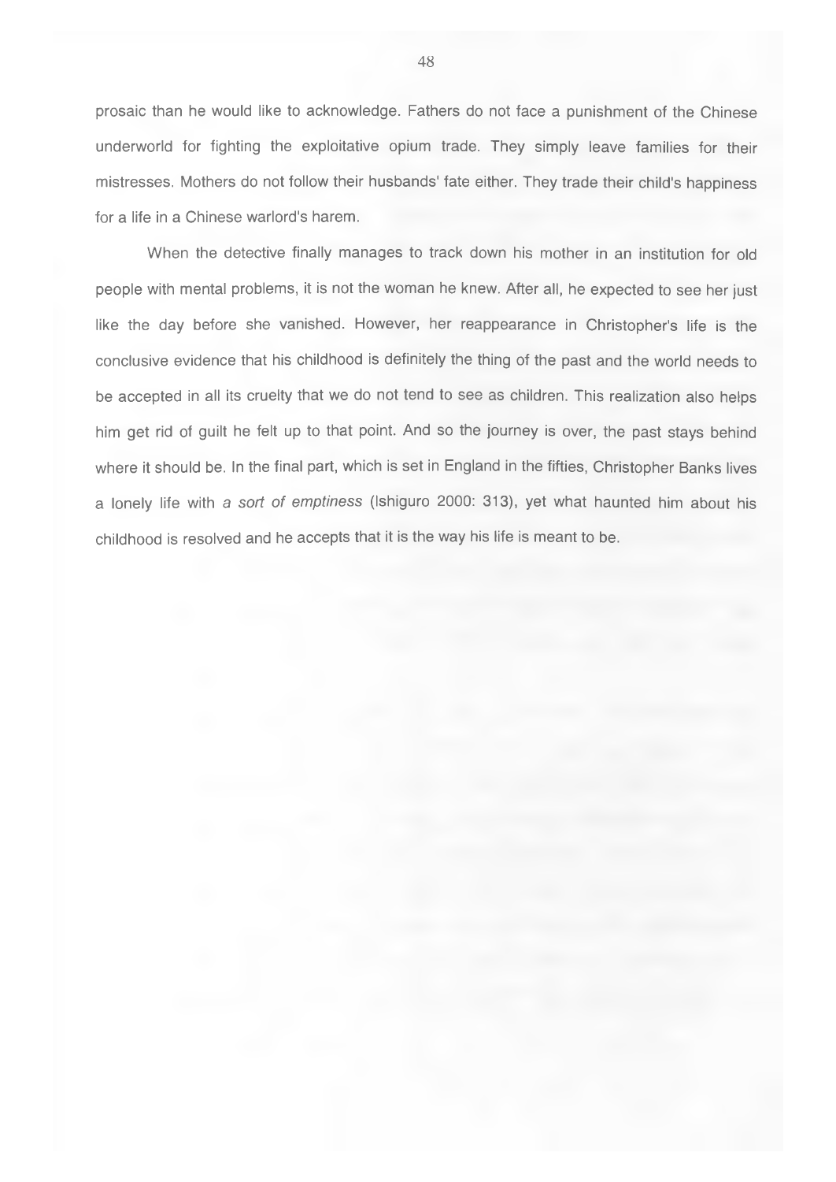prosaic than he would like to acknowledge. Fathers do not face a punishment of the Chinese underworld for fighting the exploitative opium trade. They simply leave families for their mistresses. Mothers do not follow their husbands' fate either. They trade their child's happiness for a life in a Chinese warlord's harem.

When the detective finally manages to track down his mother in an institution for old people with mental problems, it is not the woman he knew. After all, he expected to see her just like the day before she vanished. However, her reappearance in Christopher's life is the conclusive evidence that his childhood is definitely the thing of the past and the world needs to be accepted in all its cruelty that we do not tend to see as children. This realization also helps him get rid of guilt he felt up to that point. And so the journey is over, the past stays behind where it should be. In the final part, which is set in England in the fifties, Christopher Banks lives a lonely life with *a sort of emptiness* (Ishiguro 2000: 313), yet what haunted him about his childhood is resolved and he accepts that it is the way his life is meant to be.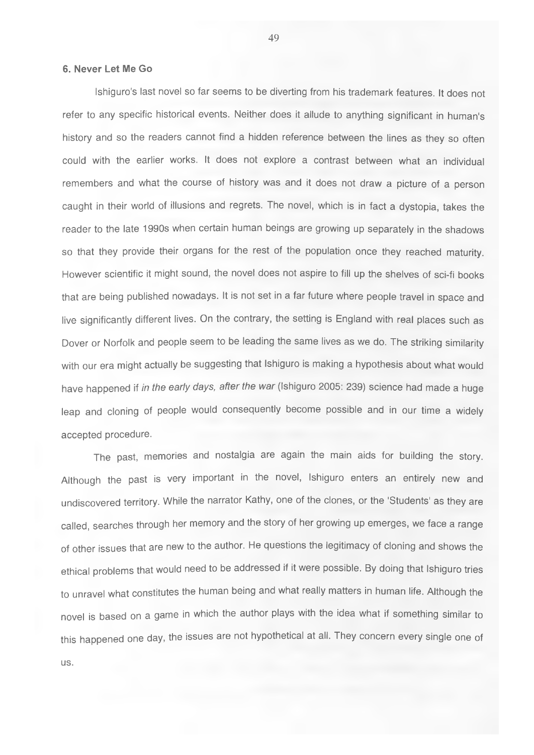### 6. Never Let Me Go

Ishiguro's last novel so far seems to be diverting from his trademark features. It does not refer to any specific historical events. Neither does it allude to anything significant in human's history and so the readers cannot find a hidden reference between the lines as they so often could with the earlier works. It does not explore a contrast between what an individual remembers and what the course of history was and it does not draw a picture of a person caught in their world of illusions and regrets. The novel, which is in fact a dystopia, takes the reader to the late 1990s when certain human beings are growing up separately in the shadows so that they provide their organs for the rest of the population once they reached maturity. However scientific it might sound, the novel does not aspire to fill up the shelves of sci-fi books that are being published nowadays. It is not set in a far future where people travel in space and live significantly different lives. On the contrary, the setting is England with real places such as Dover or Norfolk and people seem to be leading the same lives as we do. The striking similarity with our era might actually be suggesting that Ishiguro is making a hypothesis about what would have happened if *in the early days, after the war* (Ishiguro 2005: 239) science had made a huge leap and cloning of people would consequently become possible and in our time a widely accepted procedure.

The past, memories and nostalgia are again the main aids for building the story. Although the past is very important in the novel, Ishiguro enters an entirely new and undiscovered territory. While the narrator Kathy, one of the clones, or the 'Students' as they are called, searches through her memory and the story of her growing up emerges, we face a range of other issues that are new to the author. He questions the legitimacy of cloning and shows the ethical problems that would need to be addressed if it were possible. By doing that Ishiguro tries to unravel what constitutes the human being and what really matters in human life. Although the novel is based on a game in which the author plays with the idea what if something similar to this happened one day, the issues are not hypothetical at all. They concern every single one of us.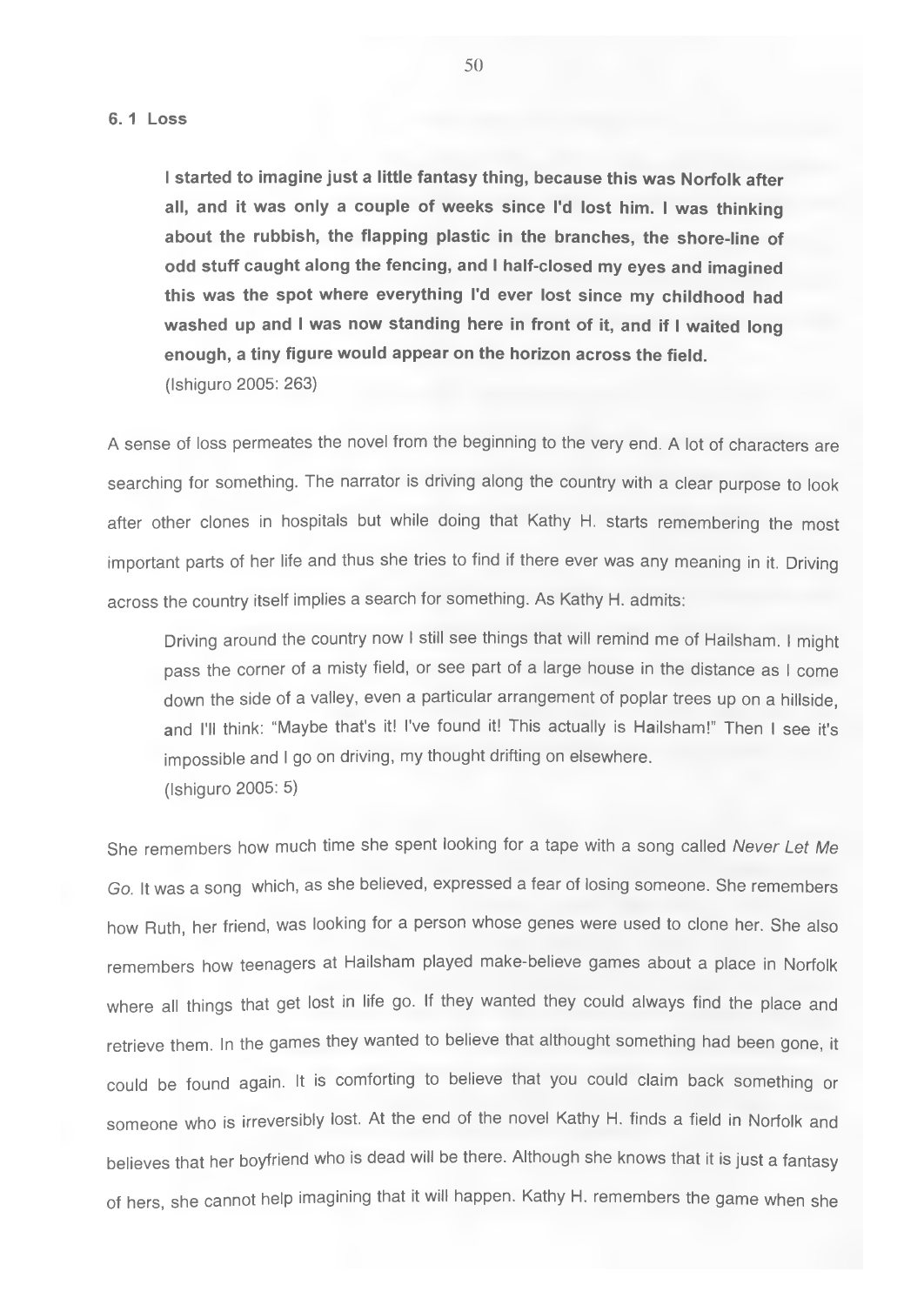## 6. 1 Loss

> **I started to imagine just a little fantasy thing, because this was Norfolk after all, and it was only a couple of weeks since I'd lost him. I was thinking about the rubbish, the flapping plastic in the branches, the shore-line of odd stuff caught along the fencing, and I half-closed my eyes and imagined this was the spot where everything I'd ever lost since my childhood had washed up and I was now standing here in front of it, and if I waited long enough, a tiny figure would appear on the horizon across the field.**
> (Ishiguro 2005: 263)

A sense of loss permeates the novel from the beginning to the very end. A lot of characters are searching for something. The narrator is driving along the country with a clear purpose to look after other clones in hospitals but while doing that Kathy H. starts remembering the most important parts of her life and thus she tries to find if there ever was any meaning in it. Driving across the country itself implies a search for something. As Kathy H. admits:

> Driving around the country now I still see things that will remind me of Hailsham. I might pass the corner of a misty field, or see part of a large house in the distance as I come down the side of a valley, even a particular arrangement of poplar trees up on a hillside, and I'll think: "Maybe that's it! I've found it! This actually is Hailsham!" Then I see it's impossible and I go on driving, my thought drifting on elsewhere.
> (Ishiguro 2005: 5)

She remembers how much time she spent looking for a tape with a song called *Never Let Me Go*. It was a song which, as she believed, expressed a fear of losing someone. She remembers how Ruth, her friend, was looking for a person whose genes were used to clone her. She also remembers how teenagers at Hailsham played make-believe games about a place in Norfolk where all things that get lost in life go. If they wanted they could always find the place and retrieve them. In the games they wanted to believe that althought something had been gone, it could be found again. It is comforting to believe that you could claim back something or someone who is irreversibly lost. At the end of the novel Kathy H. finds a field in Norfolk and believes that her boyfriend who is dead will be there. Although she knows that it is just a fantasy of hers, she cannot help imagining that it will happen. Kathy H. remembers the game when she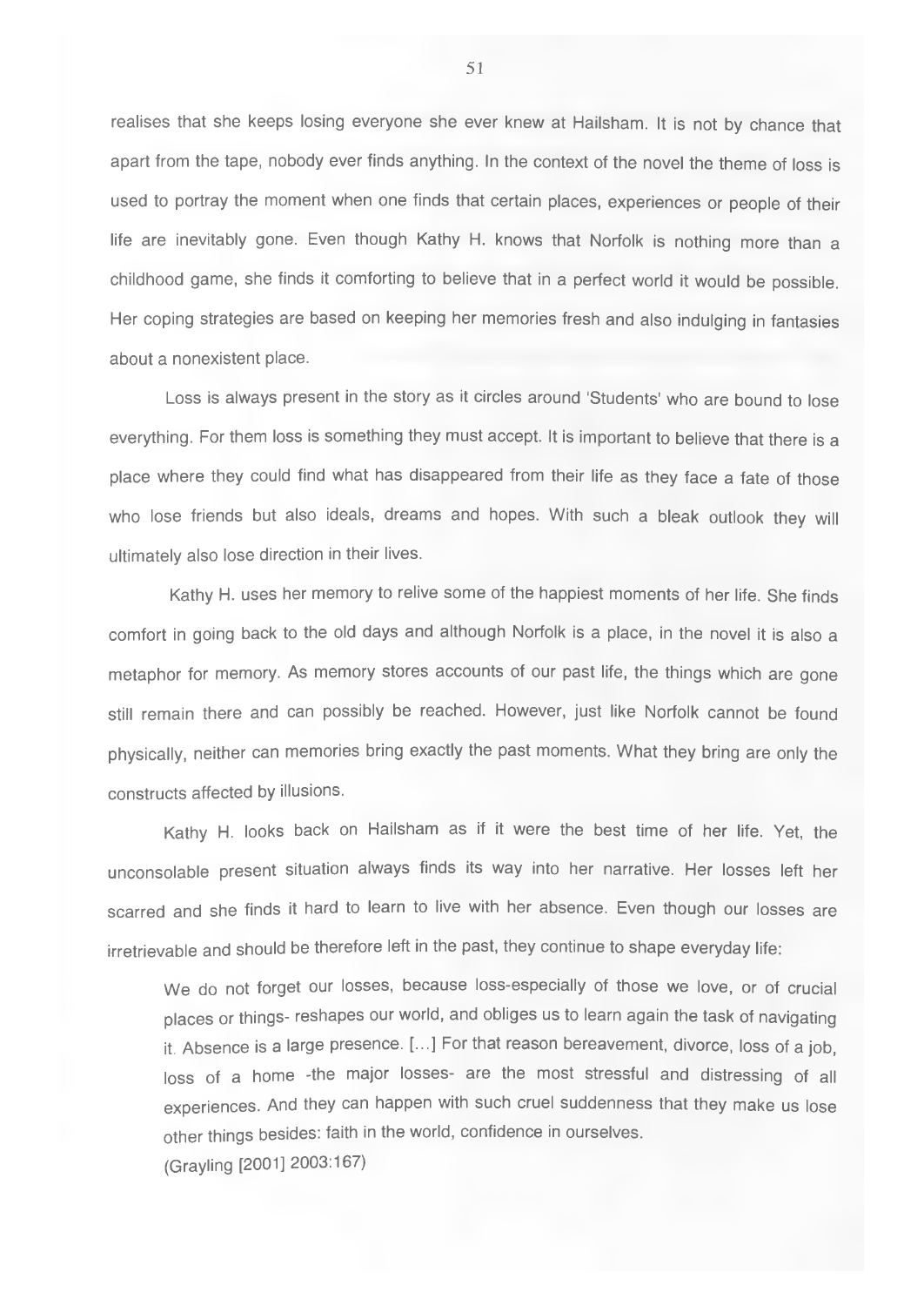realises that she keeps losing everyone she ever knew at Hailsham. It is not by chance that apart from the tape, nobody ever finds anything. In the context of the novel the theme of loss is used to portray the moment when one finds that certain places, experiences or people of their life are inevitably gone. Even though Kathy H. knows that Norfolk is nothing more than a childhood game, she finds it comforting to believe that in a perfect world it would be possible. Her coping strategies are based on keeping her memories fresh and also indulging in fantasies about a nonexistent place.

Loss is always present in the story as it circles around 'Students' who are bound to lose everything. For them loss is something they must accept. It is important to believe that there is a place where they could find what has disappeared from their life as they face a fate of those who lose friends but also ideals, dreams and hopes. With such a bleak outlook they will ultimately also lose direction in their lives.

Kathy H. uses her memory to relive some of the happiest moments of her life. She finds comfort in going back to the old days and although Norfolk is a place, in the novel it is also a metaphor for memory. As memory stores accounts of our past life, the things which are gone still remain there and can possibly be reached. However, just like Norfolk cannot be found physically, neither can memories bring exactly the past moments. What they bring are only the constructs affected by illusions.

Kathy H. looks back on Hailsham as if it were the best time of her life. Yet, the unconsolable present situation always finds its way into her narrative. Her losses left her scarred and she finds it hard to learn to live with her absence. Even though our losses are irretrievable and should be therefore left in the past, they continue to shape everyday life:

> We do not forget our losses, because loss-especially of those we love, or of crucial places or things- reshapes our world, and obliges us to learn again the task of navigating it. Absence is a large presence. [...] For that reason bereavement, divorce, loss of a job, loss of a home -the major losses- are the most stressful and distressing of all experiences. And they can happen with such cruel suddenness that they make us lose other things besides: faith in the world, confidence in ourselves.
> (Grayling [2001] 2003:167)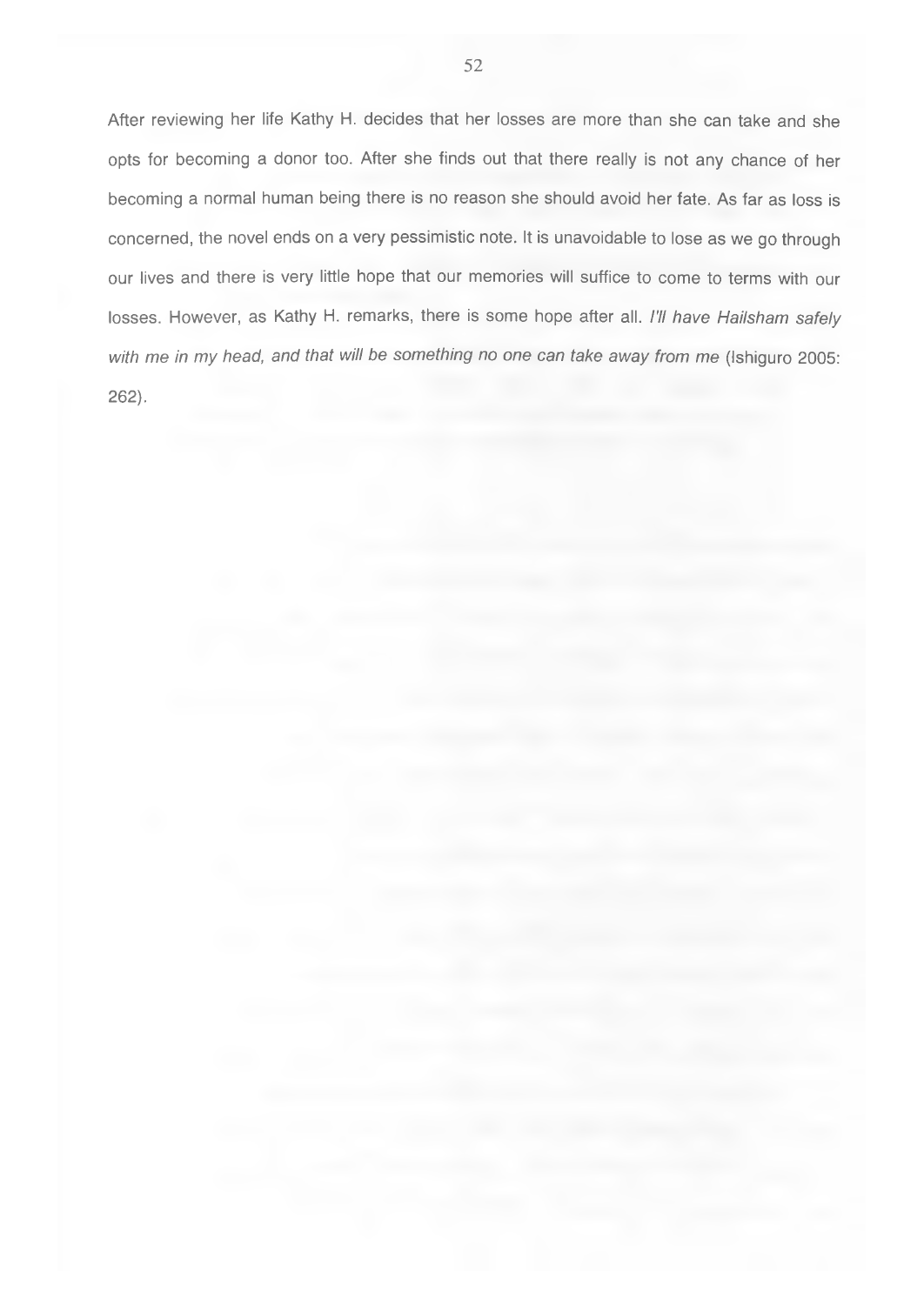After reviewing her life Kathy H. decides that her losses are more than she can take and she opts for becoming a donor too. After she finds out that there really is not any chance of her becoming a normal human being there is no reason she should avoid her fate. As far as loss is concerned, the novel ends on a very pessimistic note. It is unavoidable to lose as we go through our lives and there is very little hope that our memories will suffice to come to terms with our losses. However, as Kathy H. remarks, there is some hope after all. *I'll have Hailsham safely with me in my head, and that will be something no one can take away from me* (Ishiguro 2005: 262).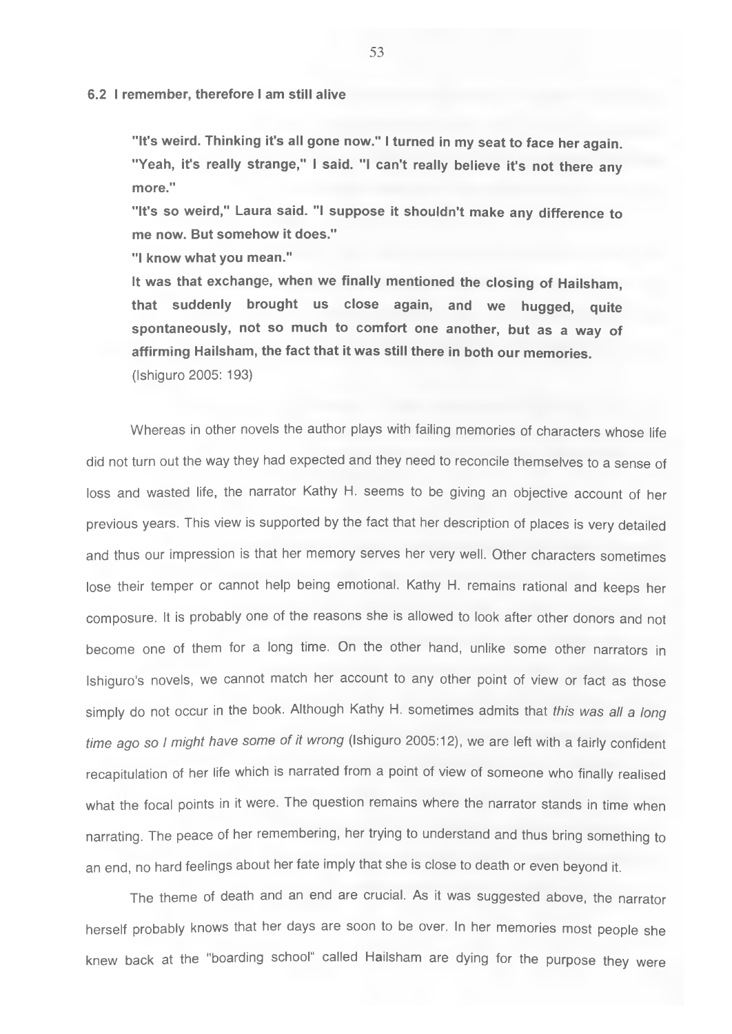### 6.2 I remember, therefore I am still alive

> **"It's weird. Thinking it's all gone now." I turned in my seat to face her again. "Yeah, it's really strange," I said. "I can't really believe it's not there any more."**
>
> **"It's so weird," Laura said. "I suppose it shouldn't make any difference to me now. But somehow it does."**
>
> **"I know what you mean."**
>
> **It was that exchange, when we finally mentioned the closing of Hailsham, that suddenly brought us close again, and we hugged, quite spontaneously, not so much to comfort one another, but as a way of affirming Hailsham, the fact that it was still there in both our memories.**
>
> (Ishiguro 2005: 193)

Whereas in other novels the author plays with failing memories of characters whose life did not turn out the way they had expected and they need to reconcile themselves to a sense of loss and wasted life, the narrator Kathy H. seems to be giving an objective account of her previous years. This view is supported by the fact that her description of places is very detailed and thus our impression is that her memory serves her very well. Other characters sometimes lose their temper or cannot help being emotional. Kathy H. remains rational and keeps her composure. It is probably one of the reasons she is allowed to look after other donors and not become one of them for a long time. On the other hand, unlike some other narrators in Ishiguro's novels, we cannot match her account to any other point of view or fact as those simply do not occur in the book. Although Kathy H. sometimes admits that *this was all a long time ago so I might have some of it wrong* (Ishiguro 2005:12), we are left with a fairly confident recapitulation of her life which is narrated from a point of view of someone who finally realised what the focal points in it were. The question remains where the narrator stands in time when narrating. The peace of her remembering, her trying to understand and thus bring something to an end, no hard feelings about her fate imply that she is close to death or even beyond it.

The theme of death and an end are crucial. As it was suggested above, the narrator herself probably knows that her days are soon to be over. In her memories most people she knew back at the "boarding school" called Hailsham are dying for the purpose they were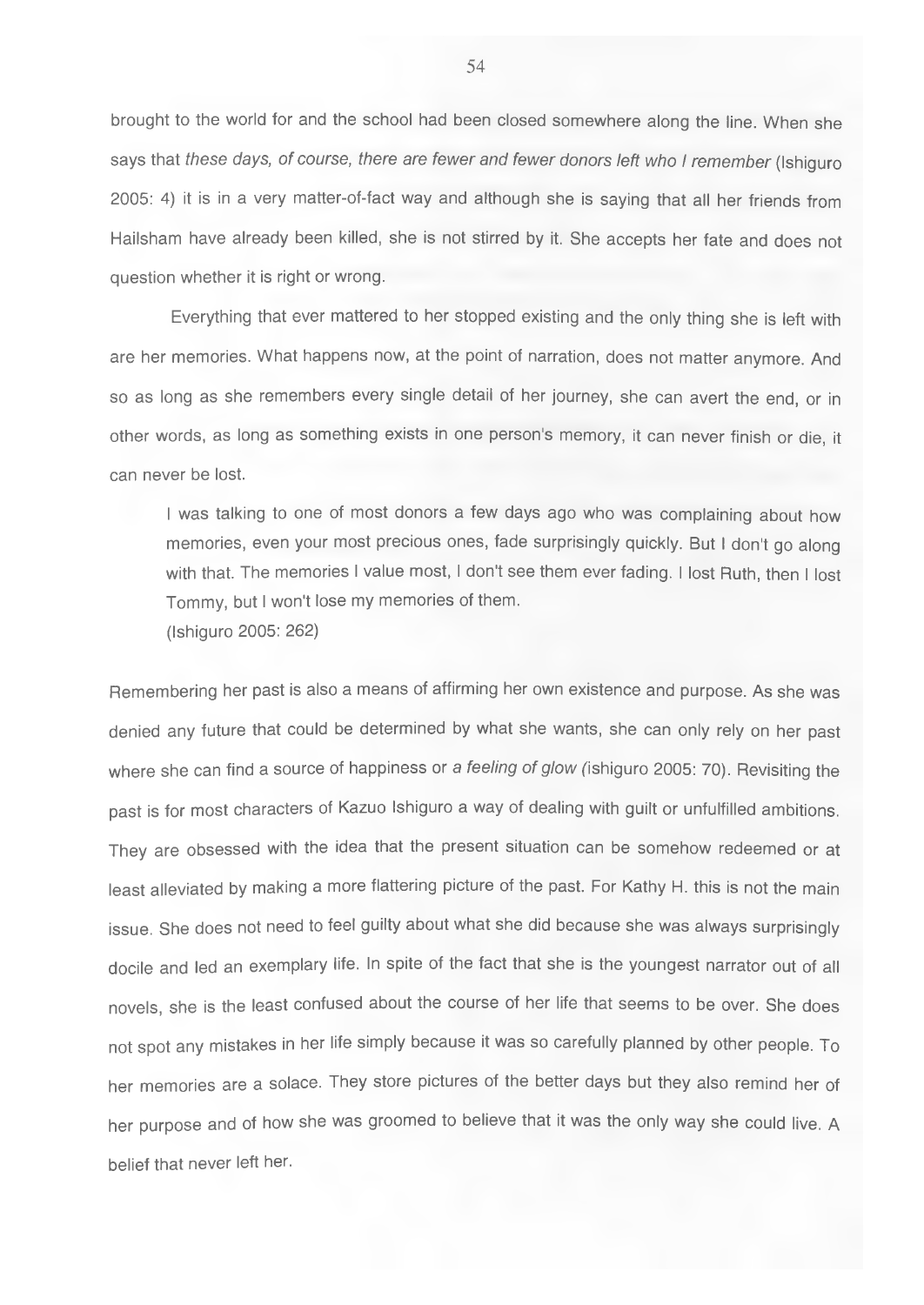brought to the world for and the school had been closed somewhere along the line. When she says that *these days, of course, there are fewer and fewer donors left who I remember* (Ishiguro 2005: 4) it is in a very matter-of-fact way and although she is saying that all her friends from Hailsham have already been killed, she is not stirred by it. She accepts her fate and does not question whether it is right or wrong.

Everything that ever mattered to her stopped existing and the only thing she is left with are her memories. What happens now, at the point of narration, does not matter anymore. And so as long as she remembers every single detail of her journey, she can avert the end, or in other words, as long as something exists in one person's memory, it can never finish or die, it can never be lost.

> I was talking to one of most donors a few days ago who was complaining about how memories, even your most precious ones, fade surprisingly quickly. But I don't go along with that. The memories I value most, I don't see them ever fading. I lost Ruth, then I lost Tommy, but I won't lose my memories of them.
> (Ishiguro 2005: 262)

Remembering her past is also a means of affirming her own existence and purpose. As she was denied any future that could be determined by what she wants, she can only rely on her past where she can find a source of happiness or *a feeling of glow* (ishiguro 2005: 70). Revisiting the past is for most characters of Kazuo Ishiguro a way of dealing with guilt or unfulfilled ambitions. They are obsessed with the idea that the present situation can be somehow redeemed or at least alleviated by making a more flattering picture of the past. For Kathy H. this is not the main issue. She does not need to feel guilty about what she did because she was always surprisingly docile and led an exemplary life. In spite of the fact that she is the youngest narrator out of all novels, she is the least confused about the course of her life that seems to be over. She does not spot any mistakes in her life simply because it was so carefully planned by other people. To her memories are a solace. They store pictures of the better days but they also remind her of her purpose and of how she was groomed to believe that it was the only way she could live. A belief that never left her.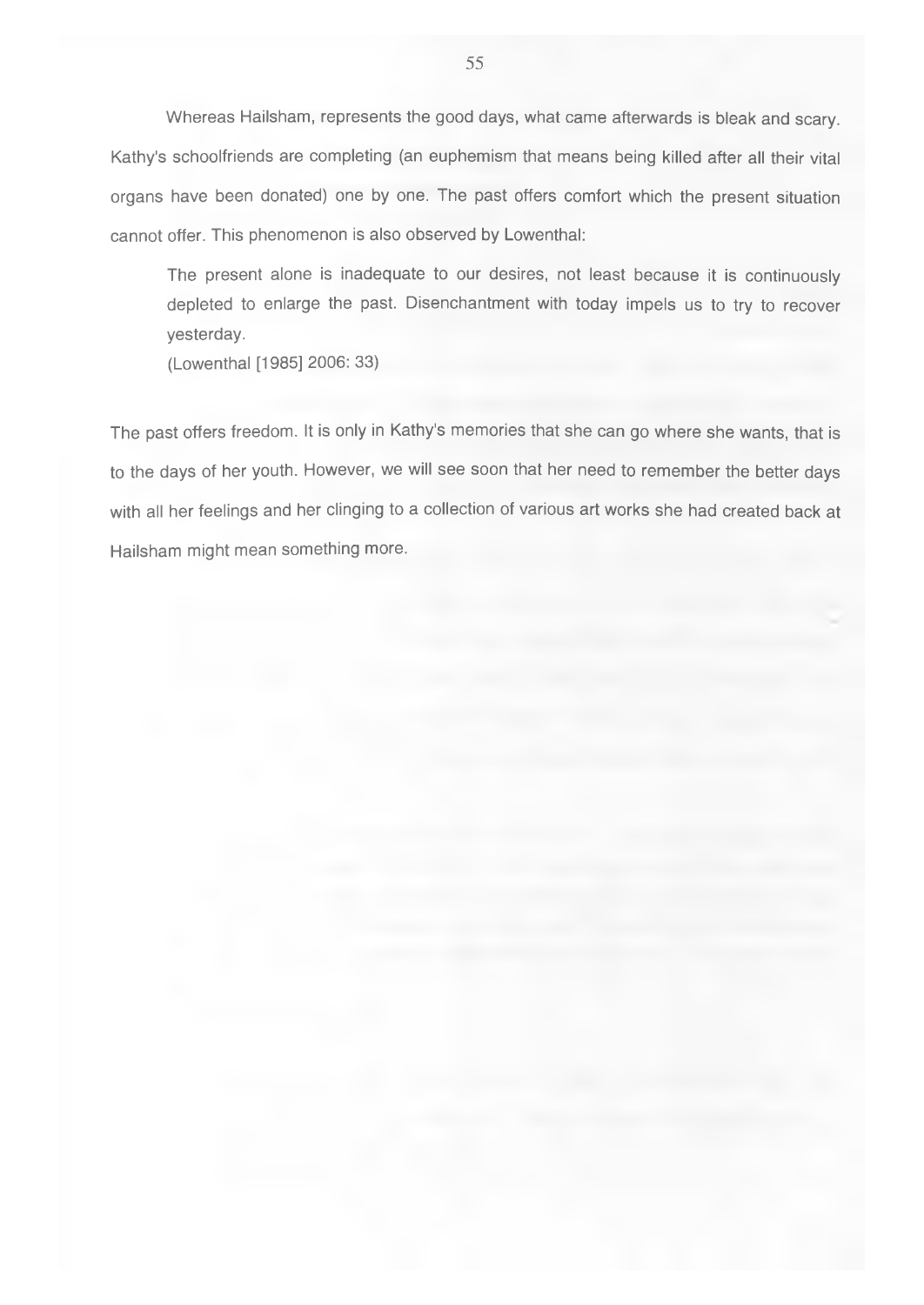Whereas Hailsham, represents the good days, what came afterwards is bleak and scary. Kathy's schoolfriends are completing (an euphemism that means being killed after all their vital organs have been donated) one by one. The past offers comfort which the present situation cannot offer. This phenomenon is also observed by Lowenthal:

> The present alone is inadequate to our desires, not least because it is continuously depleted to enlarge the past. Disenchantment with today impels us to try to recover yesterday.
>
> (Lowenthal [1985] 2006: 33)

The past offers freedom. It is only in Kathy's memories that she can go where she wants, that is to the days of her youth. However, we will see soon that her need to remember the better days with all her feelings and her clinging to a collection of various art works she had created back at Hailsham might mean something more.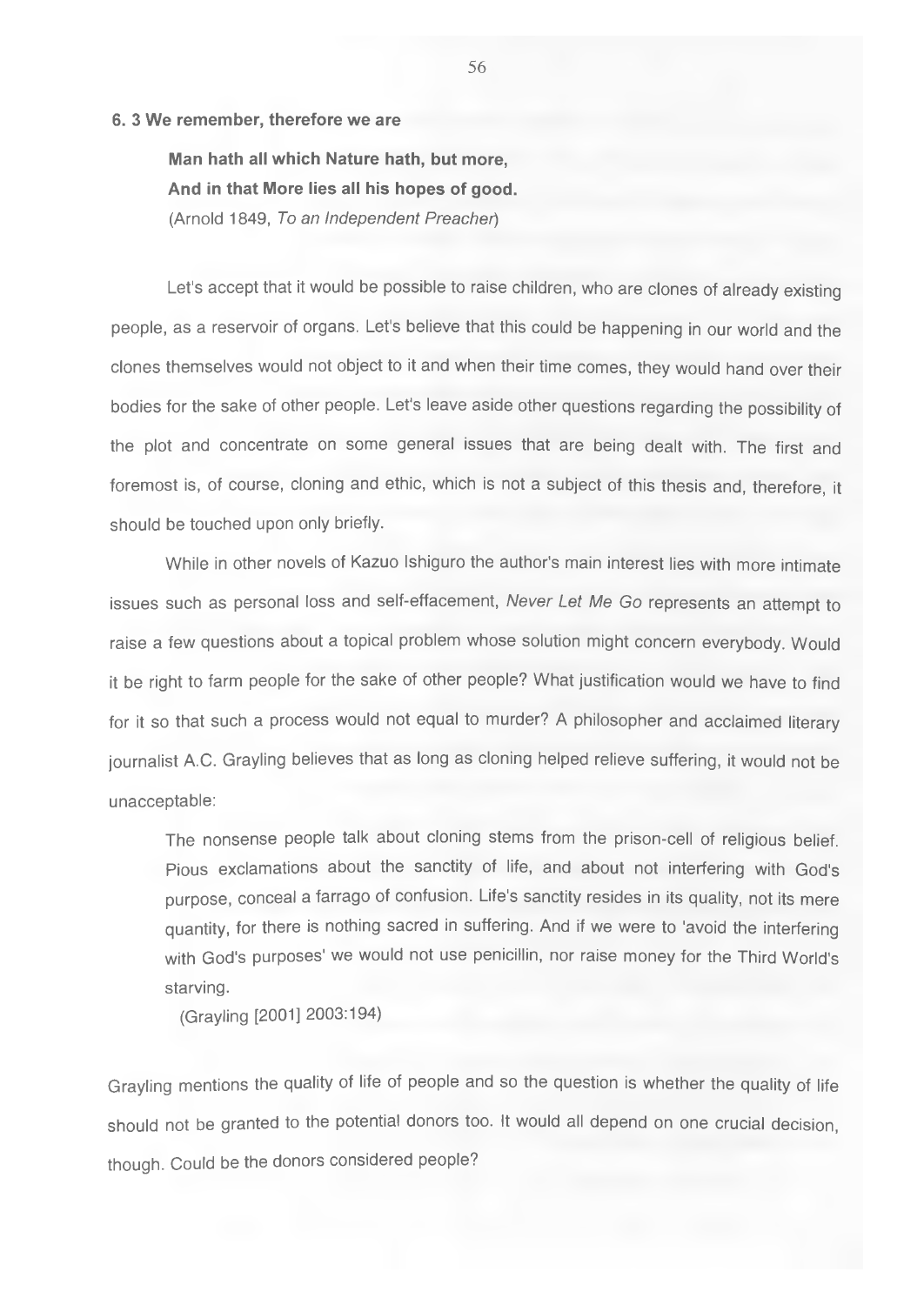### 6. 3 We remember, therefore we are

> **Man hath all which Nature hath, but more,**
> **And in that More lies all his hopes of good.**
> (Arnold 1849, *To an Independent Preacher*)

Let's accept that it would be possible to raise children, who are clones of already existing people, as a reservoir of organs. Let's believe that this could be happening in our world and the clones themselves would not object to it and when their time comes, they would hand over their bodies for the sake of other people. Let's leave aside other questions regarding the possibility of the plot and concentrate on some general issues that are being dealt with. The first and foremost is, of course, cloning and ethic, which is not a subject of this thesis and, therefore, it should be touched upon only briefly.

While in other novels of Kazuo Ishiguro the author's main interest lies with more intimate issues such as personal loss and self-effacement, *Never Let Me Go* represents an attempt to raise a few questions about a topical problem whose solution might concern everybody. Would it be right to farm people for the sake of other people? What justification would we have to find for it so that such a process would not equal to murder? A philosopher and acclaimed literary journalist A.C. Grayling believes that as long as cloning helped relieve suffering, it would not be unacceptable:

> The nonsense people talk about cloning stems from the prison-cell of religious belief. Pious exclamations about the sanctity of life, and about not interfering with God's purpose, conceal a farrago of confusion. Life's sanctity resides in its quality, not its mere quantity, for there is nothing sacred in suffering. And if we were to 'avoid the interfering with God's purposes' we would not use penicillin, nor raise money for the Third World's starving.
> (Grayling [2001] 2003:194)

Grayling mentions the quality of life of people and so the question is whether the quality of life should not be granted to the potential donors too. It would all depend on one crucial decision, though. Could be the donors considered people?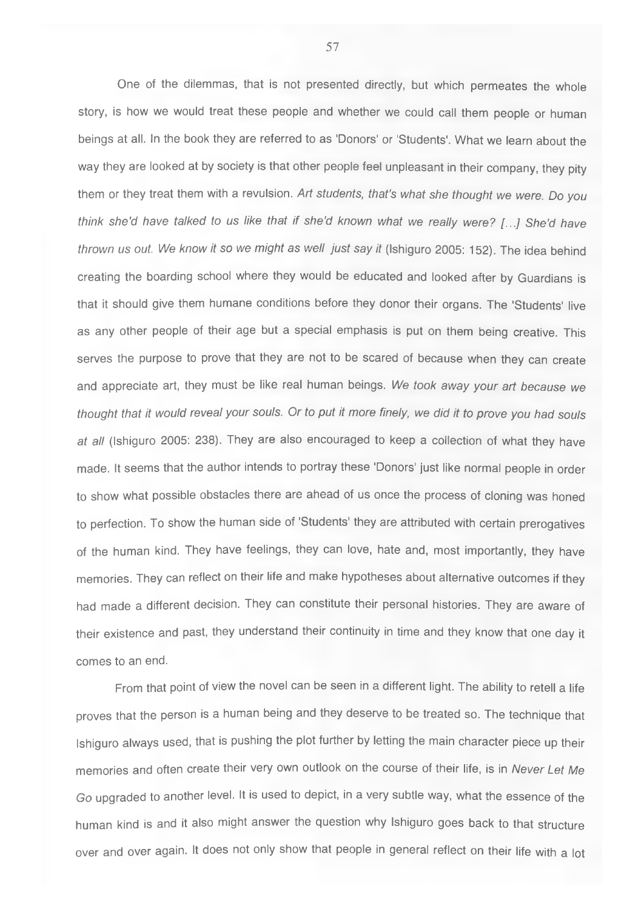One of the dilemmas, that is not presented directly, but which permeates the whole story, is how we would treat these people and whether we could call them people or human beings at all. In the book they are referred to as 'Donors' or 'Students'. What we learn about the way they are looked at by society is that other people feel unpleasant in their company, they pity them or they treat them with a revulsion. *Art students, that's what she thought we were. Do you think she'd have talked to us like that if she'd known what we really were? [...] She'd have thrown us out. We know it so we might as well just say it* (Ishiguro 2005: 152). The idea behind creating the boarding school where they would be educated and looked after by Guardians is that it should give them humane conditions before they donor their organs. The 'Students' live as any other people of their age but a special emphasis is put on them being creative. This serves the purpose to prove that they are not to be scared of because when they can create and appreciate art, they must be like real human beings. *We took away your art because we thought that it would reveal your souls. Or to put it more finely, we did it to prove you had souls at all* (Ishiguro 2005: 238). They are also encouraged to keep a collection of what they have made. It seems that the author intends to portray these 'Donors' just like normal people in order to show what possible obstacles there are ahead of us once the process of cloning was honed to perfection. To show the human side of 'Students' they are attributed with certain prerogatives of the human kind. They have feelings, they can love, hate and, most importantly, they have memories. They can reflect on their life and make hypotheses about alternative outcomes if they had made a different decision. They can constitute their personal histories. They are aware of their existence and past, they understand their continuity in time and they know that one day it comes to an end.

From that point of view the novel can be seen in a different light. The ability to retell a life proves that the person is a human being and they deserve to be treated so. The technique that Ishiguro always used, that is pushing the plot further by letting the main character piece up their memories and often create their very own outlook on the course of their life, is in *Never Let Me Go* upgraded to another level. It is used to depict, in a very subtle way, what the essence of the human kind is and it also might answer the question why Ishiguro goes back to that structure over and over again. It does not only show that people in general reflect on their life with a lot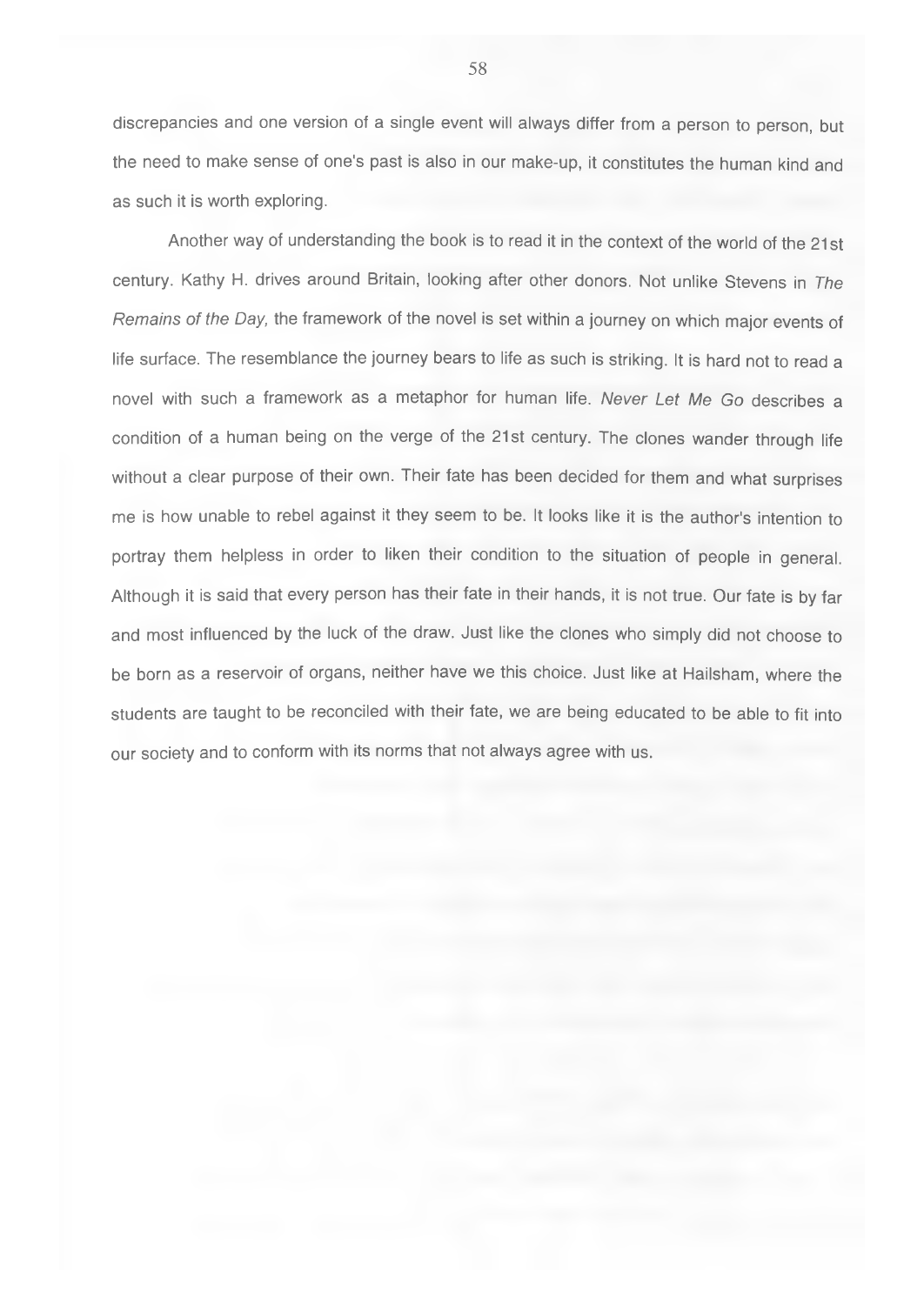discrepancies and one version of a single event will always differ from a person to person, but the need to make sense of one's past is also in our make-up, it constitutes the human kind and as such it is worth exploring.

Another way of understanding the book is to read it in the context of the world of the 21st century. Kathy H. drives around Britain, looking after other donors. Not unlike Stevens in *The Remains of the Day,* the framework of the novel is set within a journey on which major events of life surface. The resemblance the journey bears to life as such is striking. It is hard not to read a novel with such a framework as a metaphor for human life. *Never Let Me Go* describes a condition of a human being on the verge of the 21st century. The clones wander through life without a clear purpose of their own. Their fate has been decided for them and what surprises me is how unable to rebel against it they seem to be. It looks like it is the author's intention to portray them helpless in order to liken their condition to the situation of people in general. Although it is said that every person has their fate in their hands, it is not true. Our fate is by far and most influenced by the luck of the draw. Just like the clones who simply did not choose to be born as a reservoir of organs, neither have we this choice. Just like at Hailsham, where the students are taught to be reconciled with their fate, we are being educated to be able to fit into our society and to conform with its norms that not always agree with us.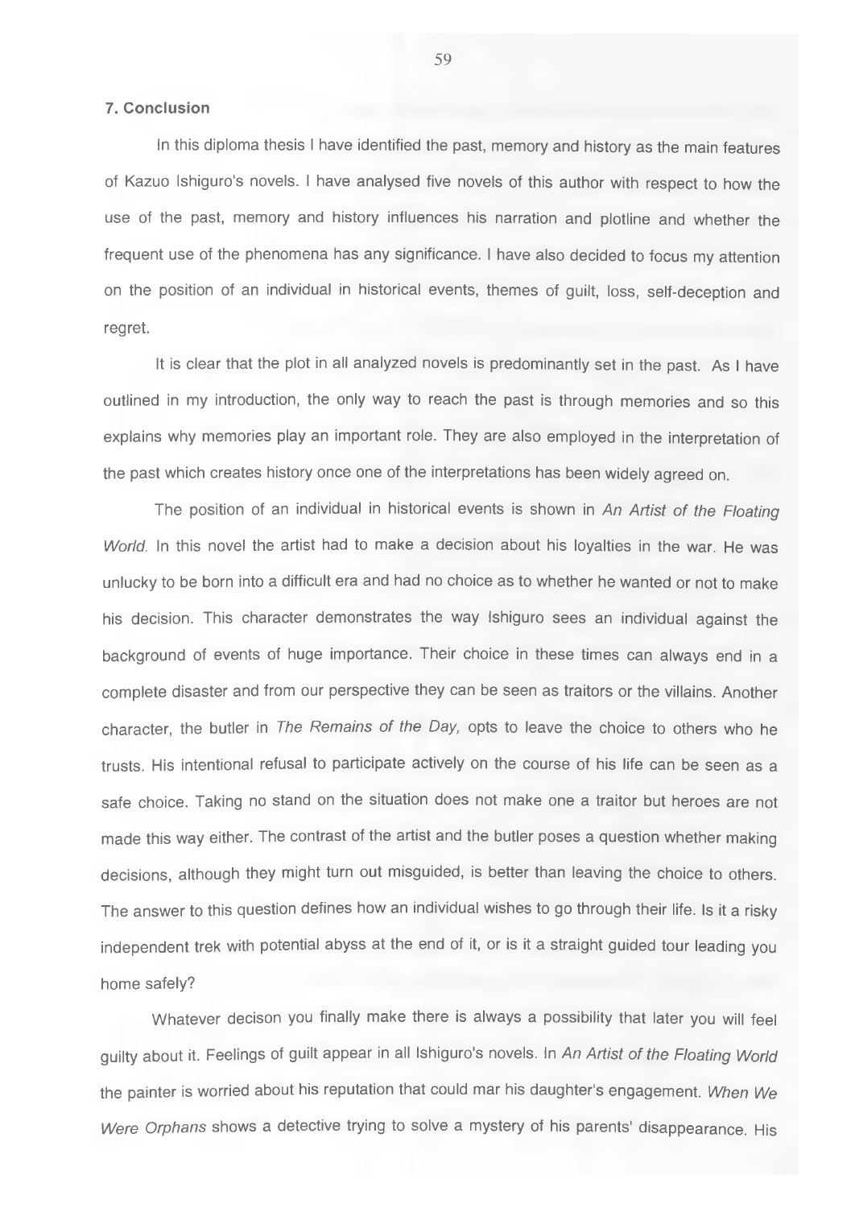## 7. Conclusion

In this diploma thesis I have identified the past, memory and history as the main features of Kazuo Ishiguro's novels. I have analysed five novels of this author with respect to how the use of the past, memory and history influences his narration and plotline and whether the frequent use of the phenomena has any significance. I have also decided to focus my attention on the position of an individual in historical events, themes of guilt, loss, self-deception and regret.

It is clear that the plot in all analyzed novels is predominantly set in the past. As I have outlined in my introduction, the only way to reach the past is through memories and so this explains why memories play an important role. They are also employed in the interpretation of the past which creates history once one of the interpretations has been widely agreed on.

The position of an individual in historical events is shown in *An Artist of the Floating World*. In this novel the artist had to make a decision about his loyalties in the war. He was unlucky to be born into a difficult era and had no choice as to whether he wanted or not to make his decision. This character demonstrates the way Ishiguro sees an individual against the background of events of huge importance. Their choice in these times can always end in a complete disaster and from our perspective they can be seen as traitors or the villains. Another character, the butler in *The Remains of the Day,* opts to leave the choice to others who he trusts. His intentional refusal to participate actively on the course of his life can be seen as a safe choice. Taking no stand on the situation does not make one a traitor but heroes are not made this way either. The contrast of the artist and the butler poses a question whether making decisions, although they might turn out misguided, is better than leaving the choice to others. The answer to this question defines how an individual wishes to go through their life. Is it a risky independent trek with potential abyss at the end of it, or is it a straight guided tour leading you home safely?

Whatever decison you finally make there is always a possibility that later you will feel guilty about it. Feelings of guilt appear in all Ishiguro's novels. In *An Artist of the Floating World* the painter is worried about his reputation that could mar his daughter's engagement. *When We Were Orphans* shows a detective trying to solve a mystery of his parents' disappearance. His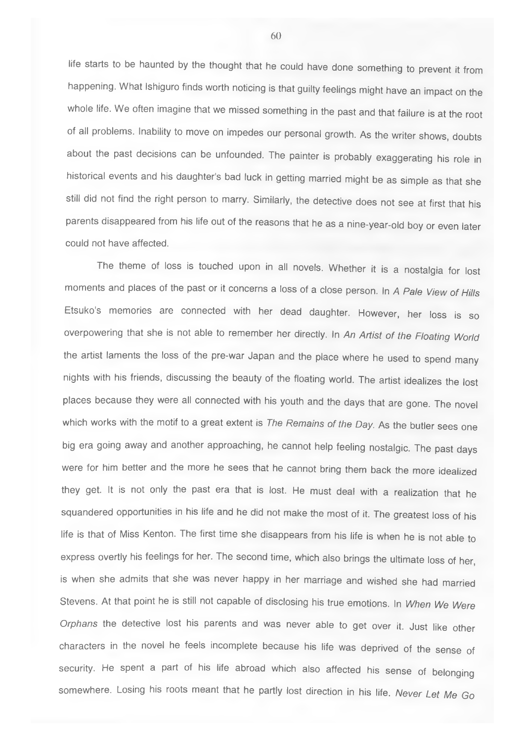life starts to be haunted by the thought that he could have done something to prevent it from happening. What Ishiguro finds worth noticing is that guilty feelings might have an impact on the whole life. We often imagine that we missed something in the past and that failure is at the root of all problems. Inability to move on impedes our personal growth. As the writer shows, doubts about the past decisions can be unfounded. The painter is probably exaggerating his role in historical events and his daughter's bad luck in getting married might be as simple as that she still did not find the right person to marry. Similarly, the detective does not see at first that his parents disappeared from his life out of the reasons that he as a nine-year-old boy or even later could not have affected.

The theme of loss is touched upon in all novels. Whether it is a nostalgia for lost moments and places of the past or it concerns a loss of a close person. In *A Pale View of Hills* Etsuko's memories are connected with her dead daughter. However, her loss is so overpowering that she is not able to remember her directly. In *An Artist of the Floating World* the artist laments the loss of the pre-war Japan and the place where he used to spend many nights with his friends, discussing the beauty of the floating world. The artist idealizes the lost places because they were all connected with his youth and the days that are gone. The novel which works with the motif to a great extent is *The Remains of the Day*. As the butler sees one big era going away and another approaching, he cannot help feeling nostalgic. The past days were for him better and the more he sees that he cannot bring them back the more idealized they get. It is not only the past era that is lost. He must deal with a realization that he squandered opportunities in his life and he did not make the most of it. The greatest loss of his life is that of Miss Kenton. The first time she disappears from his life is when he is not able to express overtly his feelings for her. The second time, which also brings the ultimate loss of her, is when she admits that she was never happy in her marriage and wished she had married Stevens. At that point he is still not capable of disclosing his true emotions. In *When We Were Orphans* the detective lost his parents and was never able to get over it. Just like other characters in the novel he feels incomplete because his life was deprived of the sense of security. He spent a part of his life abroad which also affected his sense of belonging somewhere. Losing his roots meant that he partly lost direction in his life. *Never Let Me Go*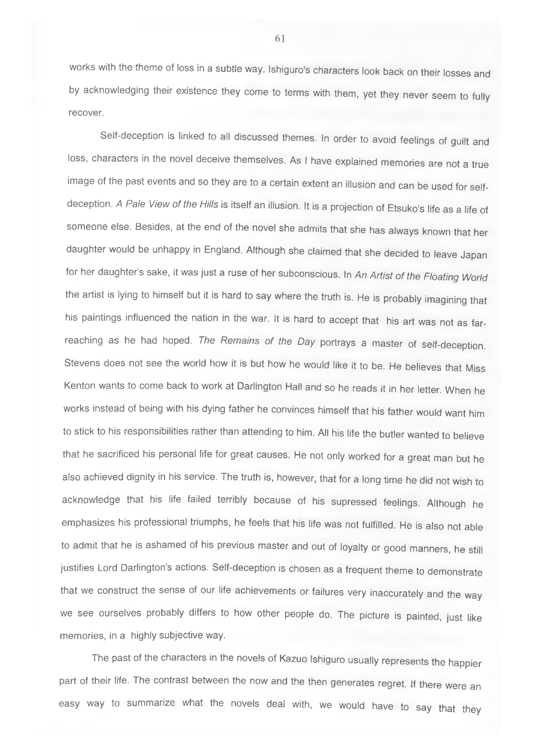works with the theme of loss in a subtle way. Ishiguro's characters look back on their losses and by acknowledging their existence they come to terms with them, yet they never seem to fully recover.

Self-deception is linked to all discussed themes. In order to avoid feelings of guilt and loss, characters in the novel deceive themselves. As I have explained memories are not a true image of the past events and so they are to a certain extent an illusion and can be used for self-deception. *A Pale View of the Hills* is itself an illusion. It is a projection of Etsuko's life as a life of someone else. Besides, at the end of the novel she admits that she has always known that her daughter would be unhappy in England. Although she claimed that she decided to leave Japan for her daughter's sake, it was just a ruse of her subconscious. In *An Artist of the Floating World* the artist is lying to himself but it is hard to say where the truth is. He is probably imagining that his paintings influenced the nation in the war. It is hard to accept that his art was not as far-reaching as he had hoped. *The Remains of the Day* portrays a master of self-deception. Stevens does not see the world how it is but how he would like it to be. He believes that Miss Kenton wants to come back to work at Darlington Hall and so he reads it in her letter. When he works instead of being with his dying father he convinces himself that his father would want him to stick to his responsibilities rather than attending to him. All his life the butler wanted to believe that he sacrificed his personal life for great causes. He not only worked for a great man but he also achieved dignity in his service. The truth is, however, that for a long time he did not wish to acknowledge that his life failed terribly because of his supressed feelings. Although he emphasizes his professional triumphs, he feels that his life was not fulfilled. He is also not able to admit that he is ashamed of his previous master and out of loyalty or good manners, he still justifies Lord Darlington's actions. Self-deception is chosen as a frequent theme to demonstrate that we construct the sense of our life achievements or failures very inaccurately and the way we see ourselves probably differs to how other people do. The picture is painted, just like memories, in a highly subjective way.

The past of the characters in the novels of Kazuo Ishiguro usually represents the happier part of their life. The contrast between the now and the then generates regret. If there were an easy way to summarize what the novels deal with, we would have to say that they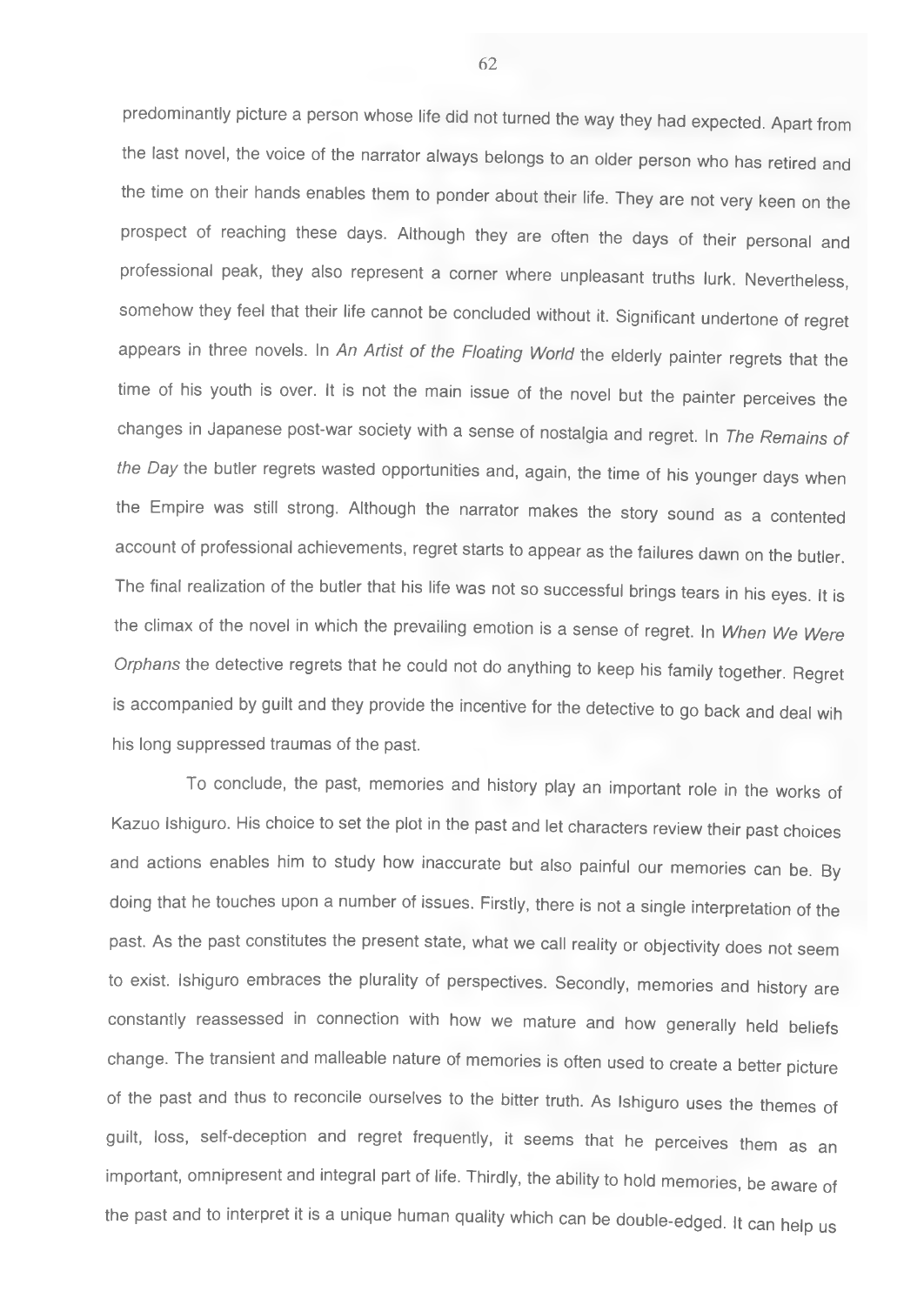predominantly picture a person whose life did not turned the way they had expected. Apart from the last novel, the voice of the narrator always belongs to an older person who has retired and the time on their hands enables them to ponder about their life. They are not very keen on the prospect of reaching these days. Although they are often the days of their personal and professional peak, they also represent a corner where unpleasant truths lurk. Nevertheless, somehow they feel that their life cannot be concluded without it. Significant undertone of regret appears in three novels. In *An Artist of the Floating World* the elderly painter regrets that the time of his youth is over. It is not the main issue of the novel but the painter perceives the changes in Japanese post-war society with a sense of nostalgia and regret. In *The Remains of the Day* the butler regrets wasted opportunities and, again, the time of his younger days when the Empire was still strong. Although the narrator makes the story sound as a contented account of professional achievements, regret starts to appear as the failures dawn on the butler. The final realization of the butler that his life was not so successful brings tears in his eyes. It is the climax of the novel in which the prevailing emotion is a sense of regret. In *When We Were Orphans* the detective regrets that he could not do anything to keep his family together. Regret is accompanied by guilt and they provide the incentive for the detective to go back and deal wih his long suppressed traumas of the past.

To conclude, the past, memories and history play an important role in the works of Kazuo Ishiguro. His choice to set the plot in the past and let characters review their past choices and actions enables him to study how inaccurate but also painful our memories can be. By doing that he touches upon a number of issues. Firstly, there is not a single interpretation of the past. As the past constitutes the present state, what we call reality or objectivity does not seem to exist. Ishiguro embraces the plurality of perspectives. Secondly, memories and history are constantly reassessed in connection with how we mature and how generally held beliefs change. The transient and malleable nature of memories is often used to create a better picture of the past and thus to reconcile ourselves to the bitter truth. As Ishiguro uses the themes of guilt, loss, self-deception and regret frequently, it seems that he perceives them as an important, omnipresent and integral part of life. Thirdly, the ability to hold memories, be aware of the past and to interpret it is a unique human quality which can be double-edged. It can help us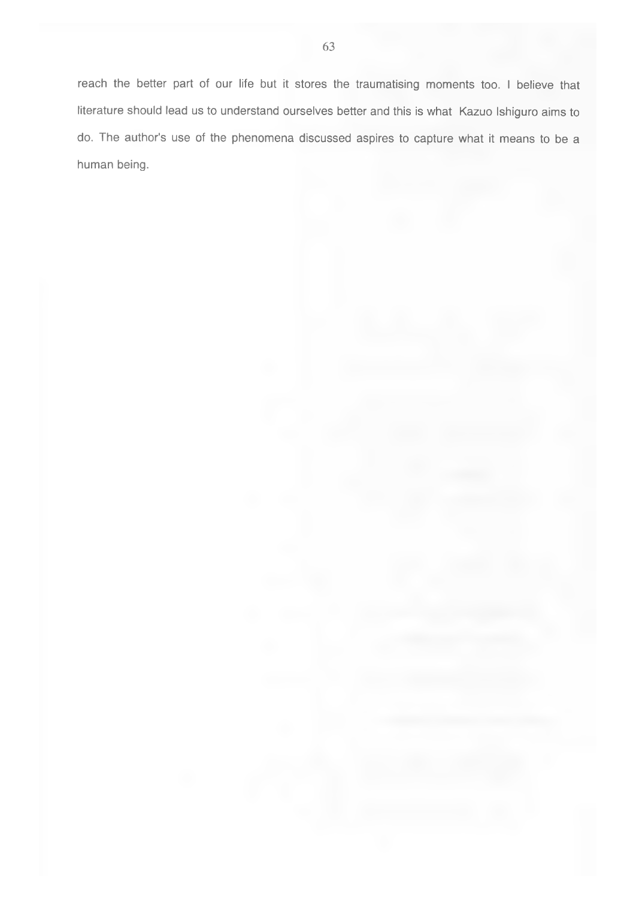reach the better part of our life but it stores the traumatising moments too. I believe that literature should lead us to understand ourselves better and this is what Kazuo Ishiguro aims to do. The author's use of the phenomena discussed aspires to capture what it means to be a human being.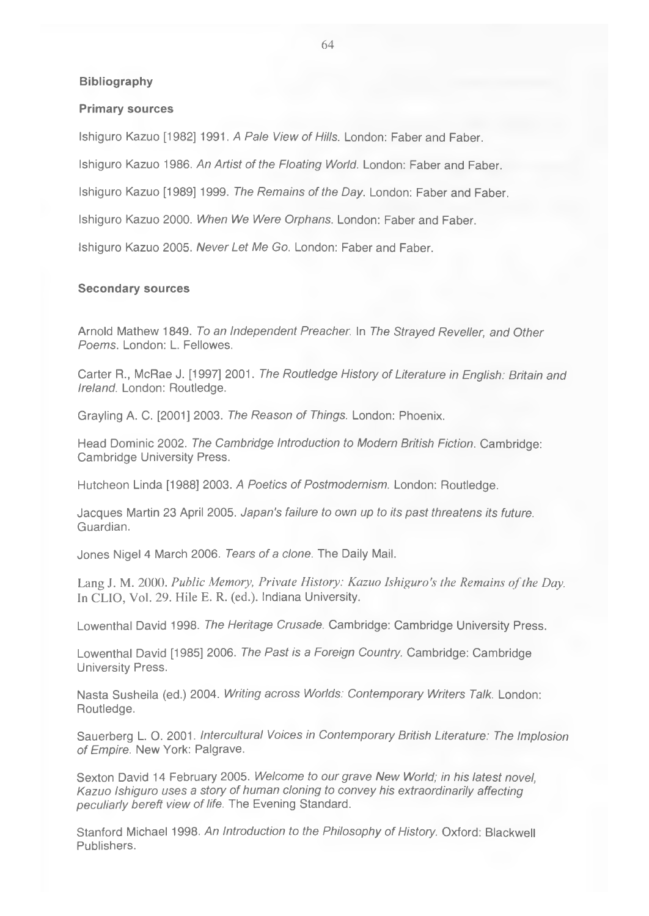## Bibliography

### Primary sources

Ishiguro Kazuo [1982] 1991. *A Pale View of Hills.* London: Faber and Faber.

Ishiguro Kazuo 1986. *An Artist of the Floating World.* London: Faber and Faber.

Ishiguro Kazuo [1989] 1999. *The Remains of the Day.* London: Faber and Faber.

Ishiguro Kazuo 2000. *When We Were Orphans.* London: Faber and Faber.

Ishiguro Kazuo 2005. *Never Let Me Go.* London: Faber and Faber.

### Secondary sources

Arnold Mathew 1849. *To an Independent Preacher.* In *The Strayed Reveller, and Other Poems.* London: L. Fellowes.

Carter R., McRae J. [1997] 2001. *The Routledge History of Literature in English: Britain and Ireland.* London: Routledge.

Grayling A. C. [2001] 2003. *The Reason of Things.* London: Phoenix.

Head Dominic 2002. *The Cambridge Introduction to Modern British Fiction.* Cambridge: Cambridge University Press.

Hutcheon Linda [1988] 2003. *A Poetics of Postmodernism.* London: Routledge.

Jacques Martin 23 April 2005. *Japan's failure to own up to its past threatens its future.* Guardian.

Jones Nigel 4 March 2006. *Tears of a clone.* The Daily Mail.

Lang J. M. 2000. *Public Memory, Private History: Kazuo Ishiguro's the Remains of the Day.* In CLIO, Vol. 29. Hile E. R. (ed.). Indiana University.

Lowenthal David 1998. *The Heritage Crusade.* Cambridge: Cambridge University Press.

Lowenthal David [1985] 2006. *The Past is a Foreign Country.* Cambridge: Cambridge University Press.

Nasta Susheila (ed.) 2004. *Writing across Worlds: Contemporary Writers Talk.* London: Routledge.

Sauerberg L. O. 2001. *Intercultural Voices in Contemporary British Literature: The Implosion of Empire.* New York: Palgrave.

Sexton David 14 February 2005. *Welcome to our grave New World; in his latest novel, Kazuo Ishiguro uses a story of human cloning to convey his extraordinarily affecting peculiarly bereft view of life.* The Evening Standard.

Stanford Michael 1998. *An Introduction to the Philosophy of History.* Oxford: Blackwell Publishers.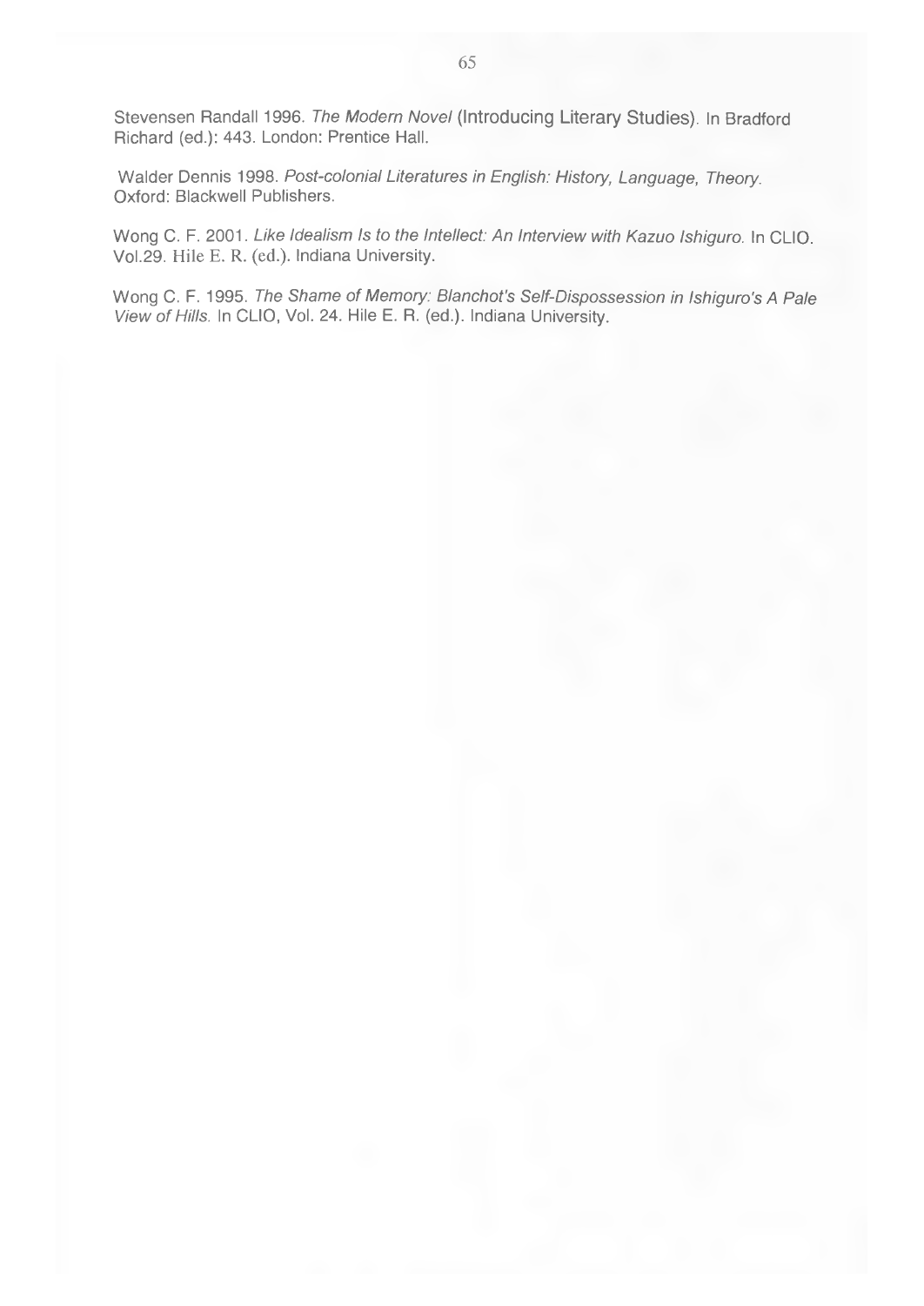Stevensen Randall 1996. *The Modern Novel* (Introducing Literary Studies). In Bradford Richard (ed.): 443. London: Prentice Hall.

Walder Dennis 1998. *Post-colonial Literatures in English: History, Language, Theory.* Oxford: Blackwell Publishers.

Wong C. F. 2001. *Like Idealism Is to the Intellect: An Interview with Kazuo Ishiguro.* In CLIO. Vol.29. Hile E. R. (ed.). Indiana University.

Wong C. F. 1995. *The Shame of Memory: Blanchot's Self-Dispossession in Ishiguro's A Pale View of Hills.* In CLIO, Vol. 24. Hile E. R. (ed.). Indiana University.